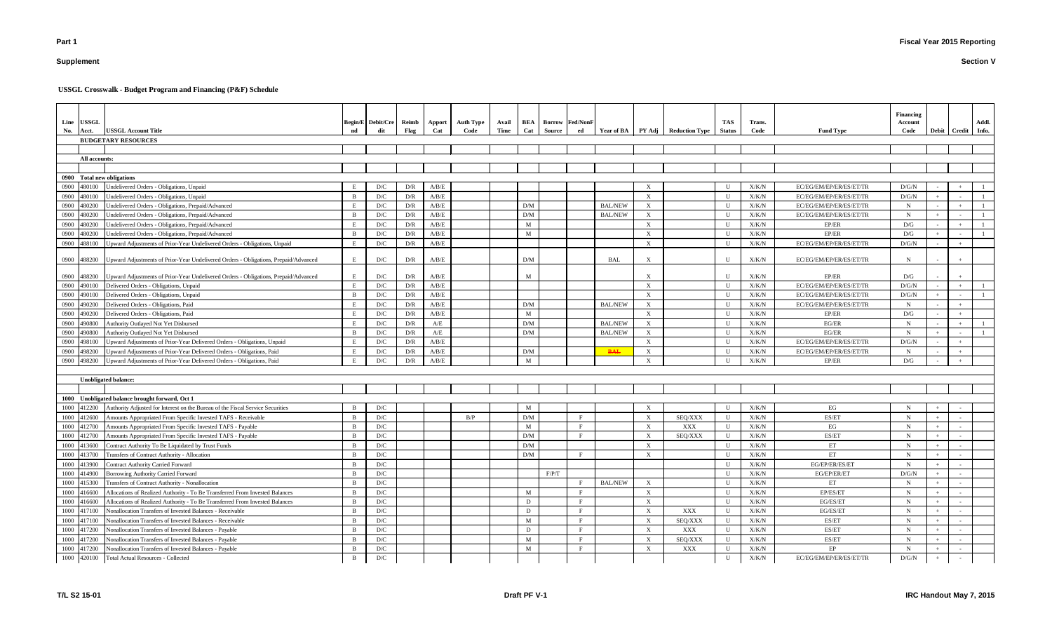**Part 1**

**Supplement**

**Fiscal Year 2015 Reporting**

**Section V**

**USSGL Crosswalk - Budget Program and Financing (P&F) Schedule**

| Line No. | USSGL Acct. | USSGL Account Title | Begin/End | Debit/Credit | Reimb Flag | Apport Cat | Auth Type Code | Avail Time | BEA Cat | Borrow Source | Fed/NonFed | Year of BA | PY Adj | Reduction Type | TAS Status | Trans. Code | Fund Type | Financing Account Code | Debit | Credit | Addl. Info. |
|---|---|---|---|---|---|---|---|---|---|---|---|---|---|---|---|---|---|---|---|---|---|
| | | **BUDGETARY RESOURCES** | | | | | | | | | | | | | | | | | | | |
| | | | | | | | | | | | | | | | | | | | | | |
| | **All accounts:** | | | | | | | | | | | | | | | | | | | | |
| | | | | | | | | | | | | | | | | | | | | | |
| **0900** | **Total new obligations** | | | | | | | | | | | | | | | | | | | | |
| 0900 | 480100 | Undelivered Orders - Obligations, Unpaid | E | D/C | D/R | A/B/E | | | | | | | X | | U | X/K/N | EC/EG/EM/EP/ER/ES/ET/TR | D/G/N | - | + | 1 |
| 0900 | 480100 | Undelivered Orders - Obligations, Unpaid | B | D/C | D/R | A/B/E | | | | | | | X | | U | X/K/N | EC/EG/EM/EP/ER/ES/ET/TR | D/G/N | + | - | 1 |
| 0900 | 480200 | Undelivered Orders - Obligations, Prepaid/Advanced | E | D/C | D/R | A/B/E | | | D/M | | | BAL/NEW | X | | U | X/K/N | EC/EG/EM/EP/ER/ES/ET/TR | N | - | + | 1 |
| 0900 | 480200 | Undelivered Orders - Obligations, Prepaid/Advanced | B | D/C | D/R | A/B/E | | | D/M | | | BAL/NEW | X | | U | X/K/N | EC/EG/EM/EP/ER/ES/ET/TR | N | + | - | 1 |
| 0900 | 480200 | Undelivered Orders - Obligations, Prepaid/Advanced | E | D/C | D/R | A/B/E | | | M | | | | X | | U | X/K/N | EP/ER | D/G | - | + | 1 |
| 0900 | 480200 | Undelivered Orders - Obligations, Prepaid/Advanced | B | D/C | D/R | A/B/E | | | M | | | | X | | U | X/K/N | EP/ER | D/G | + | - | 1 |
| 0900 | 488100 | Upward Adjustments of Prior-Year Undelivered Orders - Obligations, Unpaid | E | D/C | D/R | A/B/E | | | | | | | X | | U | X/K/N | EC/EG/EM/EP/ER/ES/ET/TR | D/G/N | - | + | |
| 0900 | 488200 | Upward Adjustments of Prior-Year Undelivered Orders - Obligations, Prepaid/Advanced | E | D/C | D/R | A/B/E | | | D/M | | | BAL | X | | U | X/K/N | EC/EG/EM/EP/ER/ES/ET/TR | N | - | + | |
| 0900 | 488200 | Upward Adjustments of Prior-Year Undelivered Orders - Obligations, Prepaid/Advanced | E | D/C | D/R | A/B/E | | | M | | | | X | | U | X/K/N | EP/ER | D/G | - | + | |
| 0900 | 490100 | Delivered Orders - Obligations, Unpaid | E | D/C | D/R | A/B/E | | | | | | | X | | U | X/K/N | EC/EG/EM/EP/ER/ES/ET/TR | D/G/N | - | + | 1 |
| 0900 | 490100 | Delivered Orders - Obligations, Unpaid | B | D/C | D/R | A/B/E | | | | | | | X | | U | X/K/N | EC/EG/EM/EP/ER/ES/ET/TR | D/G/N | + | - | 1 |
| 0900 | 490200 | Delivered Orders - Obligations, Paid | E | D/C | D/R | A/B/E | | | D/M | | | BAL/NEW | X | | U | X/K/N | EC/EG/EM/EP/ER/ES/ET/TR | N | - | + | |
| 0900 | 490200 | Delivered Orders - Obligations, Paid | E | D/C | D/R | A/B/E | | | M | | | | X | | U | X/K/N | EP/ER | D/G | - | + | |
| 0900 | 490800 | Authority Outlayed Not Yet Disbursed | E | D/C | D/R | A/E | | | D/M | | | BAL/NEW | X | | U | X/K/N | EG/ER | N | - | + | 1 |
| 0900 | 490800 | Authority Outlayed Not Yet Disbursed | B | D/C | D/R | A/E | | | D/M | | | BAL/NEW | X | | U | X/K/N | EG/ER | N | + | - | 1 |
| 0900 | 498100 | Upward Adjustments of Prior-Year Delivered Orders - Obligations, Unpaid | E | D/C | D/R | A/B/E | | | | | | | X | | U | X/K/N | EC/EG/EM/EP/ER/ES/ET/TR | D/G/N | - | + | |
| 0900 | 498200 | Upward Adjustments of Prior-Year Delivered Orders - Obligations, Paid | E | D/C | D/R | A/B/E | | | D/M | | | ~~BAL~~ | X | | U | X/K/N | EC/EG/EM/EP/ER/ES/ET/TR | N | - | + | |
| 0900 | 498200 | Upward Adjustments of Prior-Year Delivered Orders - Obligations, Paid | E | D/C | D/R | A/B/E | | | M | | | | X | | U | X/K/N | EP/ER | D/G | - | + | |
| | | | | | | | | | | | | | | | | | | | | | |
| | **Unobligated balance:** | | | | | | | | | | | | | | | | | | | | |
| | | | | | | | | | | | | | | | | | | | | | |
| **1000** | **Unobligated balance brought forward, Oct 1** | | | | | | | | | | | | | | | | | | | | |
| 1000 | 412200 | Authority Adjusted for Interest on the Bureau of the Fiscal Service Securities | B | D/C | | | | | M | | | | X | | U | X/K/N | EG | N | + | - | |
| 1000 | 412600 | Amounts Appropriated From Specific Invested TAFS - Receivable | B | D/C | | | B/P | | D/M | | F | | X | SEQ/XXX | U | X/K/N | ES/ET | N | + | - | |
| 1000 | 412700 | Amounts Appropriated From Specific Invested TAFS - Payable | B | D/C | | | | | M | | F | | X | XXX | U | X/K/N | EG | N | + | - | |
| 1000 | 412700 | Amounts Appropriated From Specific Invested TAFS - Payable | B | D/C | | | | | D/M | | F | | X | SEQ/XXX | U | X/K/N | ES/ET | N | + | - | |
| 1000 | 413600 | Contract Authority To Be Liquidated by Trust Funds | B | D/C | | | | | D/M | | | | X | | U | X/K/N | ET | N | + | - | |
| 1000 | 413700 | Transfers of Contract Authority - Allocation | B | D/C | | | | | D/M | | F | | X | | U | X/K/N | ET | N | + | - | |
| 1000 | 413900 | Contract Authority Carried Forward | B | D/C | | | | | | | | | | | U | X/K/N | EG/EP/ER/ES/ET | N | + | - | |
| 1000 | 414900 | Borrowing Authority Carried Forward | B | D/C | | | | | | F/P/T | | | | | U | X/K/N | EG/EP/ER/ET | D/G/N | + | - | |
| 1000 | 415300 | Transfers of Contract Authority - Nonallocation | B | D/C | | | | | | | F | BAL/NEW | X | | U | X/K/N | ET | N | + | - | |
| 1000 | 416600 | Allocations of Realized Authority - To Be Transferred From Invested Balances | B | D/C | | | | | M | | F | | X | | U | X/K/N | EP/ES/ET | N | + | - | |
| 1000 | 416600 | Allocations of Realized Authority - To Be Transferred From Invested Balances | B | D/C | | | | | D | | F | | X | | U | X/K/N | EG/ES/ET | N | + | - | |
| 1000 | 417100 | Nonallocation Transfers of Invested Balances - Receivable | B | D/C | | | | | D | | F | | X | XXX | U | X/K/N | EG/ES/ET | N | + | - | |
| 1000 | 417100 | Nonallocation Transfers of Invested Balances - Receivable | B | D/C | | | | | M | | F | | X | SEQ/XXX | U | X/K/N | ES/ET | N | + | - | |
| 1000 | 417200 | Nonallocation Transfers of Invested Balances - Payable | B | D/C | | | | | D | | F | | X | XXX | U | X/K/N | ES/ET | N | + | - | |
| 1000 | 417200 | Nonallocation Transfers of Invested Balances - Payable | B | D/C | | | | | M | | F | | X | SEQ/XXX | U | X/K/N | ES/ET | N | + | - | |
| 1000 | 417200 | Nonallocation Transfers of Invested Balances - Payable | B | D/C | | | | | M | | F | | X | XXX | U | X/K/N | EP | N | + | - | |
| 1000 | 420100 | Total Actual Resources - Collected | B | D/C | | | | | | | | | | | U | X/K/N | EC/EG/EM/EP/ER/ES/ET/TR | D/G/N | + | - | |

T/L S2 15-01

Draft PF V-1

IRC Handout May 7, 2015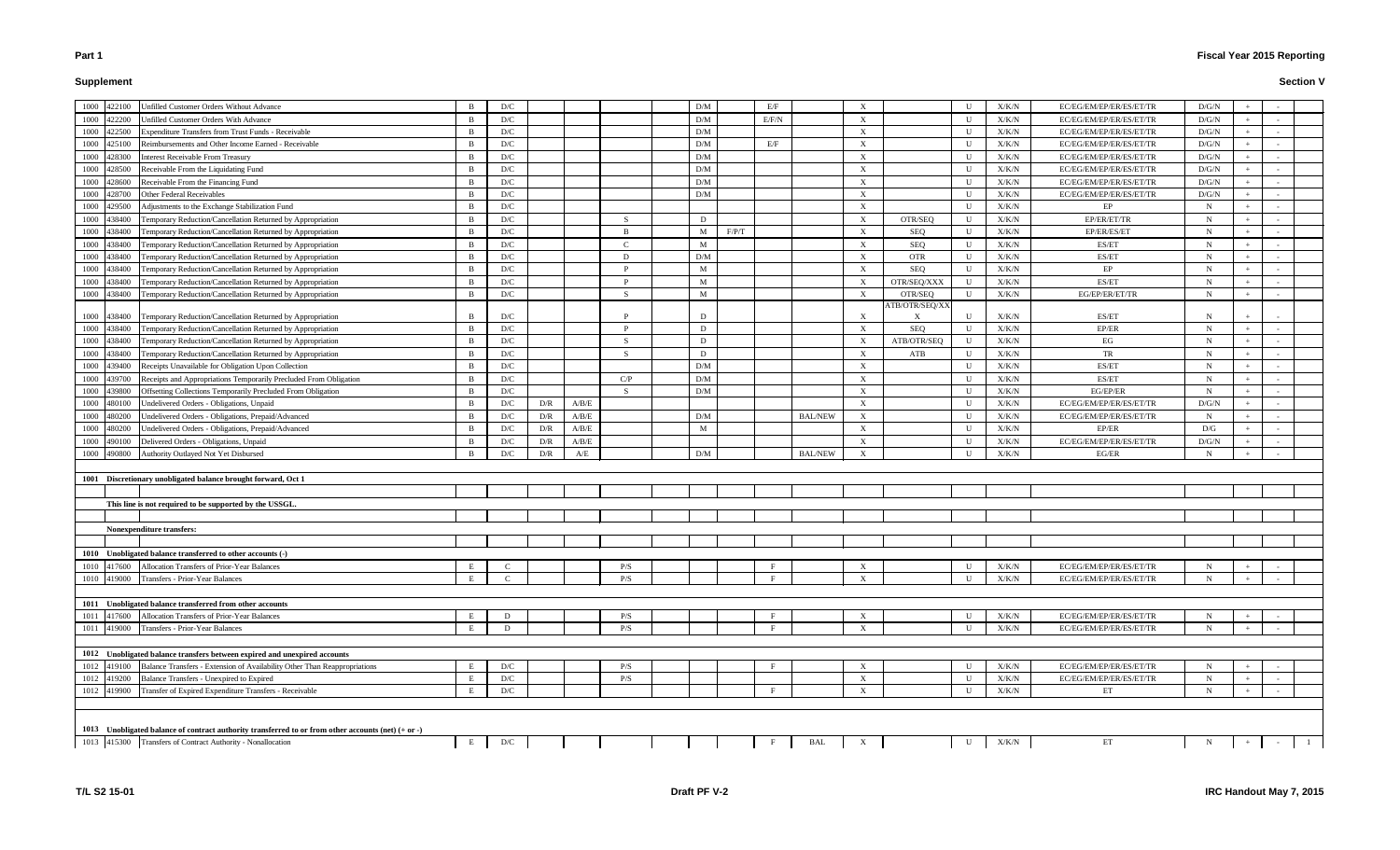| | | | | | | | | | | | | | | | | | | | | | |
|---|---|---|---|---|---|---|---|---|---|---|---|---|---|---|---|---|---|---|---|---|---|
| 1000 | 422100 | Unfilled Customer Orders Without Advance | B | D/C | | | | | D/M | | E/F | | X | | U | X/K/N | EC/EG/EM/EP/ER/ES/ET/TR | D/G/N | + | - | |
| 1000 | 422200 | Unfilled Customer Orders With Advance | B | D/C | | | | | D/M | | E/F/N | | X | | U | X/K/N | EC/EG/EM/EP/ER/ES/ET/TR | D/G/N | + | - | |
| 1000 | 422500 | Expenditure Transfers from Trust Funds - Receivable | B | D/C | | | | | D/M | | | | X | | U | X/K/N | EC/EG/EM/EP/ER/ES/ET/TR | D/G/N | + | - | |
| 1000 | 425100 | Reimbursements and Other Income Earned - Receivable | B | D/C | | | | | D/M | | E/F | | X | | U | X/K/N | EC/EG/EM/EP/ER/ES/ET/TR | D/G/N | + | - | |
| 1000 | 428300 | Interest Receivable From Treasury | B | D/C | | | | | D/M | | | | X | | U | X/K/N | EC/EG/EM/EP/ER/ES/ET/TR | D/G/N | + | - | |
| 1000 | 428500 | Receivable From the Liquidating Fund | B | D/C | | | | | D/M | | | | X | | U | X/K/N | EC/EG/EM/EP/ER/ES/ET/TR | D/G/N | + | - | |
| 1000 | 428600 | Receivable From the Financing Fund | B | D/C | | | | | D/M | | | | X | | U | X/K/N | EC/EG/EM/EP/ER/ES/ET/TR | D/G/N | + | - | |
| 1000 | 428700 | Other Federal Receivables | B | D/C | | | | | D/M | | | | X | | U | X/K/N | EC/EG/EM/EP/ER/ES/ET/TR | D/G/N | + | - | |
| 1000 | 429500 | Adjustments to the Exchange Stabilization Fund | B | D/C | | | | | | | | | X | | U | X/K/N | EP | N | + | - | |
| 1000 | 438400 | Temporary Reduction/Cancellation Returned by Appropriation | B | D/C | | | S | | D | | | | X | OTR/SEQ | U | X/K/N | EP/ER/ET/TR | N | + | - | |
| 1000 | 438400 | Temporary Reduction/Cancellation Returned by Appropriation | B | D/C | | | B | | M | F/P/T | | | X | SEQ | U | X/K/N | EP/ER/ES/ET | N | + | - | |
| 1000 | 438400 | Temporary Reduction/Cancellation Returned by Appropriation | B | D/C | | | C | | M | | | | X | SEQ | U | X/K/N | ES/ET | N | + | - | |
| 1000 | 438400 | Temporary Reduction/Cancellation Returned by Appropriation | B | D/C | | | D | | D/M | | | | X | OTR | U | X/K/N | ES/ET | N | + | - | |
| 1000 | 438400 | Temporary Reduction/Cancellation Returned by Appropriation | B | D/C | | | P | | M | | | | X | SEQ | U | X/K/N | EP | N | + | - | |
| 1000 | 438400 | Temporary Reduction/Cancellation Returned by Appropriation | B | D/C | | | P | | M | | | | X | OTR/SEQ/XXX | U | X/K/N | ES/ET | N | + | - | |
| 1000 | 438400 | Temporary Reduction/Cancellation Returned by Appropriation | B | D/C | | | S | | M | | | | X | OTR/SEQ | U | X/K/N | EG/EP/ER/ET/TR | N | + | - | |
| 1000 | 438400 | Temporary Reduction/Cancellation Returned by Appropriation | B | D/C | | | P | | D | | | | X | ATB/OTR/SEQ/XX X | U | X/K/N | ES/ET | N | + | - | |
| 1000 | 438400 | Temporary Reduction/Cancellation Returned by Appropriation | B | D/C | | | P | | D | | | | X | SEQ | U | X/K/N | EP/ER | N | + | - | |
| 1000 | 438400 | Temporary Reduction/Cancellation Returned by Appropriation | B | D/C | | | S | | D | | | | X | ATB/OTR/SEQ | U | X/K/N | EG | N | + | - | |
| 1000 | 438400 | Temporary Reduction/Cancellation Returned by Appropriation | B | D/C | | | S | | D | | | | X | ATB | U | X/K/N | TR | N | + | - | |
| 1000 | 439400 | Receipts Unavailable for Obligation Upon Collection | B | D/C | | | | | D/M | | | | X | | U | X/K/N | ES/ET | N | + | - | |
| 1000 | 439700 | Receipts and Appropriations Temporarily Precluded From Obligation | B | D/C | | | C/P | | D/M | | | | X | | U | X/K/N | ES/ET | N | + | - | |
| 1000 | 439800 | Offsetting Collections Temporarily Precluded From Obligation | B | D/C | | | S | | D/M | | | | X | | U | X/K/N | EG/EP/ER | N | + | - | |
| 1000 | 480100 | Undelivered Orders - Obligations, Unpaid | B | D/C | D/R | A/B/E | | | | | | | X | | U | X/K/N | EC/EG/EM/EP/ER/ES/ET/TR | D/G/N | + | - | |
| 1000 | 480200 | Undelivered Orders - Obligations, Prepaid/Advanced | B | D/C | D/R | A/B/E | | | D/M | | | BAL/NEW | X | | U | X/K/N | EC/EG/EM/EP/ER/ES/ET/TR | N | + | - | |
| 1000 | 480200 | Undelivered Orders - Obligations, Prepaid/Advanced | B | D/C | D/R | A/B/E | | | M | | | | X | | U | X/K/N | EP/ER | D/G | + | - | |
| 1000 | 490100 | Delivered Orders - Obligations, Unpaid | B | D/C | D/R | A/B/E | | | | | | | X | | U | X/K/N | EC/EG/EM/EP/ER/ES/ET/TR | D/G/N | + | - | |
| 1000 | 490800 | Authority Outlayed Not Yet Disbursed | B | D/C | D/R | A/E | | | D/M | | | BAL/NEW | X | | U | X/K/N | EG/ER | N | + | - | |
| | | | | | | | | | | | | | | | | | | | | | |
| 1001 | | **Discretionary unobligated balance brought forward, Oct 1** | | | | | | | | | | | | | | | | | | | |
| | | | | | | | | | | | | | | | | | | | | | |
| | | **This line is not required to be supported by the USSGL.** | | | | | | | | | | | | | | | | | | | |
| | | | | | | | | | | | | | | | | | | | | | |
| | | **Nonexpenditure transfers:** | | | | | | | | | | | | | | | | | | | |
| | | | | | | | | | | | | | | | | | | | | | |
| 1010 | | **Unobligated balance transferred to other accounts (-)** | | | | | | | | | | | | | | | | | | | |
| 1010 | 417600 | Allocation Transfers of Prior-Year Balances | E | C | | | P/S | | | | F | | X | | U | X/K/N | EC/EG/EM/EP/ER/ES/ET/TR | N | + | - | |
| 1010 | 419000 | Transfers - Prior-Year Balances | E | C | | | P/S | | | | F | | X | | U | X/K/N | EC/EG/EM/EP/ER/ES/ET/TR | N | + | - | |
| | | | | | | | | | | | | | | | | | | | | | |
| 1011 | | **Unobligated balance transferred from other accounts** | | | | | | | | | | | | | | | | | | | |
| 1011 | 417600 | Allocation Transfers of Prior-Year Balances | E | D | | | P/S | | | | F | | X | | U | X/K/N | EC/EG/EM/EP/ER/ES/ET/TR | N | + | - | |
| 1011 | 419000 | Transfers - Prior-Year Balances | E | D | | | P/S | | | | F | | X | | U | X/K/N | EC/EG/EM/EP/ER/ES/ET/TR | N | + | - | |
| | | | | | | | | | | | | | | | | | | | | | |
| 1012 | | **Unobligated balance transfers between expired and unexpired accounts** | | | | | | | | | | | | | | | | | | | |
| 1012 | 419100 | Balance Transfers - Extension of Availability Other Than Reappropriations | E | D/C | | | P/S | | | | F | | X | | U | X/K/N | EC/EG/EM/EP/ER/ES/ET/TR | N | + | - | |
| 1012 | 419200 | Balance Transfers - Unexpired to Expired | E | D/C | | | P/S | | | | | | X | | U | X/K/N | EC/EG/EM/EP/ER/ES/ET/TR | N | + | - | |
| 1012 | 419900 | Transfer of Expired Expenditure Transfers - Receivable | E | D/C | | | | | | | F | | X | | U | X/K/N | ET | N | + | - | |
| | | | | | | | | | | | | | | | | | | | | | |
| 1013 | | **Unobligated balance of contract authority transferred to or from other accounts (net) (+ or -)** | | | | | | | | | | | | | | | | | | | |
| 1013 | 415300 | Transfers of Contract Authority - Nonallocation | E | D/C | | | | | | | F | BAL | X | | U | X/K/N | ET | N | + | - | 1 |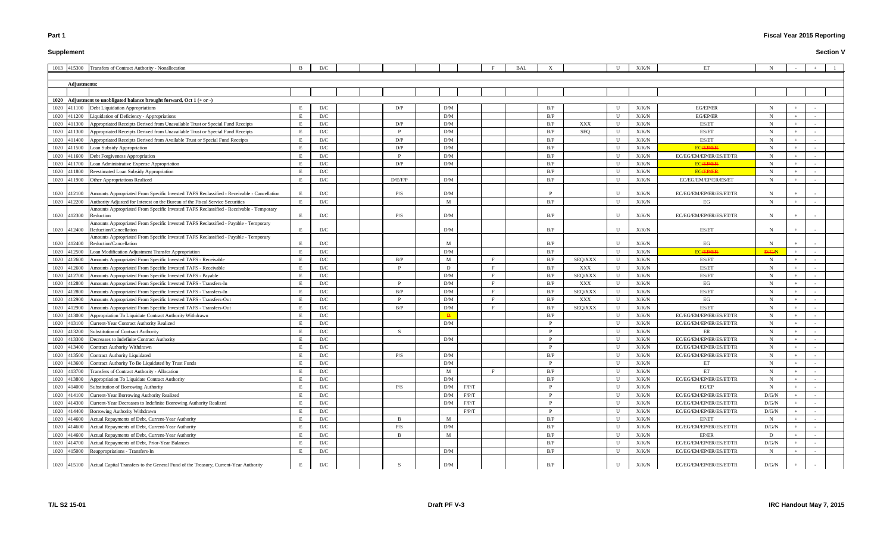**Part 1**

**Fiscal Year 2015 Reporting**

**Supplement**

**Section V**

| | | | | | | | | | | | | | | | | | | | | | |
|---|---|---|---|---|---|---|---|---|---|---|---|---|---|---|---|---|---|---|---|---|---|
| 1013 | 415300 | Transfers of Contract Authority - Nonallocation | B | D/C | | | | | F | BAL | X | | U | X/K/N | ET | N | - | + | 1 |
| | | | | | | | | | | | | | | | | | | | |
| **Adjustments:** | | | | | | | | | | | | | | | | | | | |
| | | | | | | | | | | | | | | | | | | | |
| **1020** | | **Adjustment to unobligated balance brought forward, Oct 1 (+ or -)** | | | | | | | | | | | | | | | | | |
| 1020 | 411100 | Debt Liquidation Appropriations | E | D/C | D/P | D/M | | | | | B/P | | U | X/K/N | EG/EP/ER | N | + | - | |
| 1020 | 411200 | Liquidation of Deficiency - Appropriations | E | D/C | | D/M | | | | | B/P | | U | X/K/N | EG/EP/ER | N | + | - | |
| 1020 | 411300 | Appropriated Receipts Derived from Unavailable Trust or Special Fund Receipts | E | D/C | D/P | D/M | | | | | B/P | XXX | U | X/K/N | ES/ET | N | + | - | |
| 1020 | 411300 | Appropriated Receipts Derived from Unavailable Trust or Special Fund Receipts | E | D/C | P | D/M | | | | | B/P | SEQ | U | X/K/N | ES/ET | N | + | - | |
| 1020 | 411400 | Appropriated Receipts Derived from Available Trust or Special Fund Receipts | E | D/C | D/P | D/M | | | | | B/P | | U | X/K/N | ES/ET | N | + | - | |
| 1020 | 411500 | Loan Subsidy Appropriation | E | D/C | D/P | D/M | | | | | B/P | | U | X/K/N | EG/~~EP/ER~~ | N | + | - | |
| 1020 | 411600 | Debt Forgiveness Appropriation | E | D/C | P | D/M | | | | | B/P | | U | X/K/N | EC/EG/EM/EP/ER/ES/ET/TR | N | + | - | |
| 1020 | 411700 | Loan Administrative Expense Appropriation | E | D/C | D/P | D/M | | | | | B/P | | U | X/K/N | EG/~~EP/ER~~ | N | + | - | |
| 1020 | 411800 | Reestimated Loan Subsidy Appropriation | E | D/C | | | | | | | B/P | | U | X/K/N | EG/~~EP/ER~~ | N | + | - | |
| 1020 | 411900 | Other Appropriations Realized | E | D/C | D/E/F/P | D/M | | | | | B/P | | U | X/K/N | EC/EG/EM/EP/ER/ES/ET | N | + | - | |
| 1020 | 412100 | Amounts Appropriated From Specific Invested TAFS Reclassified - Receivable - Cancellation | E | D/C | P/S | D/M | | | | | P | | U | X/K/N | EC/EG/EM/EP/ER/ES/ET/TR | N | + | - | |
| 1020 | 412200 | Authority Adjusted for Interest on the Bureau of the Fiscal Service Securities | E | D/C | | M | | | | | B/P | | U | X/K/N | EG | N | + | - | |
| 1020 | 412300 | Amounts Appropriated From Specific Invested TAFS Reclassified - Receivable - Temporary Reduction | E | D/C | P/S | D/M | | | | | B/P | | U | X/K/N | EC/EG/EM/EP/ER/ES/ET/TR | N | + | - | |
| 1020 | 412400 | Amounts Appropriated From Specific Invested TAFS Reclassified - Payable - Temporary Reduction/Cancellation | E | D/C | | D/M | | | | | B/P | | U | X/K/N | ES/ET | N | + | - | |
| 1020 | 412400 | Amounts Appropriated From Specific Invested TAFS Reclassified - Payable - Temporary Reduction/Cancellation | E | D/C | | M | | | | | B/P | | U | X/K/N | EG | N | + | - | |
| 1020 | 412500 | Loan Modification Adjustment Transfer Appropriation | E | D/C | | D/M | | | | | B/P | | U | X/K/N | EG/~~EP/ER~~ | ~~D/G/~~N | + | - | |
| 1020 | 412600 | Amounts Appropriated From Specific Invested TAFS - Receivable | E | D/C | B/P | M | | F | | | B/P | SEQ/XXX | U | X/K/N | ES/ET | N | + | - | |
| 1020 | 412600 | Amounts Appropriated From Specific Invested TAFS - Receivable | E | D/C | P | D | | F | | | B/P | XXX | U | X/K/N | ES/ET | N | + | - | |
| 1020 | 412700 | Amounts Appropriated From Specific Invested TAFS - Payable | E | D/C | | D/M | | F | | | B/P | SEQ/XXX | U | X/K/N | ES/ET | N | + | - | |
| 1020 | 412800 | Amounts Appropriated From Specific Invested TAFS - Transfers-In | E | D/C | P | D/M | | F | | | B/P | XXX | U | X/K/N | EG | N | + | - | |
| 1020 | 412800 | Amounts Appropriated From Specific Invested TAFS - Transfers-In | E | D/C | B/P | D/M | | F | | | B/P | SEQ/XXX | U | X/K/N | ES/ET | N | + | - | |
| 1020 | 412900 | Amounts Appropriated From Specific Invested TAFS - Transfers-Out | E | D/C | P | D/M | | F | | | B/P | XXX | U | X/K/N | EG | N | + | - | |
| 1020 | 412900 | Amounts Appropriated From Specific Invested TAFS - Transfers-Out | E | D/C | B/P | D/M | | F | | | B/P | SEQ/XXX | U | X/K/N | ES/ET | N | + | - | |
| 1020 | 413000 | Appropriation To Liquidate Contract Authority Withdrawn | E | D/C | | D | | | | | B/P | | U | X/K/N | EC/EG/EM/EP/ER/ES/ET/TR | N | + | - | |
| 1020 | 413100 | Current-Year Contract Authority Realized | E | D/C | | D/M | | | | | P | | U | X/K/N | EC/EG/EM/EP/ER/ES/ET/TR | N | + | - | |
| 1020 | 413200 | Substitution of Contract Authority | E | D/C | S | | | | | | P | | U | X/K/N | ER | N | + | - | |
| 1020 | 413300 | Decreases to Indefinite Contract Authority | E | D/C | | D/M | | | | | P | | U | X/K/N | EC/EG/EM/EP/ER/ES/ET/TR | N | + | - | |
| 1020 | 413400 | Contract Authority Withdrawn | E | D/C | | | | | | | P | | U | X/K/N | EC/EG/EM/EP/ER/ES/ET/TR | N | + | - | |
| 1020 | 413500 | Contract Authority Liquidated | E | D/C | P/S | D/M | | | | | B/P | | U | X/K/N | EC/EG/EM/EP/ER/ES/ET/TR | N | + | - | |
| 1020 | 413600 | Contract Authority To Be Liquidated by Trust Funds | E | D/C | | D/M | | | | | P | | U | X/K/N | ET | N | + | - | |
| 1020 | 413700 | Transfers of Contract Authority - Allocation | E | D/C | | M | | F | | | B/P | | U | X/K/N | ET | N | + | - | |
| 1020 | 413800 | Appropriation To Liquidate Contract Authority | E | D/C | | D/M | | | | | B/P | | U | X/K/N | EC/EG/EM/EP/ER/ES/ET/TR | N | + | - | |
| 1020 | 414000 | Substitution of Borrowing Authority | E | D/C | P/S | D/M | F/P/T | | | | P | | U | X/K/N | EG/EP | N | + | - | |
| 1020 | 414100 | Current-Year Borrowing Authority Realized | E | D/C | | D/M | F/P/T | | | | P | | U | X/K/N | EC/EG/EM/EP/ER/ES/ET/TR | D/G/N | + | - | |
| 1020 | 414300 | Current-Year Decreases to Indefinite Borrowing Authority Realized | E | D/C | | D/M | F/P/T | | | | P | | U | X/K/N | EC/EG/EM/EP/ER/ES/ET/TR | D/G/N | + | - | |
| 1020 | 414400 | Borrowing Authority Withdrawn | E | D/C | | | F/P/T | | | | P | | U | X/K/N | EC/EG/EM/EP/ER/ES/ET/TR | D/G/N | + | - | |
| 1020 | 414600 | Actual Repayments of Debt, Current-Year Authority | E | D/C | B | M | | | | | B/P | | U | X/K/N | EP/ET | N | + | - | |
| 1020 | 414600 | Actual Repayments of Debt, Current-Year Authority | E | D/C | P/S | D/M | | | | | B/P | | U | X/K/N | EC/EG/EM/EP/ER/ES/ET/TR | D/G/N | + | - | |
| 1020 | 414600 | Actual Repayments of Debt, Current-Year Authority | E | D/C | B | M | | | | | B/P | | U | X/K/N | EP/ER | D | + | - | |
| 1020 | 414700 | Actual Repayments of Debt, Prior-Year Balances | E | D/C | | | | | | | B/P | | U | X/K/N | EC/EG/EM/EP/ER/ES/ET/TR | D/G/N | + | - | |
| 1020 | 415000 | Reappropriations - Transfers-In | E | D/C | | D/M | | | | | B/P | | U | X/K/N | EC/EG/EM/EP/ER/ES/ET/TR | N | + | - | |
| 1020 | 415100 | Actual Capital Transfers to the General Fund of the Treasury, Current-Year Authority | E | D/C | S | D/M | | | | | B/P | | U | X/K/N | EC/EG/EM/EP/ER/ES/ET/TR | D/G/N | + | - | |

T/L S2 15-01 | Draft PF V-3 | IRC Handout May 7, 2015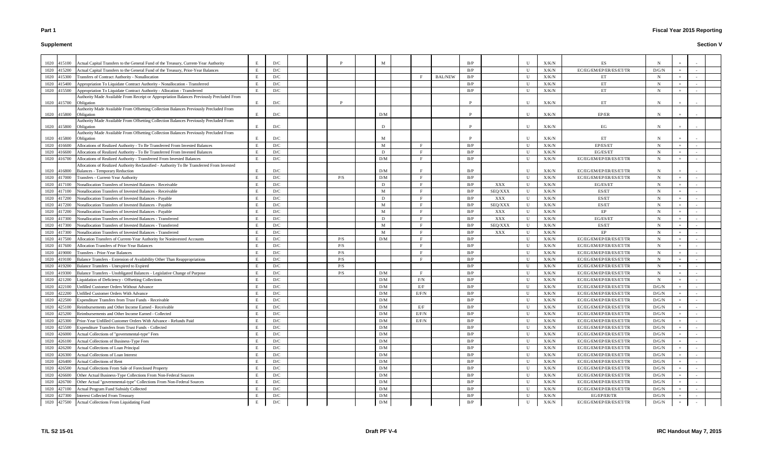## Part 1

## Supplement

## Fiscal Year 2015 Reporting

## Section V

| | | | | | | | | | | | | | | | | | | | | |
|---|---|---|---|---|---|---|---|---|---|---|---|---|---|---|---|---|---|---|---|---|
| 1020 | 415100 | Actual Capital Transfers to the General Fund of the Treasury, Current-Year Authority | E | D/C | | | P | | M | | | | B/P | | U | X/K/N | ES | N | + | - |
| 1020 | 415200 | Actual Capital Transfers to the General Fund of the Treasury, Prior-Year Balances | E | D/C | | | | | | | | | B/P | | U | X/K/N | EC/EG/EM/EP/ER/ES/ET/TR | D/G/N | + | - |
| 1020 | 415300 | Transfers of Contract Authority - Nonallocation | E | D/C | | | | | | | F | BAL/NEW | B/P | | U | X/K/N | ET | N | + | - |
| 1020 | 415400 | Appropriation To Liquidate Contract Authority - Nonallocation - Transferred | E | D/C | | | | | | | | | B/P | | U | X/K/N | ET | N | + | - |
| 1020 | 415500 | Appropriation To Liquidate Contract Authority - Allocation - Transferred | E | D/C | | | | | | | | | B/P | | U | X/K/N | ET | N | + | - |
| 1020 | 415700 | Authority Made Available From Receipt or Appropriation Balances Previously Precluded From Obligation | E | D/C | | | P | | | | | | P | | U | X/K/N | ET | N | + | - |
| 1020 | 415800 | Authority Made Available From Offsetting Collection Balances Previously Precluded From Obligation | E | D/C | | | | | D/M | | | | P | | U | X/K/N | EP/ER | N | + | - |
| 1020 | 415800 | Authority Made Available From Offsetting Collection Balances Previously Precluded From Obligation | E | D/C | | | | | D | | | | P | | U | X/K/N | EG | N | + | - |
| 1020 | 415800 | Authority Made Available From Offsetting Collection Balances Previously Precluded From Obligation | E | D/C | | | | | M | | | | P | | U | X/K/N | ET | N | + | - |
| 1020 | 416600 | Allocations of Realized Authority - To Be Transferred From Invested Balances | E | D/C | | | | | M | | F | | B/P | | U | X/K/N | EP/ES/ET | N | + | - |
| 1020 | 416600 | Allocations of Realized Authority - To Be Transferred From Invested Balances | E | D/C | | | | | D | | F | | B/P | | U | X/K/N | EG/ES/ET | N | + | - |
| 1020 | 416700 | Allocations of Realized Authority - Transferred From Invested Balances | E | D/C | | | | | D/M | | F | | B/P | | U | X/K/N | EC/EG/EM/EP/ER/ES/ET/TR | N | + | - |
| 1020 | 416800 | Allocations of Realized Authority Reclassified - Authority To Be Transferred From Invested Balances - Temporary Reduction | E | D/C | | | | | D/M | | F | | B/P | | U | X/K/N | EC/EG/EM/EP/ER/ES/ET/TR | N | + | - |
| 1020 | 417000 | Transfers - Current-Year Authority | E | D/C | | | P/S | | D/M | | F | | B/P | | U | X/K/N | EC/EG/EM/EP/ER/ES/ET/TR | N | + | - |
| 1020 | 417100 | Nonallocation Transfers of Invested Balances - Receivable | E | D/C | | | | | D | | F | | B/P | XXX | U | X/K/N | EG/ES/ET | N | + | - |
| 1020 | 417100 | Nonallocation Transfers of Invested Balances - Receivable | E | D/C | | | | | M | | F | | B/P | SEQ/XXX | U | X/K/N | ES/ET | N | + | - |
| 1020 | 417200 | Nonallocation Transfers of Invested Balances - Payable | E | D/C | | | | | D | | F | | B/P | XXX | U | X/K/N | ES/ET | N | + | - |
| 1020 | 417200 | Nonallocation Transfers of Invested Balances - Payable | E | D/C | | | | | M | | F | | B/P | SEQ/XXX | U | X/K/N | ES/ET | N | + | - |
| 1020 | 417200 | Nonallocation Transfers of Invested Balances - Payable | E | D/C | | | | | M | | F | | B/P | XXX | U | X/K/N | EP | N | + | - |
| 1020 | 417300 | Nonallocation Transfers of Invested Balances - Transferred | E | D/C | | | | | D | | F | | B/P | XXX | U | X/K/N | EG/ES/ET | N | + | - |
| 1020 | 417300 | Nonallocation Transfers of Invested Balances - Transferred | E | D/C | | | | | M | | F | | B/P | SEQ/XXX | U | X/K/N | ES/ET | N | + | - |
| 1020 | 417300 | Nonallocation Transfers of Invested Balances - Transferred | E | D/C | | | | | M | | F | | B/P | XXX | U | X/K/N | EP | N | + | - |
| 1020 | 417500 | Allocation Transfers of Current-Year Authority for Noninvested Accounts | E | D/C | | | P/S | | D/M | | F | | B/P | | U | X/K/N | EC/EG/EM/EP/ER/ES/ET/TR | N | + | - |
| 1020 | 417600 | Allocation Transfers of Prior-Year Balances | E | D/C | | | P/S | | | | F | | B/P | | U | X/K/N | EC/EG/EM/EP/ER/ES/ET/TR | N | + | - |
| 1020 | 419000 | Transfers - Prior-Year Balances | E | D/C | | | P/S | | | | F | | B/P | | U | X/K/N | EC/EG/EM/EP/ER/ES/ET/TR | N | + | - |
| 1020 | 419100 | Balance Transfers - Extension of Availability Other Than Reappropriations | E | D/C | | | P/S | | | | F | | B/P | | U | X/K/N | EC/EG/EM/EP/ER/ES/ET/TR | N | + | - |
| 1020 | 419200 | Balance Transfers - Unexpired to Expired | E | D/C | | | P/S | | | | | | B/P | | U | X/K/N | EC/EG/EM/EP/ER/ES/ET/TR | N | + | - |
| 1020 | 419300 | Balance Transfers - Unobligated Balances - Legislative Change of Purpose | E | D/C | | | P/S | | D/M | | F | | B/P | | U | X/K/N | EC/EG/EM/EP/ER/ES/ET/TR | N | + | - |
| 1020 | 421200 | Liquidation of Deficiency - Offsetting Collections | E | D/C | | | | | D/M | | F/N | | B/P | | U | X/K/N | EC/EG/EM/EP/ER/ES/ET/TR | N | + | - |
| 1020 | 422100 | Unfilled Customer Orders Without Advance | E | D/C | | | | | D/M | | E/F | | B/P | | U | X/K/N | EC/EG/EM/EP/ER/ES/ET/TR | D/G/N | + | - |
| 1020 | 422200 | Unfilled Customer Orders With Advance | E | D/C | | | | | D/M | | E/F/N | | B/P | | U | X/K/N | EC/EG/EM/EP/ER/ES/ET/TR | D/G/N | + | - |
| 1020 | 422500 | Expenditure Transfers from Trust Funds - Receivable | E | D/C | | | | | D/M | | | | B/P | | U | X/K/N | EC/EG/EM/EP/ER/ES/ET/TR | D/G/N | + | - |
| 1020 | 425100 | Reimbursements and Other Income Earned - Receivable | E | D/C | | | | | D/M | | E/F | | B/P | | U | X/K/N | EC/EG/EM/EP/ER/ES/ET/TR | D/G/N | + | - |
| 1020 | 425200 | Reimbursements and Other Income Earned - Collected | E | D/C | | | | | D/M | | E/F/N | | B/P | | U | X/K/N | EC/EG/EM/EP/ER/ES/ET/TR | D/G/N | + | - |
| 1020 | 425300 | Prior-Year Unfilled Customer Orders With Advance - Refunds Paid | E | D/C | | | | | D/M | | E/F/N | | B/P | | U | X/K/N | EC/EG/EM/EP/ER/ES/ET/TR | D/G/N | + | - |
| 1020 | 425500 | Expenditure Transfers from Trust Funds - Collected | E | D/C | | | | | D/M | | | | B/P | | U | X/K/N | EC/EG/EM/EP/ER/ES/ET/TR | D/G/N | + | - |
| 1020 | 426000 | Actual Collections of "governmental-type" Fees | E | D/C | | | | | D/M | | | | B/P | | U | X/K/N | EC/EG/EM/EP/ER/ES/ET/TR | D/G/N | + | - |
| 1020 | 426100 | Actual Collections of Business-Type Fees | E | D/C | | | | | D/M | | | | B/P | | U | X/K/N | EC/EG/EM/EP/ER/ES/ET/TR | D/G/N | + | - |
| 1020 | 426200 | Actual Collections of Loan Principal | E | D/C | | | | | D/M | | | | B/P | | U | X/K/N | EC/EG/EM/EP/ER/ES/ET/TR | D/G/N | + | - |
| 1020 | 426300 | Actual Collections of Loan Interest | E | D/C | | | | | D/M | | | | B/P | | U | X/K/N | EC/EG/EM/EP/ER/ES/ET/TR | D/G/N | + | - |
| 1020 | 426400 | Actual Collections of Rent | E | D/C | | | | | D/M | | | | B/P | | U | X/K/N | EC/EG/EM/EP/ER/ES/ET/TR | D/G/N | + | - |
| 1020 | 426500 | Actual Collections From Sale of Foreclosed Property | E | D/C | | | | | D/M | | | | B/P | | U | X/K/N | EC/EG/EM/EP/ER/ES/ET/TR | D/G/N | + | - |
| 1020 | 426600 | Other Actual Business-Type Collections From Non-Federal Sources | E | D/C | | | | | D/M | | | | B/P | | U | X/K/N | EC/EG/EM/EP/ER/ES/ET/TR | D/G/N | + | - |
| 1020 | 426700 | Other Actual "governmental-type" Collections From Non-Federal Sources | E | D/C | | | | | D/M | | | | B/P | | U | X/K/N | EC/EG/EM/EP/ER/ES/ET/TR | D/G/N | + | - |
| 1020 | 427100 | Actual Program Fund Subsidy Collected | E | D/C | | | | | D/M | | | | B/P | | U | X/K/N | EC/EG/EM/EP/ER/ES/ET/TR | D/G/N | + | - |
| 1020 | 427300 | Interest Collected From Treasury | E | D/C | | | | | D/M | | | | B/P | | U | X/K/N | EG/EP/ER/TR | D/G/N | + | - |
| 1020 | 427500 | Actual Collections From Liquidating Fund | E | D/C | | | | | D/M | | | | B/P | | U | X/K/N | EC/EG/EM/EP/ER/ES/ET/TR | D/G/N | + | - |

T/L S2 15-01 | Draft PF V-4 | IRC Handout May 7, 2015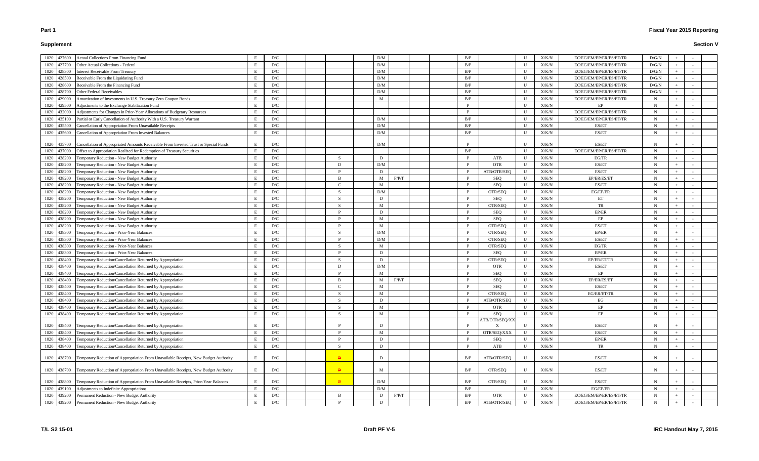**Part 1**

**Supplement**

**Fiscal Year 2015 Reporting**

**Section V**

| | | | | | | | | | | | | | | | | | | | | |
|---|---|---|---|---|---|---|---|---|---|---|---|---|---|---|---|---|---|---|---|---|
| 1020 | 427600 | Actual Collections From Financing Fund | E | D/C | | | | D/M | | | B/P | | U | X/K/N | EC/EG/EM/EP/ER/ES/ET/TR | D/G/N | + | - | |
| 1020 | 427700 | Other Actual Collections - Federal | E | D/C | | | | D/M | | | B/P | | U | X/K/N | EC/EG/EM/EP/ER/ES/ET/TR | D/G/N | + | - | |
| 1020 | 428300 | Interest Receivable From Treasury | E | D/C | | | | D/M | | | B/P | | U | X/K/N | EC/EG/EM/EP/ER/ES/ET/TR | D/G/N | + | - | |
| 1020 | 428500 | Receivable From the Liquidating Fund | E | D/C | | | | D/M | | | B/P | | U | X/K/N | EC/EG/EM/EP/ER/ES/ET/TR | D/G/N | + | - | |
| 1020 | 428600 | Receivable From the Financing Fund | E | D/C | | | | D/M | | | B/P | | U | X/K/N | EC/EG/EM/EP/ER/ES/ET/TR | D/G/N | + | - | |
| 1020 | 428700 | Other Federal Receivables | E | D/C | | | | D/M | | | B/P | | U | X/K/N | EC/EG/EM/EP/ER/ES/ET/TR | D/G/N | + | - | |
| 1020 | 429000 | Amortization of Investments in U.S. Treasury Zero Coupon Bonds | E | D/C | | | | M | | | B/P | | U | X/K/N | EC/EG/EM/EP/ER/ES/ET/TR | N | + | - | |
| 1020 | 429500 | Adjustments to the Exchange Stabilization Fund | E | D/C | | | | | | | P | | U | X/K/N | EP | N | + | - | |
| 1020 | 432000 | Adjustments for Changes in Prior-Year Allocations of Budgetary Resources | E | D/C | | | | | | | P | | U | X/K/N | EC/EG/EM/EP/ER/ES/ET/TR | N | + | - | |
| 1020 | 435100 | Partial or Early Cancellation of Authority With a U.S. Treasury Warrant | E | D/C | | | | D/M | | | B/P | | U | X/K/N | EC/EG/EM/EP/ER/ES/ET/TR | N | + | - | |
| 1020 | 435500 | Cancellation of Appropriation From Unavailable Receipts | E | D/C | | | | D/M | | | B/P | | U | X/K/N | ES/ET | N | + | - | |
| 1020 | 435600 | Cancellation of Appropriation From Invested Balances | E | D/C | | | | D/M | | | B/P | | U | X/K/N | ES/ET | N | + | - | |
| 1020 | 435700 | Cancellation of Appropriated Amounts Receivable From Invested Trust or Special Funds | E | D/C | | | | D/M | | | P | | U | X/K/N | ES/ET | N | + | - | |
| 1020 | 437000 | Offset to Appropriation Realized for Redemption of Treasury Securities | E | D/C | | | | | | | B/P | | U | X/K/N | EC/EG/EM/EP/ER/ES/ET/TR | N | + | - | |
| 1020 | 438200 | Temporary Reduction - New Budget Authority | E | D/C | | S | | D | | | P | ATB | U | X/K/N | EG/TR | N | + | - | |
| 1020 | 438200 | Temporary Reduction - New Budget Authority | E | D/C | | D | | D/M | | | P | OTR | U | X/K/N | ES/ET | N | + | - | |
| 1020 | 438200 | Temporary Reduction - New Budget Authority | E | D/C | | P | | D | | | P | ATB/OTR/SEQ | U | X/K/N | ES/ET | N | + | - | |
| 1020 | 438200 | Temporary Reduction - New Budget Authority | E | D/C | | B | | M | F/P/T | | P | SEQ | U | X/K/N | EP/ER/ES/ET | N | + | - | |
| 1020 | 438200 | Temporary Reduction - New Budget Authority | E | D/C | | C | | M | | | P | SEQ | U | X/K/N | ES/ET | N | + | - | |
| 1020 | 438200 | Temporary Reduction - New Budget Authority | E | D/C | | S | | D/M | | | P | OTR/SEQ | U | X/K/N | EG/EP/ER | N | + | - | |
| 1020 | 438200 | Temporary Reduction - New Budget Authority | E | D/C | | S | | D | | | P | SEQ | U | X/K/N | ET | N | + | - | |
| 1020 | 438200 | Temporary Reduction - New Budget Authority | E | D/C | | S | | M | | | P | OTR/SEQ | U | X/K/N | TR | N | + | - | |
| 1020 | 438200 | Temporary Reduction - New Budget Authority | E | D/C | | P | | D | | | P | SEQ | U | X/K/N | EP/ER | N | + | - | |
| 1020 | 438200 | Temporary Reduction - New Budget Authority | E | D/C | | P | | M | | | P | SEQ | U | X/K/N | EP | N | + | - | |
| 1020 | 438200 | Temporary Reduction - New Budget Authority | E | D/C | | P | | M | | | P | OTR/SEQ | U | X/K/N | ES/ET | N | + | - | |
| 1020 | 438300 | Temporary Reduction - Prior-Year Balances | E | D/C | | S | | D/M | | | P | OTR/SEQ | U | X/K/N | EP/ER | N | + | - | |
| 1020 | 438300 | Temporary Reduction - Prior-Year Balances | E | D/C | | P | | D/M | | | P | OTR/SEQ | U | X/K/N | ES/ET | N | + | - | |
| 1020 | 438300 | Temporary Reduction - Prior-Year Balances | E | D/C | | S | | M | | | P | OTR/SEQ | U | X/K/N | EG/TR | N | + | - | |
| 1020 | 438300 | Temporary Reduction - Prior-Year Balances | E | D/C | | P | | D | | | P | SEQ | U | X/K/N | EP/ER | N | + | - | |
| 1020 | 438400 | Temporary Reduction/Cancellation Returned by Appropriation | E | D/C | | S | | D | | | P | OTR/SEQ | U | X/K/N | EP/ER/ET/TR | N | + | - | |
| 1020 | 438400 | Temporary Reduction/Cancellation Returned by Appropriation | E | D/C | | D | | D/M | | | P | OTR | U | X/K/N | ES/ET | N | + | - | |
| 1020 | 438400 | Temporary Reduction/Cancellation Returned by Appropriation | E | D/C | | P | | M | | | P | SEQ | U | X/K/N | EP | N | + | - | |
| 1020 | 438400 | Temporary Reduction/Cancellation Returned by Appropriation | E | D/C | | B | | M | F/P/T | | P | SEQ | U | X/K/N | EP/ER/ES/ET | N | + | - | |
| 1020 | 438400 | Temporary Reduction/Cancellation Returned by Appropriation | E | D/C | | C | | M | | | P | SEQ | U | X/K/N | ES/ET | N | + | - | |
| 1020 | 438400 | Temporary Reduction/Cancellation Returned by Appropriation | E | D/C | | S | | M | | | P | OTR/SEQ | U | X/K/N | EG/ER/ET/TR | N | + | - | |
| 1020 | 438400 | Temporary Reduction/Cancellation Returned by Appropriation | E | D/C | | S | | D | | | P | ATB/OTR/SEQ | U | X/K/N | EG | N | + | - | |
| 1020 | 438400 | Temporary Reduction/Cancellation Returned by Appropriation | E | D/C | | S | | M | | | P | OTR | U | X/K/N | EP | N | + | - | |
| 1020 | 438400 | Temporary Reduction/Cancellation Returned by Appropriation | E | D/C | | S | | M | | | P | SEQ | U | X/K/N | EP | N | + | - | |
| 1020 | 438400 | Temporary Reduction/Cancellation Returned by Appropriation | E | D/C | | P | | D | | | P | ATB/OTR/SEQ/XXX | U | X/K/N | ES/ET | N | + | - | |
| 1020 | 438400 | Temporary Reduction/Cancellation Returned by Appropriation | E | D/C | | P | | M | | | P | OTR/SEQ/XXX | U | X/K/N | ES/ET | N | + | - | |
| 1020 | 438400 | Temporary Reduction/Cancellation Returned by Appropriation | E | D/C | | P | | D | | | P | SEQ | U | X/K/N | EP/ER | N | + | - | |
| 1020 | 438400 | Temporary Reduction/Cancellation Returned by Appropriation | E | D/C | | S | | D | | | P | ATB | U | X/K/N | TR | N | + | - | |
| 1020 | 438700 | Temporary Reduction of Appropriation From Unavailable Receipts, New Budget Authority | E | D/C | | P | | D | | | B/P | ATB/OTR/SEQ | U | X/K/N | ES/ET | N | + | - | |
| 1020 | 438700 | Temporary Reduction of Appropriation From Unavailable Receipts, New Budget Authority | E | D/C | | P | | M | | | B/P | OTR/SEQ | U | X/K/N | ES/ET | N | + | - | |
| 1020 | 438800 | Temporary Reduction of Appropriation From Unavailable Receipts, Prior-Year Balances | E | D/C | | P | | D/M | | | B/P | OTR/SEQ | U | X/K/N | ES/ET | N | + | - | |
| 1020 | 439100 | Adjustments to Indefinite Appropriations | E | D/C | | | | D/M | | | B/P | | U | X/K/N | EG/EP/ER | N | + | - | |
| 1020 | 439200 | Permanent Reduction - New Budget Authority | E | D/C | | B | | D | F/P/T | | B/P | OTR | U | X/K/N | EC/EG/EM/EP/ER/ES/ET/TR | N | + | - | |
| 1020 | 439200 | Permanent Reduction - New Budget Authority | E | D/C | | P | | D | | | B/P | ATB/OTR/SEQ | U | X/K/N | EC/EG/EM/EP/ER/ES/ET/TR | N | + | - | |

T/L S2 15-01 | Draft PF V-5 | IRC Handout May 7, 2015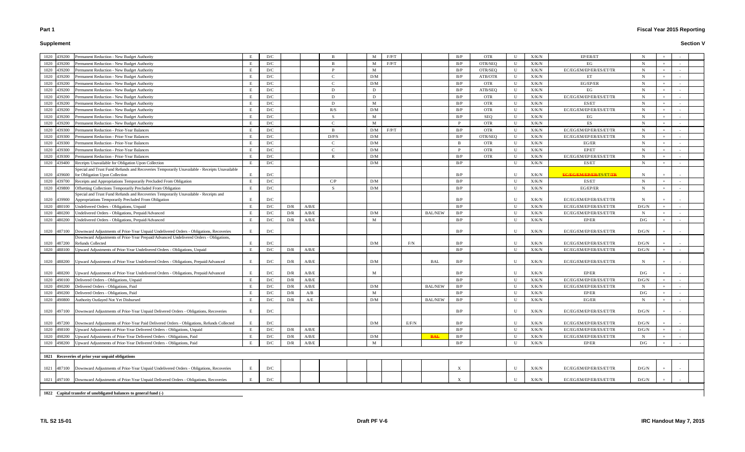**Part 1**

**Supplement**

**Fiscal Year 2015 Reporting**

**Section V**

| | | | | | | | | | | | | | | | | | | | | | | | |
|---|---|---|---|---|---|---|---|---|---|---|---|---|---|---|---|---|---|---|---|---|---|---|---|
| 1020 | 439200 | Permanent Reduction - New Budget Authority | E | D/C | | | | B | | M | F/P/T | | | B/P | OTR | U | X/K/N | EP/ER/ET | N | + | - | |
| 1020 | 439200 | Permanent Reduction - New Budget Authority | E | D/C | | | | B | | M | F/P/T | | | B/P | OTR/SEQ | U | X/K/N | EG | N | + | - | |
| 1020 | 439200 | Permanent Reduction - New Budget Authority | E | D/C | | | | P | | M | | | | B/P | OTR/SEQ | U | X/K/N | EC/EG/EM/EP/ER/ES/ET/TR | N | + | - | |
| 1020 | 439200 | Permanent Reduction - New Budget Authority | E | D/C | | | | C | | D/M | | | | B/P | ATB/OTR | U | X/K/N | ET | N | + | - | |
| 1020 | 439200 | Permanent Reduction - New Budget Authority | E | D/C | | | | C | | D/M | | | | B/P | OTR | U | X/K/N | EG/EP/ER | N | + | - | |
| 1020 | 439200 | Permanent Reduction - New Budget Authority | E | D/C | | | | D | | D | | | | B/P | ATB/SEQ | U | X/K/N | EG | N | + | - | |
| 1020 | 439200 | Permanent Reduction - New Budget Authority | E | D/C | | | | D | | D | | | | B/P | OTR | U | X/K/N | EC/EG/EM/EP/ER/ES/ET/TR | N | + | - | |
| 1020 | 439200 | Permanent Reduction - New Budget Authority | E | D/C | | | | D | | M | | | | B/P | OTR | U | X/K/N | ES/ET | N | + | - | |
| 1020 | 439200 | Permanent Reduction - New Budget Authority | E | D/C | | | | R/S | | D/M | | | | B/P | OTR | U | X/K/N | EC/EG/EM/EP/ER/ES/ET/TR | N | + | - | |
| 1020 | 439200 | Permanent Reduction - New Budget Authority | E | D/C | | | | S | | M | | | | B/P | SEQ | U | X/K/N | EG | N | + | - | |
| 1020 | 439200 | Permanent Reduction - New Budget Authority | E | D/C | | | | C | | M | | | | P | OTR | U | X/K/N | ES | N | + | - | |
| 1020 | 439300 | Permanent Reduction - Prior-Year Balances | E | D/C | | | | B | | D/M | F/P/T | | | B/P | OTR | U | X/K/N | EC/EG/EM/EP/ER/ES/ET/TR | N | + | - | |
| 1020 | 439300 | Permanent Reduction - Prior-Year Balances | E | D/C | | | | D/P/S | | D/M | | | | B/P | OTR/SEQ | U | X/K/N | EC/EG/EM/EP/ER/ES/ET/TR | N | + | - | |
| 1020 | 439300 | Permanent Reduction - Prior-Year Balances | E | D/C | | | | C | | D/M | | | | B | OTR | U | X/K/N | EG/ER | N | + | - | |
| 1020 | 439300 | Permanent Reduction - Prior-Year Balances | E | D/C | | | | C | | D/M | | | | P | OTR | U | X/K/N | EP/ET | N | + | - | |
| 1020 | 439300 | Permanent Reduction - Prior-Year Balances | E | D/C | | | | R | | D/M | | | | B/P | OTR | U | X/K/N | EC/EG/EM/EP/ER/ES/ET/TR | N | + | - | |
| 1020 | 439400 | Receipts Unavailable for Obligation Upon Collection | E | D/C | | | | | | D/M | | | | B/P | | U | X/K/N | ES/ET | N | + | - | |
| 1020 | 439600 | Special and Trust Fund Refunds and Recoveries Temporarily Unavailable - Receipts Unavailable for Obligation Upon Collection | E | D/C | | | | | | | | | | B/P | | U | X/K/N | ~~EC/EG/EM/EP/ER/~~ES/ET/~~TR~~ | N | + | - | |
| 1020 | 439700 | Receipts and Appropriations Temporarily Precluded From Obligation | E | D/C | | | | C/P | | D/M | | | | B/P | | U | X/K/N | ES/ET | N | + | - | |
| 1020 | 439800 | Offsetting Collections Temporarily Precluded From Obligation | E | D/C | | | | S | | D/M | | | | B/P | | U | X/K/N | EG/EP/ER | N | + | - | |
| 1020 | 439900 | Special and Trust Fund Refunds and Recoveries Temporarily Unavailable - Receipts and Appropriations Temporarily Precluded From Obligation | E | D/C | | | | | | | | | | B/P | | U | X/K/N | EC/EG/EM/EP/ER/ES/ET/TR | N | + | - | |
| 1020 | 480100 | Undelivered Orders - Obligations, Unpaid | E | D/C | D/R | A/B/E | | | | | | | | B/P | | U | X/K/N | EC/EG/EM/EP/ER/ES/ET/TR | D/G/N | + | - | |
| 1020 | 480200 | Undelivered Orders - Obligations, Prepaid/Advanced | E | D/C | D/R | A/B/E | | | | D/M | | | BAL/NEW | B/P | | U | X/K/N | EC/EG/EM/EP/ER/ES/ET/TR | N | + | - | |
| 1020 | 480200 | Undelivered Orders - Obligations, Prepaid/Advanced | E | D/C | D/R | A/B/E | | | | M | | | | B/P | | U | X/K/N | EP/ER | D/G | + | - | |
| 1020 | 487100 | Downward Adjustments of Prior-Year Unpaid Undelivered Orders - Obligations, Recoveries | E | D/C | | | | | | | | | | B/P | | U | X/K/N | EC/EG/EM/EP/ER/ES/ET/TR | D/G/N | + | - | |
| 1020 | 487200 | Downward Adjustments of Prior-Year Prepaid/Advanced Undelivered Orders - Obligations, Refunds Collected | E | D/C | | | | | | D/M | | F/N | | B/P | | U | X/K/N | EC/EG/EM/EP/ER/ES/ET/TR | D/G/N | + | - | |
| 1020 | 488100 | Upward Adjustments of Prior-Year Undelivered Orders - Obligations, Unpaid | E | D/C | D/R | A/B/E | | | | | | | | B/P | | U | X/K/N | EC/EG/EM/EP/ER/ES/ET/TR | D/G/N | + | - | |
| 1020 | 488200 | Upward Adjustments of Prior-Year Undelivered Orders - Obligations, Prepaid/Advanced | E | D/C | D/R | A/B/E | | | | D/M | | | BAL | B/P | | U | X/K/N | EC/EG/EM/EP/ER/ES/ET/TR | N | + | - | |
| 1020 | 488200 | Upward Adjustments of Prior-Year Undelivered Orders - Obligations, Prepaid/Advanced | E | D/C | D/R | A/B/E | | | | M | | | | B/P | | U | X/K/N | EP/ER | D/G | + | - | |
| 1020 | 490100 | Delivered Orders - Obligations, Unpaid | E | D/C | D/R | A/B/E | | | | | | | | B/P | | U | X/K/N | EC/EG/EM/EP/ER/ES/ET/TR | D/G/N | + | - | |
| 1020 | 490200 | Delivered Orders - Obligations, Paid | E | D/C | D/R | A/B/E | | | | D/M | | | BAL/NEW | B/P | | U | X/K/N | EC/EG/EM/EP/ER/ES/ET/TR | N | + | - | |
| 1020 | 490200 | Delivered Orders - Obligations, Paid | E | D/C | D/R | A/B | | | | M | | | | B/P | | U | X/K/N | EP/ER | D/G | + | - | |
| 1020 | 490800 | Authority Outlayed Not Yet Disbursed | E | D/C | D/R | A/E | | | | D/M | | | BAL/NEW | B/P | | U | X/K/N | EG/ER | N | + | - | |
| 1020 | 497100 | Downward Adjustments of Prior-Year Unpaid Delivered Orders - Obligations, Recoveries | E | D/C | | | | | | | | | | B/P | | U | X/K/N | EC/EG/EM/EP/ER/ES/ET/TR | D/G/N | + | - | |
| 1020 | 497200 | Downward Adjustments of Prior-Year Paid Delivered Orders - Obligations, Refunds Collected | E | D/C | | | | | | D/M | | E/F/N | | B/P | | U | X/K/N | EC/EG/EM/EP/ER/ES/ET/TR | D/G/N | + | - | |
| 1020 | 498100 | Upward Adjustments of Prior-Year Delivered Orders - Obligations, Unpaid | E | D/C | D/R | A/B/E | | | | | | | | B/P | | U | X/K/N | EC/EG/EM/EP/ER/ES/ET/TR | D/G/N | + | - | |
| 1020 | 498200 | Upward Adjustments of Prior-Year Delivered Orders - Obligations, Paid | E | D/C | D/R | A/B/E | | | | D/M | | | ~~BAL~~ | B/P | | U | X/K/N | EC/EG/EM/EP/ER/ES/ET/TR | N | + | - | |
| 1020 | 498200 | Upward Adjustments of Prior-Year Delivered Orders - Obligations, Paid | E | D/C | D/R | A/B/E | | | | M | | | | B/P | | U | X/K/N | EP/ER | D/G | + | - | |
| **1021** | **Recoveries of prior year unpaid obligations** | | | | | | | | | | | | | | | | | | | | | |
| 1021 | 487100 | Downward Adjustments of Prior-Year Unpaid Undelivered Orders - Obligations, Recoveries | E | D/C | | | | | | | | | | X | | U | X/K/N | EC/EG/EM/EP/ER/ES/ET/TR | D/G/N | + | - | |
| 1021 | 497100 | Downward Adjustments of Prior-Year Unpaid Delivered Orders - Obligations, Recoveries | E | D/C | | | | | | | | | | X | | U | X/K/N | EC/EG/EM/EP/ER/ES/ET/TR | D/G/N | + | - | |
| **1022** | **Capital transfer of unobligated balances to general fund (-)** | | | | | | | | | | | | | | | | | | | | | |

T/L S2 15-01 | Draft PF V-6 | IRC Handout May 7, 2015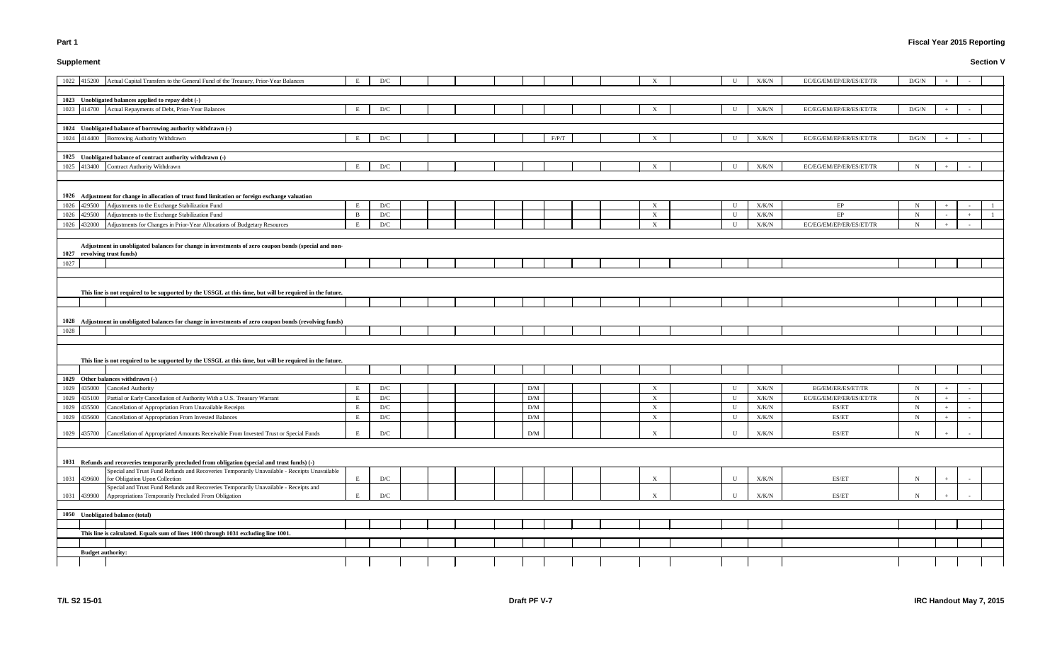**Part 1**

**Fiscal Year 2015 Reporting**

**Supplement**

**Section V**

| Line | USSGL | Description | | | | | | | | | | | | | | | | | | | | |
|---|---|---|---|---|---|---|---|---|---|---|---|---|---|---|---|---|---|---|---|---|---|---|
| 1022 | 415200 | Actual Capital Transfers to the General Fund of the Treasury, Prior-Year Balances | E | D/C | | | | | | | | | X | | U | X/K/N | EC/EG/EM/EP/ER/ES/ET/TR | D/G/N | + | - | |
| | | | | | | | | | | | | | | | | | | | | | |
| **1023** | | **Unobligated balances applied to repay debt (-)** | | | | | | | | | | | | | | | | | | | |
| 1023 | 414700 | Actual Repayments of Debt, Prior-Year Balances | E | D/C | | | | | | | | | X | | U | X/K/N | EC/EG/EM/EP/ER/ES/ET/TR | D/G/N | + | - | |
| | | | | | | | | | | | | | | | | | | | | | |
| **1024** | | **Unobligated balance of borrowing authority withdrawn (-)** | | | | | | | | | | | | | | | | | | | |
| 1024 | 414400 | Borrowing Authority Withdrawn | E | D/C | | | | | | F/P/T | | | X | | U | X/K/N | EC/EG/EM/EP/ER/ES/ET/TR | D/G/N | + | - | |
| | | | | | | | | | | | | | | | | | | | | | |
| **1025** | | **Unobligated balance of contract authority withdrawn (-)** | | | | | | | | | | | | | | | | | | | |
| 1025 | 413400 | Contract Authority Withdrawn | E | D/C | | | | | | | | | X | | U | X/K/N | EC/EG/EM/EP/ER/ES/ET/TR | N | + | - | |
| | | | | | | | | | | | | | | | | | | | | | |
| **1026** | | **Adjustment for change in allocation of trust fund limitation or foreign exchange valuation** | | | | | | | | | | | | | | | | | | | |
| 1026 | 429500 | Adjustments to the Exchange Stabilization Fund | E | D/C | | | | | | | | | X | | U | X/K/N | EP | N | + | - | 1 |
| 1026 | 429500 | Adjustments to the Exchange Stabilization Fund | B | D/C | | | | | | | | | X | | U | X/K/N | EP | N | - | + | 1 |
| 1026 | 432000 | Adjustments for Changes in Prior-Year Allocations of Budgetary Resources | E | D/C | | | | | | | | | X | | U | X/K/N | EC/EG/EM/EP/ER/ES/ET/TR | N | + | - | |
| | | | | | | | | | | | | | | | | | | | | | |
| **1027** | | **Adjustment in unobligated balances for change in investments of zero coupon bonds (special and non-revolving trust funds)** | | | | | | | | | | | | | | | | | | | |
| 1027 | | | | | | | | | | | | | | | | | | | | | |
| | | **This line is not required to be supported by the USSGL at this time, but will be required in the future.** | | | | | | | | | | | | | | | | | | | |
| | | | | | | | | | | | | | | | | | | | | | |
| **1028** | | **Adjustment in unobligated balances for change in investments of zero coupon bonds (revolving funds)** | | | | | | | | | | | | | | | | | | | |
| 1028 | | | | | | | | | | | | | | | | | | | | | |
| | | **This line is not required to be supported by the USSGL at this time, but will be required in the future.** | | | | | | | | | | | | | | | | | | | |
| | | | | | | | | | | | | | | | | | | | | | |
| **1029** | | **Other balances withdrawn (-)** | | | | | | | | | | | | | | | | | | | |
| 1029 | 435000 | Canceled Authority | E | D/C | | | | | D/M | | | | X | | U | X/K/N | EG/EM/ER/ES/ET/TR | N | + | - | |
| 1029 | 435100 | Partial or Early Cancellation of Authority With a U.S. Treasury Warrant | E | D/C | | | | | D/M | | | | X | | U | X/K/N | EC/EG/EM/EP/ER/ES/ET/TR | N | + | - | |
| 1029 | 435500 | Cancellation of Appropriation From Unavailable Receipts | E | D/C | | | | | D/M | | | | X | | U | X/K/N | ES/ET | N | + | - | |
| 1029 | 435600 | Cancellation of Appropriation From Invested Balances | E | D/C | | | | | D/M | | | | X | | U | X/K/N | ES/ET | N | + | - | |
| 1029 | 435700 | Cancellation of Appropriated Amounts Receivable From Invested Trust or Special Funds | E | D/C | | | | | D/M | | | | X | | U | X/K/N | ES/ET | N | + | - | |
| | | | | | | | | | | | | | | | | | | | | | |
| **1031** | | **Refunds and recoveries temporarily precluded from obligation (special and trust funds) (-)** | | | | | | | | | | | | | | | | | | | |
| 1031 | 439600 | Special and Trust Fund Refunds and Recoveries Temporarily Unavailable - Receipts Unavailable for Obligation Upon Collection | E | D/C | | | | | | | | | X | | U | X/K/N | ES/ET | N | + | - | |
| 1031 | 439900 | Special and Trust Fund Refunds and Recoveries Temporarily Unavailable - Receipts and Appropriations Temporarily Precluded From Obligation | E | D/C | | | | | | | | | X | | U | X/K/N | ES/ET | N | + | - | |
| | | | | | | | | | | | | | | | | | | | | | |
| **1050** | | **Unobligated balance (total)** | | | | | | | | | | | | | | | | | | | |
| | | **This line is calculated. Equals sum of lines 1000 through 1031 excluding line 1001.** | | | | | | | | | | | | | | | | | | | |
| | | | | | | | | | | | | | | | | | | | | | |
| | | **Budget authority:** | | | | | | | | | | | | | | | | | | | |

T/L S2 15-01 | Draft PF V-7 | IRC Handout May 7, 2015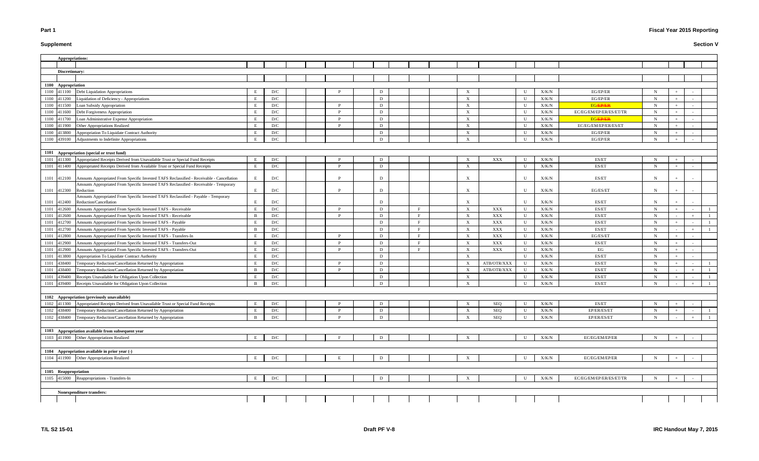**Part 1** | **Supplement** | **Fiscal Year 2015 Reporting** | **Section V**

| | | | | | | | | | | | | | | | | | | | |
|---|---|---|---|---|---|---|---|---|---|---|---|---|---|---|---|---|---|---|---|
| **Appropriations:** | | | | | | | | | | | | | | | | | | | |
| **Discretionary:** | | | | | | | | | | | | | | | | | | | |
| **1100 Appropriation** | | | | | | | | | | | | | | | | | | | |
| 1100 | 411100 | Debt Liquidation Appropriations | E | D/C | | P | D | | | X | | U | X/K/N | EG/EP/ER | N | + | - | |
| 1100 | 411200 | Liquidation of Deficiency - Appropriations | E | D/C | | | D | | | X | | U | X/K/N | EG/EP/ER | N | + | - | |
| 1100 | 411500 | Loan Subsidy Appropriation | E | D/C | | P | D | | | X | | U | X/K/N | EG/~~EP/ER~~ | N | + | - | |
| 1100 | 411600 | Debt Forgiveness Appropriation | E | D/C | | P | D | | | X | | U | X/K/N | EC/EG/EM/EP/ER/ES/ET/TR | N | + | - | |
| 1100 | 411700 | Loan Administrative Expense Appropriation | E | D/C | | P | D | | | X | | U | X/K/N | EG/~~EP/ER~~ | N | + | - | |
| 1100 | 411900 | Other Appropriations Realized | E | D/C | | P | D | | | X | | U | X/K/N | EC/EG/EM/EP/ER/ES/ET | N | + | - | |
| 1100 | 413800 | Appropriation To Liquidate Contract Authority | E | D/C | | | D | | | X | | U | X/K/N | EG/EP/ER | N | + | - | |
| 1100 | 439100 | Adjustments to Indefinite Appropriations | E | D/C | | | D | | | X | | U | X/K/N | EG/EP/ER | N | + | - | |
| **1101 Appropriation (special or trust fund)** | | | | | | | | | | | | | | | | | | | |
| 1101 | 411300 | Appropriated Receipts Derived from Unavailable Trust or Special Fund Receipts | E | D/C | | P | D | | | X | XXX | U | X/K/N | ES/ET | N | + | - | |
| 1101 | 411400 | Appropriated Receipts Derived from Available Trust or Special Fund Receipts | E | D/C | | P | D | | | X | | U | X/K/N | ES/ET | N | + | - | |
| 1101 | 412100 | Amounts Appropriated From Specific Invested TAFS Reclassified - Receivable - Cancellation | E | D/C | | P | D | | | X | | U | X/K/N | ES/ET | N | + | - | |
| 1101 | 412300 | Amounts Appropriated From Specific Invested TAFS Reclassified - Receivable - Temporary Reduction | E | D/C | | P | D | | | X | | U | X/K/N | EG/ES/ET | N | + | - | |
| 1101 | 412400 | Amounts Appropriated From Specific Invested TAFS Reclassified - Payable - Temporary Reduction/Cancellation | E | D/C | | | D | | | X | | U | X/K/N | ES/ET | N | + | - | |
| 1101 | 412600 | Amounts Appropriated From Specific Invested TAFS - Receivable | E | D/C | | P | D | F | | X | XXX | U | X/K/N | ES/ET | N | + | - | 1 |
| 1101 | 412600 | Amounts Appropriated From Specific Invested TAFS - Receivable | B | D/C | | P | D | F | | X | XXX | U | X/K/N | ES/ET | N | - | + | 1 |
| 1101 | 412700 | Amounts Appropriated From Specific Invested TAFS - Payable | E | D/C | | | D | F | | X | XXX | U | X/K/N | ES/ET | N | + | - | 1 |
| 1101 | 412700 | Amounts Appropriated From Specific Invested TAFS - Payable | B | D/C | | | D | F | | X | XXX | U | X/K/N | ES/ET | N | - | + | 1 |
| 1101 | 412800 | Amounts Appropriated From Specific Invested TAFS - Transfers-In | E | D/C | | P | D | F | | X | XXX | U | X/K/N | EG/ES/ET | N | + | - | |
| 1101 | 412900 | Amounts Appropriated From Specific Invested TAFS - Transfers-Out | E | D/C | | P | D | F | | X | XXX | U | X/K/N | ES/ET | N | + | - | |
| 1101 | 412900 | Amounts Appropriated From Specific Invested TAFS - Transfers-Out | E | D/C | | P | D | F | | X | XXX | U | X/K/N | EG | N | + | - | |
| 1101 | 413800 | Appropriation To Liquidate Contract Authority | E | D/C | | | D | | | X | | U | X/K/N | ES/ET | N | + | - | |
| 1101 | 438400 | Temporary Reduction/Cancellation Returned by Appropriation | E | D/C | | P | D | | | X | ATB/OTR/XXX | U | X/K/N | ES/ET | N | + | - | 1 |
| 1101 | 438400 | Temporary Reduction/Cancellation Returned by Appropriation | B | D/C | | P | D | | | X | ATB/OTR/XXX | U | X/K/N | ES/ET | N | - | + | 1 |
| 1101 | 439400 | Receipts Unavailable for Obligation Upon Collection | E | D/C | | | D | | | X | | U | X/K/N | ES/ET | N | + | - | 1 |
| 1101 | 439400 | Receipts Unavailable for Obligation Upon Collection | B | D/C | | | D | | | X | | U | X/K/N | ES/ET | N | - | + | 1 |
| **1102 Appropriation (previously unavailable)** | | | | | | | | | | | | | | | | | | | |
| 1102 | 411300 | Appropriated Receipts Derived from Unavailable Trust or Special Fund Receipts | E | D/C | | P | D | | | X | SEQ | U | X/K/N | ES/ET | N | + | - | |
| 1102 | 438400 | Temporary Reduction/Cancellation Returned by Appropriation | E | D/C | | P | D | | | X | SEQ | U | X/K/N | EP/ER/ES/ET | N | + | - | 1 |
| 1102 | 438400 | Temporary Reduction/Cancellation Returned by Appropriation | B | D/C | | P | D | | | X | SEQ | U | X/K/N | EP/ER/ES/ET | N | - | + | 1 |
| **1103 Appropriation available from subsequent year** | | | | | | | | | | | | | | | | | | | |
| 1103 | 411900 | Other Appropriations Realized | E | D/C | | F | D | | | X | | U | X/K/N | EC/EG/EM/EP/ER | N | + | - | |
| **1104 Appropriation available in prior year (-)** | | | | | | | | | | | | | | | | | | | |
| 1104 | 411900 | Other Appropriations Realized | E | D/C | | E | D | | | X | | U | X/K/N | EC/EG/EM/EP/ER | N | + | - | |
| **1105 Reappropriation** | | | | | | | | | | | | | | | | | | | |
| 1105 | 415000 | Reappropriations - Transfers-In | E | D/C | | | D | | | X | | U | X/K/N | EC/EG/EM/EP/ER/ES/ET/TR | N | + | - | |
| **Nonexpenditure transfers:** | | | | | | | | | | | | | | | | | | | |

T/L S2 15-01 | Draft PF V-8 | IRC Handout May 7, 2015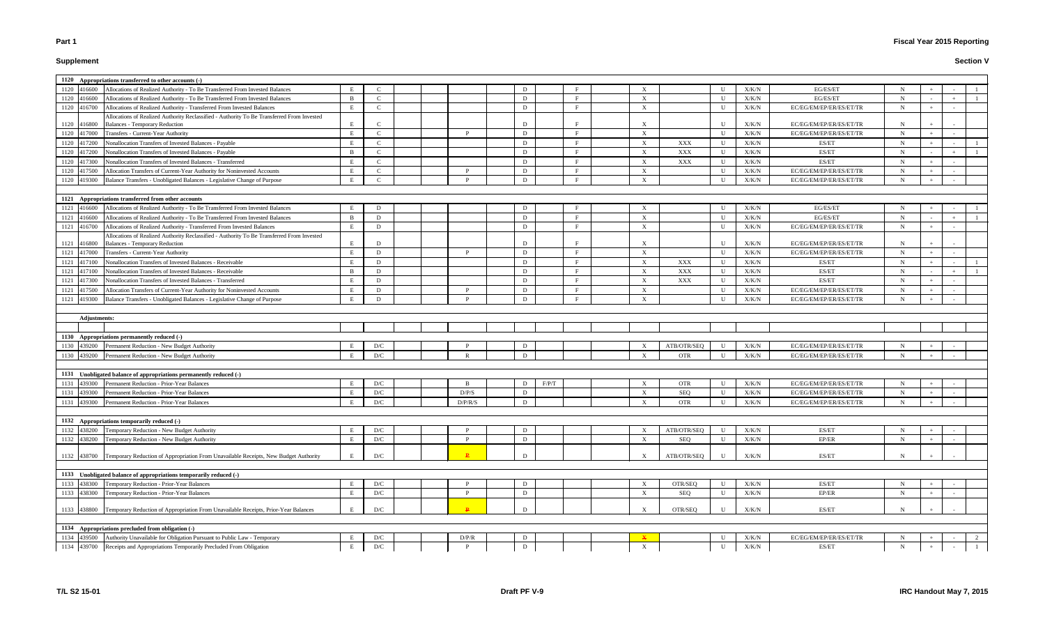**Part 1** **Fiscal Year 2015 Reporting**

**Supplement** **Section V**

| Line | Account | Description | | | | | | | | | | | | | | | | | | |
|---|---|---|---|---|---|---|---|---|---|---|---|---|---|---|---|---|---|---|---|---|
| **1120** | | **Appropriations transferred to other accounts (-)** | | | | | | | | | | | | | | | | | | |
| 1120 | 416600 | Allocations of Realized Authority - To Be Transferred From Invested Balances | E | C | | | | D | | F | X | | U | X/K/N | EG/ES/ET | N | + | - | 1 |
| 1120 | 416600 | Allocations of Realized Authority - To Be Transferred From Invested Balances | B | C | | | | D | | F | X | | U | X/K/N | EG/ES/ET | N | - | + | 1 |
| 1120 | 416700 | Allocations of Realized Authority - Transferred From Invested Balances | E | C | | | | D | | F | X | | U | X/K/N | EC/EG/EM/EP/ER/ES/ET/TR | N | + | - | |
| 1120 | 416800 | Allocations of Realized Authority Reclassified - Authority To Be Transferred From Invested Balances - Temporary Reduction | E | C | | | | D | | F | X | | U | X/K/N | EC/EG/EM/EP/ER/ES/ET/TR | N | + | - | |
| 1120 | 417000 | Transfers - Current-Year Authority | E | C | | | P | D | | F | X | | U | X/K/N | EC/EG/EM/EP/ER/ES/ET/TR | N | + | - | |
| 1120 | 417200 | Nonallocation Transfers of Invested Balances - Payable | E | C | | | | D | | F | X | XXX | U | X/K/N | ES/ET | N | + | - | 1 |
| 1120 | 417200 | Nonallocation Transfers of Invested Balances - Payable | B | C | | | | D | | F | X | XXX | U | X/K/N | ES/ET | N | - | + | 1 |
| 1120 | 417300 | Nonallocation Transfers of Invested Balances - Transferred | E | C | | | | D | | F | X | XXX | U | X/K/N | ES/ET | N | + | - | |
| 1120 | 417500 | Allocation Transfers of Current-Year Authority for Noninvested Accounts | E | C | | | P | D | | F | X | | U | X/K/N | EC/EG/EM/EP/ER/ES/ET/TR | N | + | - | |
| 1120 | 419300 | Balance Transfers - Unobligated Balances - Legislative Change of Purpose | E | C | | | P | D | | F | X | | U | X/K/N | EC/EG/EM/EP/ER/ES/ET/TR | N | + | - | |
| **1121** | | **Appropriations transferred from other accounts** | | | | | | | | | | | | | | | | | | |
| 1121 | 416600 | Allocations of Realized Authority - To Be Transferred From Invested Balances | E | D | | | | D | | F | X | | U | X/K/N | EG/ES/ET | N | + | - | 1 |
| 1121 | 416600 | Allocations of Realized Authority - To Be Transferred From Invested Balances | B | D | | | | D | | F | X | | U | X/K/N | EG/ES/ET | N | - | + | 1 |
| 1121 | 416700 | Allocations of Realized Authority - Transferred From Invested Balances | E | D | | | | D | | F | X | | U | X/K/N | EC/EG/EM/EP/ER/ES/ET/TR | N | + | - | |
| 1121 | 416800 | Allocations of Realized Authority Reclassified - Authority To Be Transferred From Invested Balances - Temporary Reduction | E | D | | | | D | | F | X | | U | X/K/N | EC/EG/EM/EP/ER/ES/ET/TR | N | + | - | |
| 1121 | 417000 | Transfers - Current-Year Authority | E | D | | | P | D | | F | X | | U | X/K/N | EC/EG/EM/EP/ER/ES/ET/TR | N | + | - | |
| 1121 | 417100 | Nonallocation Transfers of Invested Balances - Receivable | E | D | | | | D | | F | X | XXX | U | X/K/N | ES/ET | N | + | - | 1 |
| 1121 | 417100 | Nonallocation Transfers of Invested Balances - Receivable | B | D | | | | D | | F | X | XXX | U | X/K/N | ES/ET | N | - | + | 1 |
| 1121 | 417300 | Nonallocation Transfers of Invested Balances - Transferred | E | D | | | | D | | F | X | XXX | U | X/K/N | ES/ET | N | + | - | |
| 1121 | 417500 | Allocation Transfers of Current-Year Authority for Noninvested Accounts | E | D | | | P | D | | F | X | | U | X/K/N | EC/EG/EM/EP/ER/ES/ET/TR | N | + | - | |
| 1121 | 419300 | Balance Transfers - Unobligated Balances - Legislative Change of Purpose | E | D | | | P | D | | F | X | | U | X/K/N | EC/EG/EM/EP/ER/ES/ET/TR | N | + | - | |
| | | **Adjustments:** | | | | | | | | | | | | | | | | | | |
| **1130** | | **Appropriations permanently reduced (-)** | | | | | | | | | | | | | | | | | | |
| 1130 | 439200 | Permanent Reduction - New Budget Authority | E | D/C | | | P | D | | | X | ATB/OTR/SEQ | U | X/K/N | EC/EG/EM/EP/ER/ES/ET/TR | N | + | - | |
| 1130 | 439200 | Permanent Reduction - New Budget Authority | E | D/C | | | R | D | | | X | OTR | U | X/K/N | EC/EG/EM/EP/ER/ES/ET/TR | N | + | - | |
| **1131** | | **Unobligated balance of appropriations permanently reduced (-)** | | | | | | | | | | | | | | | | | | |
| 1131 | 439300 | Permanent Reduction - Prior-Year Balances | E | D/C | | | B | D | F/P/T | | X | OTR | U | X/K/N | EC/EG/EM/EP/ER/ES/ET/TR | N | + | - | |
| 1131 | 439300 | Permanent Reduction - Prior-Year Balances | E | D/C | | | D/P/S | D | | | X | SEQ | U | X/K/N | EC/EG/EM/EP/ER/ES/ET/TR | N | + | - | |
| 1131 | 439300 | Permanent Reduction - Prior-Year Balances | E | D/C | | | D/P/R/S | D | | | X | OTR | U | X/K/N | EC/EG/EM/EP/ER/ES/ET/TR | N | + | - | |
| **1132** | | **Appropriations temporarily reduced (-)** | | | | | | | | | | | | | | | | | | |
| 1132 | 438200 | Temporary Reduction - New Budget Authority | E | D/C | | | P | D | | | X | ATB/OTR/SEQ | U | X/K/N | ES/ET | N | + | - | |
| 1132 | 438200 | Temporary Reduction - New Budget Authority | E | D/C | | | P | D | | | X | SEQ | U | X/K/N | EP/ER | N | + | - | |
| 1132 | 438700 | Temporary Reduction of Appropriation From Unavailable Receipts, New Budget Authority | E | D/C | | | P | D | | | X | ATB/OTR/SEQ | U | X/K/N | ES/ET | N | + | - | |
| **1133** | | **Unobligated balance of appropriations temporarily reduced (-)** | | | | | | | | | | | | | | | | | | |
| 1133 | 438300 | Temporary Reduction - Prior-Year Balances | E | D/C | | | P | D | | | X | OTR/SEQ | U | X/K/N | ES/ET | N | + | - | |
| 1133 | 438300 | Temporary Reduction - Prior-Year Balances | E | D/C | | | P | D | | | X | SEQ | U | X/K/N | EP/ER | N | + | - | |
| 1133 | 438800 | Temporary Reduction of Appropriation From Unavailable Receipts, Prior-Year Balances | E | D/C | | | P | D | | | X | OTR/SEQ | U | X/K/N | ES/ET | N | + | - | |
| **1134** | | **Appropriations precluded from obligation (-)** | | | | | | | | | | | | | | | | | | |
| 1134 | 439500 | Authority Unavailable for Obligation Pursuant to Public Law - Temporary | E | D/C | | | D/P/R | D | | | X | | U | X/K/N | EC/EG/EM/EP/ER/ES/ET/TR | N | + | - | 2 |
| 1134 | 439700 | Receipts and Appropriations Temporarily Precluded From Obligation | E | D/C | | | P | D | | | X | | U | X/K/N | ES/ET | N | + | - | 1 |

T/L S2 15-01 Draft PF V-9 IRC Handout May 7, 2015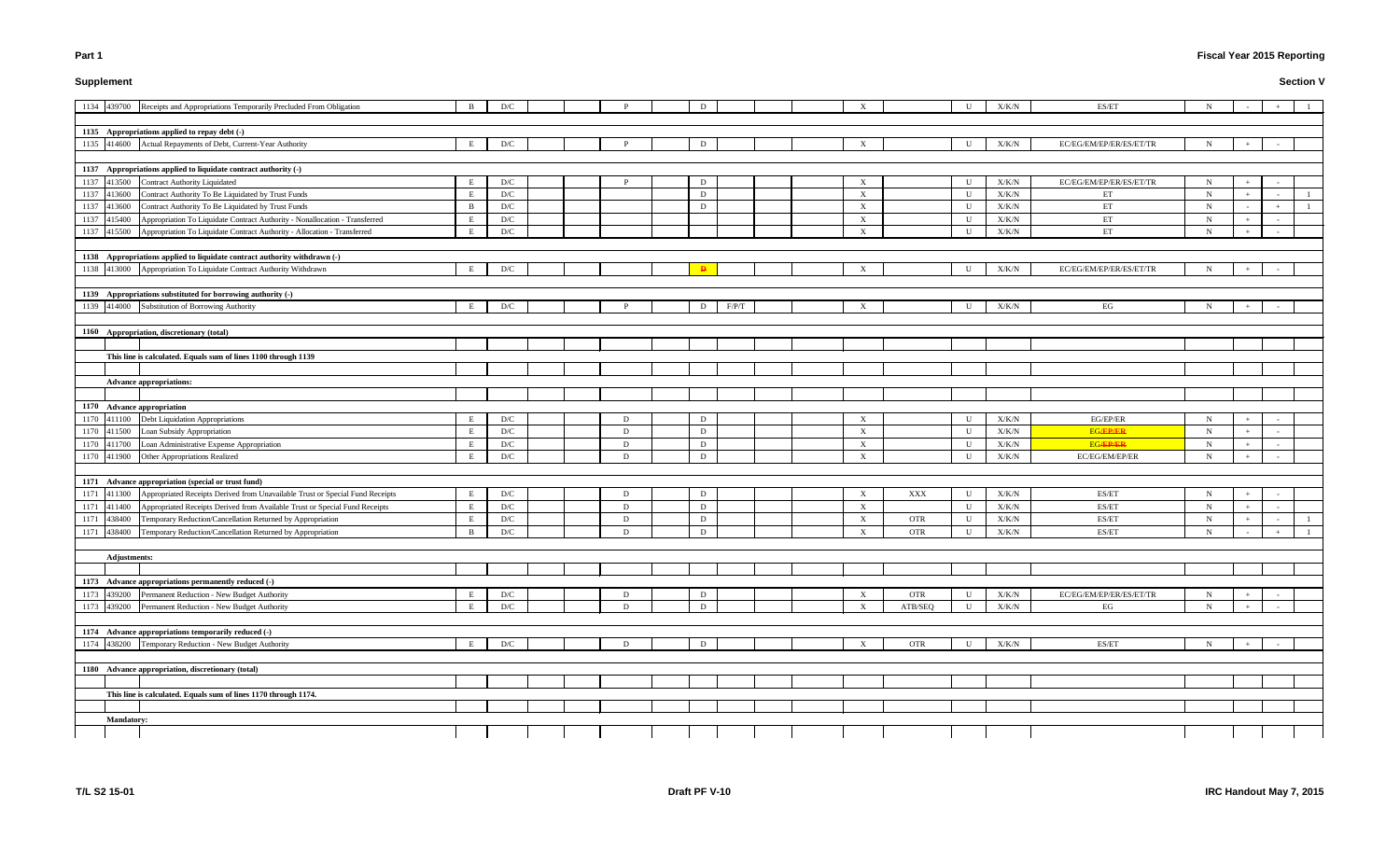# Part 1

## Supplement

**Section V**

| Line | USSGL | Description | | | | | | | | | | | | | | | | | | |
|---|---|---|---|---|---|---|---|---|---|---|---|---|---|---|---|---|---|---|---|---|
| 1134 | 439700 | Receipts and Appropriations Temporarily Precluded From Obligation | B | D/C | | | P | | D | | | | X | | U | X/K/N | ES/ET | N | - | + | 1 |
| **1135** | | **Appropriations applied to repay debt (-)** | | | | | | | | | | | | | | | | | | | |
| 1135 | 414600 | Actual Repayments of Debt, Current-Year Authority | E | D/C | | | P | | D | | | | X | | U | X/K/N | EC/EG/EM/EP/ER/ES/ET/TR | N | + | - | |
| **1137** | | **Appropriations applied to liquidate contract authority (-)** | | | | | | | | | | | | | | | | | | | |
| 1137 | 413500 | Contract Authority Liquidated | E | D/C | | | P | | D | | | | X | | U | X/K/N | EC/EG/EM/EP/ER/ES/ET/TR | N | + | - | |
| 1137 | 413600 | Contract Authority To Be Liquidated by Trust Funds | E | D/C | | | | | D | | | | X | | U | X/K/N | ET | N | + | - | 1 |
| 1137 | 413600 | Contract Authority To Be Liquidated by Trust Funds | B | D/C | | | | | D | | | | X | | U | X/K/N | ET | N | - | + | 1 |
| 1137 | 415400 | Appropriation To Liquidate Contract Authority - Nonallocation - Transferred | E | D/C | | | | | | | | | X | | U | X/K/N | ET | N | + | - | |
| 1137 | 415500 | Appropriation To Liquidate Contract Authority - Allocation - Transferred | E | D/C | | | | | | | | | X | | U | X/K/N | ET | N | + | - | |
| **1138** | | **Appropriations applied to liquidate contract authority withdrawn (-)** | | | | | | | | | | | | | | | | | | | |
| 1138 | 413000 | Appropriation To Liquidate Contract Authority Withdrawn | E | D/C | | | | | ~~D~~ | | | | X | | U | X/K/N | EC/EG/EM/EP/ER/ES/ET/TR | N | + | - | |
| **1139** | | **Appropriations substituted for borrowing authority (-)** | | | | | | | | | | | | | | | | | | | |
| 1139 | 414000 | Substitution of Borrowing Authority | E | D/C | | | P | | D | F/P/T | | | X | | U | X/K/N | EG | N | + | - | |
| **1160** | | **Appropriation, discretionary (total)** | | | | | | | | | | | | | | | | | | | |
| | | **This line is calculated. Equals sum of lines 1100 through 1139** | | | | | | | | | | | | | | | | | | | |
| | | **Advance appropriations:** | | | | | | | | | | | | | | | | | | | |
| **1170** | | **Advance appropriation** | | | | | | | | | | | | | | | | | | | |
| 1170 | 411100 | Debt Liquidation Appropriations | E | D/C | | | D | | D | | | | X | | U | X/K/N | EG/EP/ER | N | + | - | |
| 1170 | 411500 | Loan Subsidy Appropriation | E | D/C | | | D | | D | | | | X | | U | X/K/N | EG~~/EP/ER~~ | N | + | - | |
| 1170 | 411700 | Loan Administrative Expense Appropriation | E | D/C | | | D | | D | | | | X | | U | X/K/N | EG~~/EP/ER~~ | N | + | - | |
| 1170 | 411900 | Other Appropriations Realized | E | D/C | | | D | | D | | | | X | | U | X/K/N | EC/EG/EM/EP/ER | N | + | - | |
| **1171** | | **Advance appropriation (special or trust fund)** | | | | | | | | | | | | | | | | | | | |
| 1171 | 411300 | Appropriated Receipts Derived from Unavailable Trust or Special Fund Receipts | E | D/C | | | D | | D | | | | X | XXX | U | X/K/N | ES/ET | N | + | - | |
| 1171 | 411400 | Appropriated Receipts Derived from Available Trust or Special Fund Receipts | E | D/C | | | D | | D | | | | X | | U | X/K/N | ES/ET | N | + | - | |
| 1171 | 438400 | Temporary Reduction/Cancellation Returned by Appropriation | E | D/C | | | D | | D | | | | X | OTR | U | X/K/N | ES/ET | N | + | - | 1 |
| 1171 | 438400 | Temporary Reduction/Cancellation Returned by Appropriation | B | D/C | | | D | | D | | | | X | OTR | U | X/K/N | ES/ET | N | - | + | 1 |
| | | **Adjustments:** | | | | | | | | | | | | | | | | | | | |
| **1173** | | **Advance appropriations permanently reduced (-)** | | | | | | | | | | | | | | | | | | | |
| 1173 | 439200 | Permanent Reduction - New Budget Authority | E | D/C | | | D | | D | | | | X | OTR | U | X/K/N | EC/EG/EM/EP/ER/ES/ET/TR | N | + | - | |
| 1173 | 439200 | Permanent Reduction - New Budget Authority | E | D/C | | | D | | D | | | | X | ATB/SEQ | U | X/K/N | EG | N | + | - | |
| **1174** | | **Advance appropriations temporarily reduced (-)** | | | | | | | | | | | | | | | | | | | |
| 1174 | 438200 | Temporary Reduction - New Budget Authority | E | D/C | | | D | | D | | | | X | OTR | U | X/K/N | ES/ET | N | + | - | |
| **1180** | | **Advance appropriation, discretionary (total)** | | | | | | | | | | | | | | | | | | | |
| | | **This line is calculated. Equals sum of lines 1170 through 1174.** | | | | | | | | | | | | | | | | | | | |
| | | **Mandatory:** | | | | | | | | | | | | | | | | | | | |

T/L S2 15-01 | Draft PF V-10 | IRC Handout May 7, 2015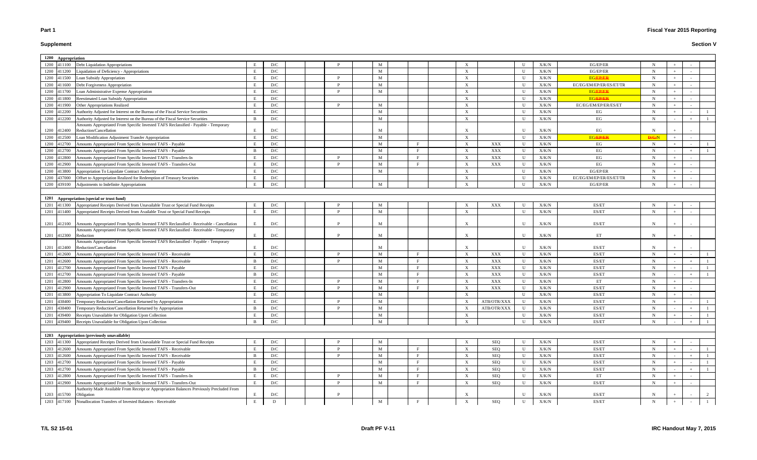**Part 1**

**Fiscal Year 2015 Reporting**

**Supplement**

**Section V**

| | | | | | | | | | | | | | | | | |
|---|---|---|---|---|---|---|---|---|---|---|---|---|---|---|---|---|
| **1200** | **Appropriation** | | | | | | | | | | | | | | | |
| 1200 | 411100 | Debt Liquidation Appropriations | E | D/C | | P | M | | X | | U | X/K/N | EG/EP/ER | N | + | - | |
| 1200 | 411200 | Liquidation of Deficiency - Appropriations | E | D/C | | | M | | X | | U | X/K/N | EG/EP/ER | N | + | - | |
| 1200 | 411500 | Loan Subsidy Appropriation | E | D/C | | P | M | | X | | U | X/K/N | EG/EP/ER | N | + | - | |
| 1200 | 411600 | Debt Forgiveness Appropriation | E | D/C | | P | M | | X | | U | X/K/N | EC/EG/EM/EP/ER/ES/ET/TR | N | + | - | |
| 1200 | 411700 | Loan Administrative Expense Appropriation | E | D/C | | P | M | | X | | U | X/K/N | EG/EP/ER | N | + | - | |
| 1200 | 411800 | Reestimated Loan Subsidy Appropriation | E | D/C | | | | | X | | U | X/K/N | EG/EP/ER | N | + | - | |
| 1200 | 411900 | Other Appropriations Realized | E | D/C | | P | M | | X | | U | X/K/N | EC/EG/EM/EP/ER/ES/ET | N | + | - | |
| 1200 | 412200 | Authority Adjusted for Interest on the Bureau of the Fiscal Service Securities | E | D/C | | | M | | X | | U | X/K/N | EG | N | + | - | 1 |
| 1200 | 412200 | Authority Adjusted for Interest on the Bureau of the Fiscal Service Securities | B | D/C | | | M | | X | | U | X/K/N | EG | N | - | + | 1 |
| 1200 | 412400 | Amounts Appropriated From Specific Invested TAFS Reclassified - Payable - Temporary Reduction/Cancellation | E | D/C | | | M | | X | | U | X/K/N | EG | N | + | - | |
| 1200 | 412500 | Loan Modification Adjustment Transfer Appropriation | E | D/C | | | M | | X | | U | X/K/N | EG/EP/ER | D/C/N | + | - | |
| 1200 | 412700 | Amounts Appropriated From Specific Invested TAFS - Payable | E | D/C | | | M | F | X | XXX | U | X/K/N | EG | N | + | - | 1 |
| 1200 | 412700 | Amounts Appropriated From Specific Invested TAFS - Payable | B | D/C | | | M | F | X | XXX | U | X/K/N | EG | N | - | + | 1 |
| 1200 | 412800 | Amounts Appropriated From Specific Invested TAFS - Transfers-In | E | D/C | | P | M | F | X | XXX | U | X/K/N | EG | N | + | - | |
| 1200 | 412900 | Amounts Appropriated From Specific Invested TAFS - Transfers-Out | E | D/C | | P | M | F | X | XXX | U | X/K/N | EG | N | + | - | |
| 1200 | 413800 | Appropriation To Liquidate Contract Authority | E | D/C | | | M | | X | | U | X/K/N | EG/EP/ER | N | + | - | |
| 1200 | 437000 | Offset to Appropriation Realized for Redemption of Treasury Securities | E | D/C | | | | | X | | U | X/K/N | EC/EG/EM/EP/ER/ES/ET/TR | N | + | - | |
| 1200 | 439100 | Adjustments to Indefinite Appropriations | E | D/C | | | M | | X | | U | X/K/N | EG/EP/ER | N | + | - | |
| | | | | | | | | | | | | | | | | |
| **1201** | **Appropriation (special or trust fund)** | | | | | | | | | | | | | | | |
| 1201 | 411300 | Appropriated Receipts Derived from Unavailable Trust or Special Fund Receipts | E | D/C | | P | M | | X | XXX | U | X/K/N | ES/ET | N | + | - | |
| 1201 | 411400 | Appropriated Receipts Derived from Available Trust or Special Fund Receipts | E | D/C | | P | M | | X | | U | X/K/N | ES/ET | N | + | - | |
| 1201 | 412100 | Amounts Appropriated From Specific Invested TAFS Reclassified - Receivable - Cancellation | E | D/C | | P | M | | X | | U | X/K/N | ES/ET | N | + | - | |
| 1201 | 412300 | Amounts Appropriated From Specific Invested TAFS Reclassified - Receivable - Temporary Reduction | E | D/C | | P | M | | X | | U | X/K/N | ET | N | + | - | |
| 1201 | 412400 | Amounts Appropriated From Specific Invested TAFS Reclassified - Payable - Temporary Reduction/Cancellation | E | D/C | | | M | | X | | U | X/K/N | ES/ET | N | + | - | |
| 1201 | 412600 | Amounts Appropriated From Specific Invested TAFS - Receivable | E | D/C | | P | M | F | X | XXX | U | X/K/N | ES/ET | N | + | - | 1 |
| 1201 | 412600 | Amounts Appropriated From Specific Invested TAFS - Receivable | B | D/C | | P | M | F | X | XXX | U | X/K/N | ES/ET | N | - | + | 1 |
| 1201 | 412700 | Amounts Appropriated From Specific Invested TAFS - Payable | E | D/C | | | M | F | X | XXX | U | X/K/N | ES/ET | N | + | - | 1 |
| 1201 | 412700 | Amounts Appropriated From Specific Invested TAFS - Payable | B | D/C | | | M | F | X | XXX | U | X/K/N | ES/ET | N | - | + | 1 |
| 1201 | 412800 | Amounts Appropriated From Specific Invested TAFS - Transfers-In | E | D/C | | P | M | F | X | XXX | U | X/K/N | ET | N | + | - | |
| 1201 | 412900 | Amounts Appropriated From Specific Invested TAFS - Transfers-Out | E | D/C | | P | M | F | X | XXX | U | X/K/N | ES/ET | N | + | - | |
| 1201 | 413800 | Appropriation To Liquidate Contract Authority | E | D/C | | | M | | X | | U | X/K/N | ES/ET | N | + | - | |
| 1201 | 438400 | Temporary Reduction/Cancellation Returned by Appropriation | E | D/C | | P | M | | X | ATB/OTR/XXX | U | X/K/N | ES/ET | N | + | - | 1 |
| 1201 | 438400 | Temporary Reduction/Cancellation Returned by Appropriation | B | D/C | | P | M | | X | ATB/OTR/XXX | U | X/K/N | ES/ET | N | - | + | 1 |
| 1201 | 439400 | Receipts Unavailable for Obligation Upon Collection | E | D/C | | | M | | X | | U | X/K/N | ES/ET | N | + | - | 1 |
| 1201 | 439400 | Receipts Unavailable for Obligation Upon Collection | B | D/C | | | M | | X | | U | X/K/N | ES/ET | N | - | + | 1 |
| | | | | | | | | | | | | | | | | |
| **1203** | **Appropriation (previously unavailable)** | | | | | | | | | | | | | | | |
| 1203 | 411300 | Appropriated Receipts Derived from Unavailable Trust or Special Fund Receipts | E | D/C | | P | M | | X | SEQ | U | X/K/N | ES/ET | N | + | - | |
| 1203 | 412600 | Amounts Appropriated From Specific Invested TAFS - Receivable | E | D/C | | P | M | F | X | SEQ | U | X/K/N | ES/ET | N | + | - | 1 |
| 1203 | 412600 | Amounts Appropriated From Specific Invested TAFS - Receivable | B | D/C | | P | M | F | X | SEQ | U | X/K/N | ES/ET | N | - | + | 1 |
| 1203 | 412700 | Amounts Appropriated From Specific Invested TAFS - Payable | E | D/C | | | M | F | X | SEQ | U | X/K/N | ES/ET | N | + | - | 1 |
| 1203 | 412700 | Amounts Appropriated From Specific Invested TAFS - Payable | B | D/C | | | M | F | X | SEQ | U | X/K/N | ES/ET | N | - | + | 1 |
| 1203 | 412800 | Amounts Appropriated From Specific Invested TAFS - Transfers-In | E | D/C | | P | M | F | X | SEQ | U | X/K/N | ET | N | + | - | |
| 1203 | 412900 | Amounts Appropriated From Specific Invested TAFS - Transfers-Out | E | D/C | | P | M | F | X | SEQ | U | X/K/N | ES/ET | N | + | - | |
| 1203 | 415700 | Authority Made Available From Receipt or Appropriation Balances Previously Precluded From Obligation | E | D/C | | P | | | X | | U | X/K/N | ES/ET | N | + | - | 2 |
| 1203 | 417100 | Nonallocation Transfers of Invested Balances - Receivable | E | D | | | M | F | X | SEQ | U | X/K/N | ES/ET | N | + | - | 1 |

T/L S2 15-01 | Draft PF V-11 | IRC Handout May 7, 2015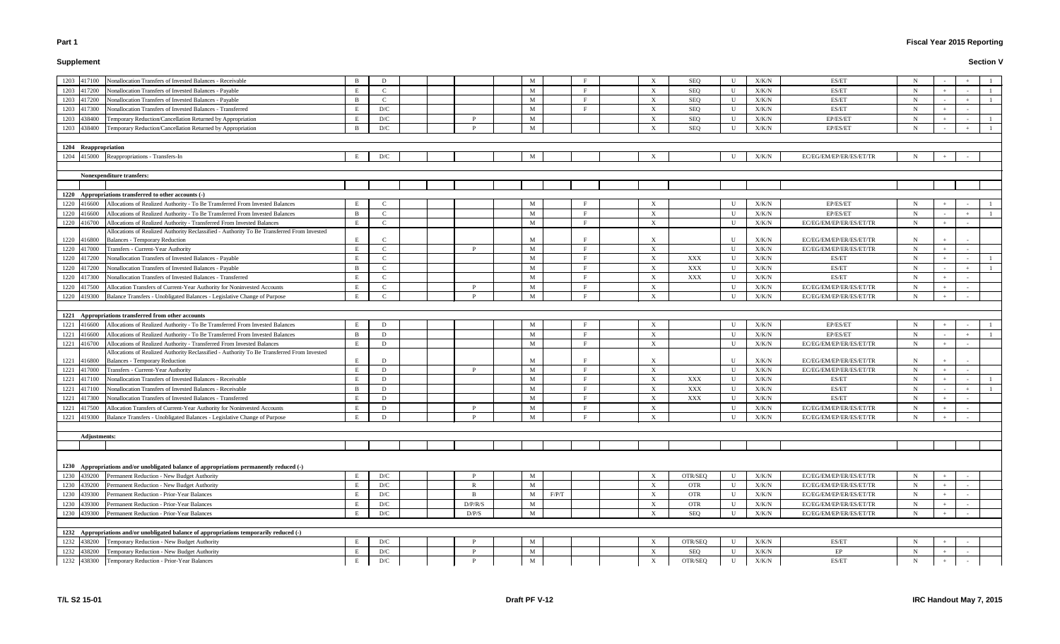**Part 1**

**Supplement**

**Fiscal Year 2015 Reporting**

**Section V**

| | | | | | | | | | | | | | | | | | | | | | |
|---|---|---|---|---|---|---|---|---|---|---|---|---|---|---|---|---|---|---|---|---|---|
| 1203 | 417100 | Nonallocation Transfers of Invested Balances - Receivable | B | D | | | | | M | | F | | X | SEQ | U | X/K/N | ES/ET | N | - | + | 1 |
| 1203 | 417200 | Nonallocation Transfers of Invested Balances - Payable | E | C | | | | | M | | F | | X | SEQ | U | X/K/N | ES/ET | N | + | - | 1 |
| 1203 | 417200 | Nonallocation Transfers of Invested Balances - Payable | B | C | | | | | M | | F | | X | SEQ | U | X/K/N | ES/ET | N | - | + | 1 |
| 1203 | 417300 | Nonallocation Transfers of Invested Balances - Transferred | E | D/C | | | | | M | | F | | X | SEQ | U | X/K/N | ES/ET | N | + | - | |
| 1203 | 438400 | Temporary Reduction/Cancellation Returned by Appropriation | E | D/C | | | P | | M | | | | X | SEQ | U | X/K/N | EP/ES/ET | N | + | - | 1 |
| 1203 | 438400 | Temporary Reduction/Cancellation Returned by Appropriation | B | D/C | | | P | | M | | | | X | SEQ | U | X/K/N | EP/ES/ET | N | - | + | 1 |
| | | | | | | | | | | | | | | | | | | | | | |
| **1204** | **Reappropriation** | | | | | | | | | | | | | | | | | | | | |
| 1204 | 415000 | Reappropriations - Transfers-In | E | D/C | | | | | M | | | | X | | U | X/K/N | EC/EG/EM/EP/ES/ET/TR | N | + | - | |
| | | | | | | | | | | | | | | | | | | | | | |
| | | **Nonexpenditure transfers:** | | | | | | | | | | | | | | | | | | | |
| | | | | | | | | | | | | | | | | | | | | | |
| **1220** | **Appropriations transferred to other accounts (-)** | | | | | | | | | | | | | | | | | | | | |
| 1220 | 416600 | Allocations of Realized Authority - To Be Transferred From Invested Balances | E | C | | | | | M | | F | | X | | U | X/K/N | EP/ES/ET | N | + | - | 1 |
| 1220 | 416600 | Allocations of Realized Authority - To Be Transferred From Invested Balances | B | C | | | | | M | | F | | X | | U | X/K/N | EP/ES/ET | N | - | + | 1 |
| 1220 | 416700 | Allocations of Realized Authority - Transferred From Invested Balances | E | C | | | | | M | | F | | X | | U | X/K/N | EC/EG/EM/EP/ES/ET/TR | N | + | - | |
| 1220 | 416800 | Allocations of Realized Authority Reclassified - Authority To Be Transferred From Invested Balances - Temporary Reduction | E | C | | | | | M | | F | | X | | U | X/K/N | EC/EG/EM/EP/ES/ET/TR | N | + | - | |
| 1220 | 417000 | Transfers - Current-Year Authority | E | C | | | P | | M | | F | | X | | U | X/K/N | EC/EG/EM/EP/ES/ET/TR | N | + | - | |
| 1220 | 417200 | Nonallocation Transfers of Invested Balances - Payable | E | C | | | | | M | | F | | X | XXX | U | X/K/N | ES/ET | N | + | - | 1 |
| 1220 | 417200 | Nonallocation Transfers of Invested Balances - Payable | B | C | | | | | M | | F | | X | XXX | U | X/K/N | ES/ET | N | - | + | 1 |
| 1220 | 417300 | Nonallocation Transfers of Invested Balances - Transferred | E | C | | | | | M | | F | | X | XXX | U | X/K/N | ES/ET | N | + | - | |
| 1220 | 417500 | Allocation Transfers of Current-Year Authority for Noninvested Accounts | E | C | | | P | | M | | F | | X | | U | X/K/N | EC/EG/EM/EP/ES/ET/TR | N | + | - | |
| 1220 | 419300 | Balance Transfers - Unobligated Balances - Legislative Change of Purpose | E | C | | | P | | M | | F | | X | | U | X/K/N | EC/EG/EM/EP/ES/ET/TR | N | + | - | |
| | | | | | | | | | | | | | | | | | | | | | |
| **1221** | **Appropriations transferred from other accounts** | | | | | | | | | | | | | | | | | | | | |
| 1221 | 416600 | Allocations of Realized Authority - To Be Transferred From Invested Balances | E | D | | | | | M | | F | | X | | U | X/K/N | EP/ES/ET | N | + | - | 1 |
| 1221 | 416600 | Allocations of Realized Authority - To Be Transferred From Invested Balances | B | D | | | | | M | | F | | X | | U | X/K/N | EP/ES/ET | N | - | + | 1 |
| 1221 | 416700 | Allocations of Realized Authority - Transferred From Invested Balances | E | D | | | | | M | | F | | X | | U | X/K/N | EC/EG/EM/EP/ES/ET/TR | N | + | - | |
| 1221 | 416800 | Allocations of Realized Authority Reclassified - Authority To Be Transferred From Invested Balances - Temporary Reduction | E | D | | | | | M | | F | | X | | U | X/K/N | EC/EG/EM/EP/ES/ET/TR | N | + | - | |
| 1221 | 417000 | Transfers - Current-Year Authority | E | D | | | P | | M | | F | | X | | U | X/K/N | EC/EG/EM/EP/ES/ET/TR | N | + | - | |
| 1221 | 417100 | Nonallocation Transfers of Invested Balances - Receivable | E | D | | | | | M | | F | | X | XXX | U | X/K/N | ES/ET | N | + | - | 1 |
| 1221 | 417100 | Nonallocation Transfers of Invested Balances - Receivable | B | D | | | | | M | | F | | X | XXX | U | X/K/N | ES/ET | N | - | + | 1 |
| 1221 | 417300 | Nonallocation Transfers of Invested Balances - Transferred | E | D | | | | | M | | F | | X | XXX | U | X/K/N | ES/ET | N | + | - | |
| 1221 | 417500 | Allocation Transfers of Current-Year Authority for Noninvested Accounts | E | D | | | P | | M | | F | | X | | U | X/K/N | EC/EG/EM/EP/ES/ET/TR | N | + | - | |
| 1221 | 419300 | Balance Transfers - Unobligated Balances - Legislative Change of Purpose | E | D | | | P | | M | | F | | X | | U | X/K/N | EC/EG/EM/EP/ES/ET/TR | N | + | - | |
| | | | | | | | | | | | | | | | | | | | | | |
| | | **Adjustments:** | | | | | | | | | | | | | | | | | | | |
| | | | | | | | | | | | | | | | | | | | | | |
| **1230** | **Appropriations and/or unobligated balance of appropriations permanently reduced (-)** | | | | | | | | | | | | | | | | | | | | |
| 1230 | 439200 | Permanent Reduction - New Budget Authority | E | D/C | | | P | | M | | | | X | OTR/SEQ | U | X/K/N | EC/EG/EM/EP/ES/ET/TR | N | + | - | |
| 1230 | 439200 | Permanent Reduction - New Budget Authority | E | D/C | | | R | | M | | | | X | OTR | U | X/K/N | EC/EG/EM/EP/ES/ET/TR | N | + | - | |
| 1230 | 439300 | Permanent Reduction - Prior-Year Balances | E | D/C | | | B | | M | F/P/T | | | X | OTR | U | X/K/N | EC/EG/EM/EP/ES/ET/TR | N | + | - | |
| 1230 | 439300 | Permanent Reduction - Prior-Year Balances | E | D/C | | | D/P/R/S | | M | | | | X | OTR | U | X/K/N | EC/EG/EM/EP/ES/ET/TR | N | + | - | |
| 1230 | 439300 | Permanent Reduction - Prior-Year Balances | E | D/C | | | D/P/S | | M | | | | X | SEQ | U | X/K/N | EC/EG/EM/EP/ES/ET/TR | N | + | - | |
| | | | | | | | | | | | | | | | | | | | | | |
| **1232** | **Appropriations and/or unobligated balance of appropriations temporarily reduced (-)** | | | | | | | | | | | | | | | | | | | | |
| 1232 | 438200 | Temporary Reduction - New Budget Authority | E | D/C | | | P | | M | | | | X | OTR/SEQ | U | X/K/N | ES/ET | N | + | - | |
| 1232 | 438200 | Temporary Reduction - New Budget Authority | E | D/C | | | P | | M | | | | X | SEQ | U | X/K/N | EP | N | + | - | |
| 1232 | 438300 | Temporary Reduction - Prior-Year Balances | E | D/C | | | P | | M | | | | X | OTR/SEQ | U | X/K/N | ES/ET | N | + | - | |

T/L S2 15-01 Draft PF V-12 IRC Handout May 7, 2015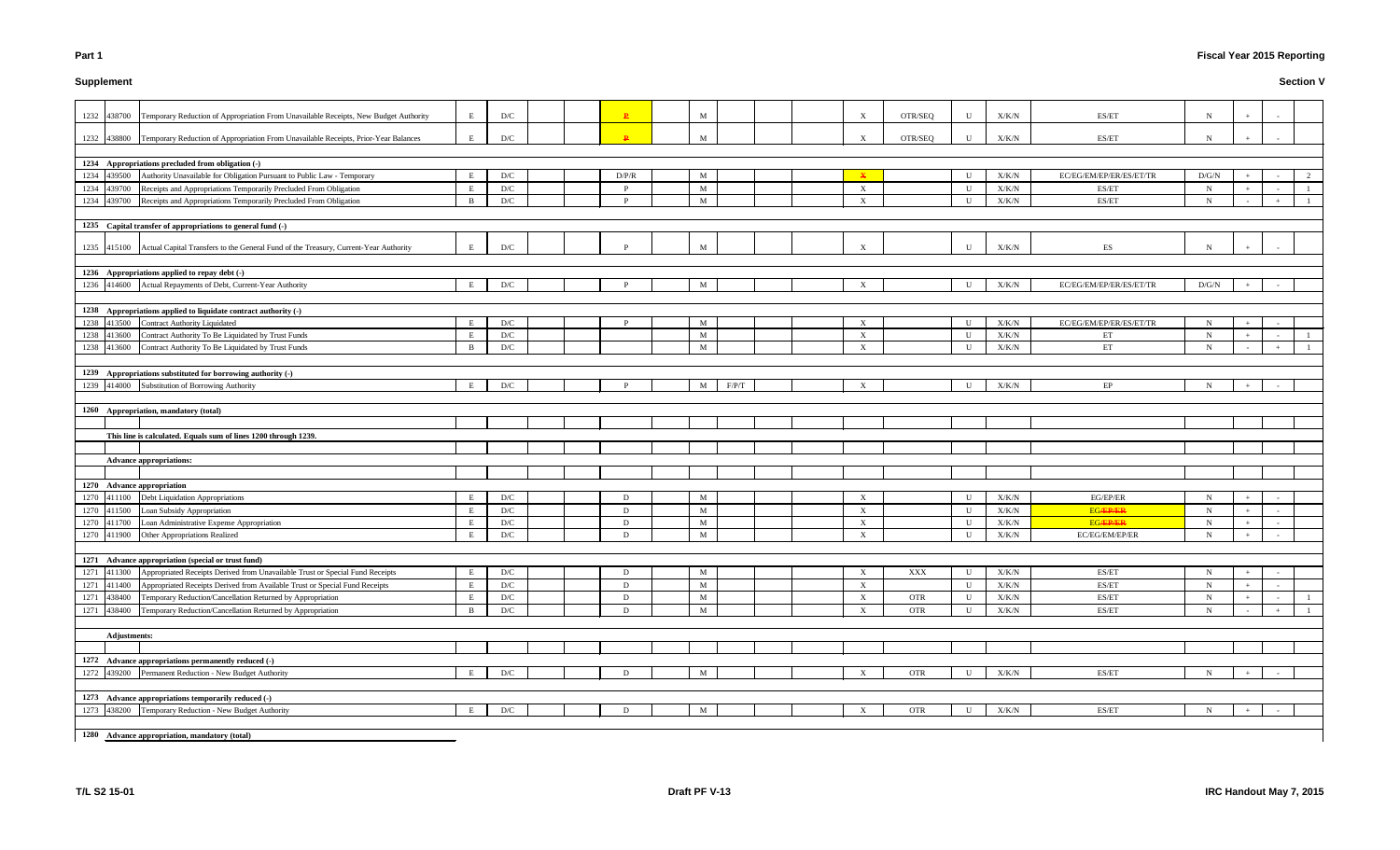**Part 1** **Fiscal Year 2015 Reporting**

**Supplement** **Section V**

| Line | USSGL | Description | | | | | | | | | | | | | | | | | | | |
|---|---|---|---|---|---|---|---|---|---|---|---|---|---|---|---|---|---|---|---|---|---|
| 1232 | 438700 | Temporary Reduction of Appropriation From Unavailable Receipts, New Budget Authority | E | D/C | | | P | | M | | | | X | OTR/SEQ | U | X/K/N | ES/ET | N | + | - | |
| 1232 | 438800 | Temporary Reduction of Appropriation From Unavailable Receipts, Prior-Year Balances | E | D/C | | | P | | M | | | | X | OTR/SEQ | U | X/K/N | ES/ET | N | + | - | |
| | | | | | | | | | | | | | | | | | | | | | |
| **1234** | | **Appropriations precluded from obligation (-)** | | | | | | | | | | | | | | | | | | | |
| 1234 | 439500 | Authority Unavailable for Obligation Pursuant to Public Law - Temporary | E | D/C | | | D/P/R | | M | | | | X | | U | X/K/N | EC/EG/EM/EP/ER/ES/ET/TR | D/G/N | + | - | 2 |
| 1234 | 439700 | Receipts and Appropriations Temporarily Precluded From Obligation | E | D/C | | | P | | M | | | | X | | U | X/K/N | ES/ET | N | + | - | 1 |
| 1234 | 439700 | Receipts and Appropriations Temporarily Precluded From Obligation | B | D/C | | | P | | M | | | | X | | U | X/K/N | ES/ET | N | - | + | 1 |
| | | | | | | | | | | | | | | | | | | | | | |
| **1235** | | **Capital transfer of appropriations to general fund (-)** | | | | | | | | | | | | | | | | | | | |
| 1235 | 415100 | Actual Capital Transfers to the General Fund of the Treasury, Current-Year Authority | E | D/C | | | P | | M | | | | X | | U | X/K/N | ES | N | + | - | |
| | | | | | | | | | | | | | | | | | | | | | |
| **1236** | | **Appropriations applied to repay debt (-)** | | | | | | | | | | | | | | | | | | | |
| 1236 | 414600 | Actual Repayments of Debt, Current-Year Authority | E | D/C | | | P | | M | | | | X | | U | X/K/N | EC/EG/EM/EP/ER/ES/ET/TR | D/G/N | + | - | |
| | | | | | | | | | | | | | | | | | | | | | |
| **1238** | | **Appropriations applied to liquidate contract authority (-)** | | | | | | | | | | | | | | | | | | | |
| 1238 | 413500 | Contract Authority Liquidated | E | D/C | | | P | | M | | | | X | | U | X/K/N | EC/EG/EM/EP/ER/ES/ET/TR | N | + | - | |
| 1238 | 413600 | Contract Authority To Be Liquidated by Trust Funds | E | D/C | | | | | M | | | | X | | U | X/K/N | ET | N | + | - | 1 |
| 1238 | 413600 | Contract Authority To Be Liquidated by Trust Funds | B | D/C | | | | | M | | | | X | | U | X/K/N | ET | N | - | + | 1 |
| | | | | | | | | | | | | | | | | | | | | | |
| **1239** | | **Appropriations substituted for borrowing authority (-)** | | | | | | | | | | | | | | | | | | | |
| 1239 | 414000 | Substitution of Borrowing Authority | E | D/C | | | P | | M | F/P/T | | | X | | U | X/K/N | EP | N | + | - | |
| | | | | | | | | | | | | | | | | | | | | | |
| **1260** | | **Appropriation, mandatory (total)** | | | | | | | | | | | | | | | | | | | |
| | | **This line is calculated. Equals sum of lines 1200 through 1239.** | | | | | | | | | | | | | | | | | | | |
| | | **Advance appropriations:** | | | | | | | | | | | | | | | | | | | |
| **1270** | | **Advance appropriation** | | | | | | | | | | | | | | | | | | | |
| 1270 | 411100 | Debt Liquidation Appropriations | E | D/C | | | D | | M | | | | X | | U | X/K/N | EG/EP/ER | N | + | - | |
| 1270 | 411500 | Loan Subsidy Appropriation | E | D/C | | | D | | M | | | | X | | U | X/K/N | EG/EP/ER | N | + | - | |
| 1270 | 411700 | Loan Administrative Expense Appropriation | E | D/C | | | D | | M | | | | X | | U | X/K/N | EG/EP/ER | N | + | - | |
| 1270 | 411900 | Other Appropriations Realized | E | D/C | | | D | | M | | | | X | | U | X/K/N | EC/EG/EM/EP/ER | N | + | - | |
| | | | | | | | | | | | | | | | | | | | | | |
| **1271** | | **Advance appropriation (special or trust fund)** | | | | | | | | | | | | | | | | | | | |
| 1271 | 411300 | Appropriated Receipts Derived from Unavailable Trust or Special Fund Receipts | E | D/C | | | D | | M | | | | X | XXX | U | X/K/N | ES/ET | N | + | - | |
| 1271 | 411400 | Appropriated Receipts Derived from Available Trust or Special Fund Receipts | E | D/C | | | D | | M | | | | X | | U | X/K/N | ES/ET | N | + | - | |
| 1271 | 438400 | Temporary Reduction/Cancellation Returned by Appropriation | E | D/C | | | D | | M | | | | X | OTR | U | X/K/N | ES/ET | N | + | - | 1 |
| 1271 | 438400 | Temporary Reduction/Cancellation Returned by Appropriation | B | D/C | | | D | | M | | | | X | OTR | U | X/K/N | ES/ET | N | - | + | 1 |
| | | | | | | | | | | | | | | | | | | | | | |
| | | **Adjustments:** | | | | | | | | | | | | | | | | | | | |
| **1272** | | **Advance appropriations permanently reduced (-)** | | | | | | | | | | | | | | | | | | | |
| 1272 | 439200 | Permanent Reduction - New Budget Authority | E | D/C | | | D | | M | | | | X | OTR | U | X/K/N | ES/ET | N | + | - | |
| | | | | | | | | | | | | | | | | | | | | | |
| **1273** | | **Advance appropriations temporarily reduced (-)** | | | | | | | | | | | | | | | | | | | |
| 1273 | 438200 | Temporary Reduction - New Budget Authority | E | D/C | | | D | | M | | | | X | OTR | U | X/K/N | ES/ET | N | + | - | |
| | | | | | | | | | | | | | | | | | | | | | |
| **1280** | | **Advance appropriation, mandatory (total)** | | | | | | | | | | | | | | | | | | | |

T/L S2 15-01 — Draft PF V-13 — IRC Handout May 7, 2015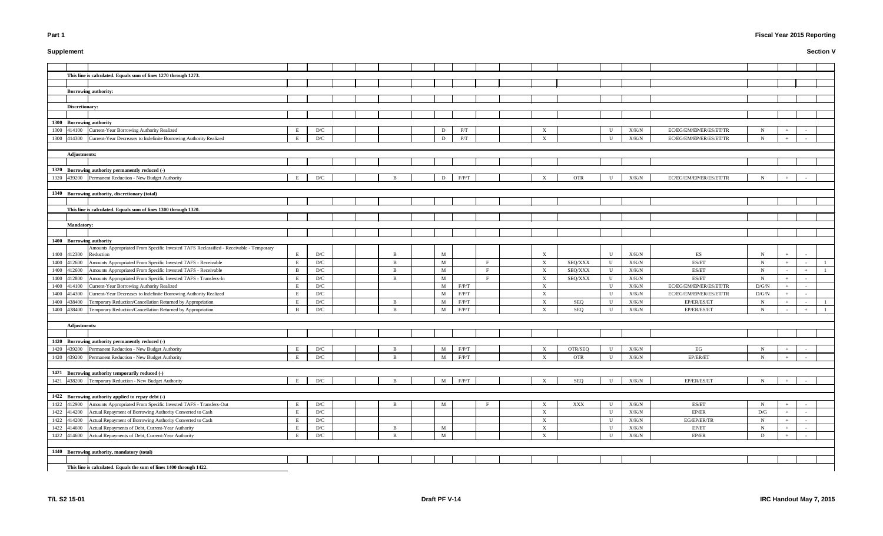**Part 1** **Fiscal Year 2015 Reporting**

**Supplement** **Section V**

| | | | | | | | | | | | | | | | | | | | | | | |
|---|---|---|---|---|---|---|---|---|---|---|---|---|---|---|---|---|---|---|---|---|---|---|
| | | **This line is calculated. Equals sum of lines 1270 through 1273.** | | | | | | | | | | | | | | | | | | | | |
| | | **Borrowing authority:** | | | | | | | | | | | | | | | | | | | | |
| | | **Discretionary:** | | | | | | | | | | | | | | | | | | | | |
| **1300** | | **Borrowing authority** | | | | | | | | | | | | | | | | | | | | |
| 1300 | 414100 | Current-Year Borrowing Authority Realized | E | D/C | | | | | D | P/T | | | X | | U | X/K/N | EC/EG/EM/EP/ER/ES/ET/TR | N | + | - | |
| 1300 | 414300 | Current-Year Decreases to Indefinite Borrowing Authority Realized | E | D/C | | | | | D | P/T | | | X | | U | X/K/N | EC/EG/EM/EP/ER/ES/ET/TR | N | + | - | |
| | | **Adjustments:** | | | | | | | | | | | | | | | | | | | | |
| **1320** | | **Borrowing authority permanently reduced (-)** | | | | | | | | | | | | | | | | | | | | |
| 1320 | 439200 | Permanent Reduction - New Budget Authority | E | D/C | | | B | | D | F/P/T | | | X | OTR | U | X/K/N | EC/EG/EM/EP/ER/ES/ET/TR | N | + | - | |
| **1340** | | **Borrowing authority, discretionary (total)** | | | | | | | | | | | | | | | | | | | | |
| | | **This line is calculated. Equals sum of lines 1300 through 1320.** | | | | | | | | | | | | | | | | | | | | |
| | | **Mandatory:** | | | | | | | | | | | | | | | | | | | | |
| **1400** | | **Borrowing authority** | | | | | | | | | | | | | | | | | | | | |
| 1400 | 412300 | Amounts Appropriated From Specific Invested TAFS Reclassified - Receivable - Temporary Reduction | E | D/C | | | B | | M | | | | X | | U | X/K/N | ES | N | + | - | |
| 1400 | 412600 | Amounts Appropriated From Specific Invested TAFS - Receivable | E | D/C | | | B | | M | | F | | X | SEQ/XXX | U | X/K/N | ES/ET | N | + | - | 1 |
| 1400 | 412600 | Amounts Appropriated From Specific Invested TAFS - Receivable | B | D/C | | | B | | M | | F | | X | SEQ/XXX | U | X/K/N | ES/ET | N | - | + | 1 |
| 1400 | 412800 | Amounts Appropriated From Specific Invested TAFS - Transfers-In | E | D/C | | | B | | M | | F | | X | SEQ/XXX | U | X/K/N | ES/ET | N | + | - | |
| 1400 | 414100 | Current-Year Borrowing Authority Realized | E | D/C | | | | | M | F/P/T | | | X | | U | X/K/N | EC/EG/EM/EP/ER/ES/ET/TR | D/G/N | + | - | |
| 1400 | 414300 | Current-Year Decreases to Indefinite Borrowing Authority Realized | E | D/C | | | | | M | F/P/T | | | X | | U | X/K/N | EC/EG/EM/EP/ER/ES/ET/TR | D/G/N | + | - | |
| 1400 | 438400 | Temporary Reduction/Cancellation Returned by Appropriation | E | D/C | | | B | | M | F/P/T | | | X | SEQ | U | X/K/N | EP/ER/ES/ET | N | + | - | 1 |
| 1400 | 438400 | Temporary Reduction/Cancellation Returned by Appropriation | B | D/C | | | B | | M | F/P/T | | | X | SEQ | U | X/K/N | EP/ER/ES/ET | N | - | + | 1 |
| | | **Adjustments:** | | | | | | | | | | | | | | | | | | | | |
| **1420** | | **Borrowing authority permanently reduced (-)** | | | | | | | | | | | | | | | | | | | | |
| 1420 | 439200 | Permanent Reduction - New Budget Authority | E | D/C | | | B | | M | F/P/T | | | X | OTR/SEQ | U | X/K/N | EG | N | + | - | |
| 1420 | 439200 | Permanent Reduction - New Budget Authority | E | D/C | | | B | | M | F/P/T | | | X | OTR | U | X/K/N | EP/ER/ET | N | + | - | |
| **1421** | | **Borrowing authority temporarily reduced (-)** | | | | | | | | | | | | | | | | | | | | |
| 1421 | 438200 | Temporary Reduction - New Budget Authority | E | D/C | | | B | | M | F/P/T | | | X | SEQ | U | X/K/N | EP/ER/ES/ET | N | + | - | |
| **1422** | | **Borrowing authority applied to repay debt (-)** | | | | | | | | | | | | | | | | | | | | |
| 1422 | 412900 | Amounts Appropriated From Specific Invested TAFS - Transfers-Out | E | D/C | | | B | | M | | F | | X | XXX | U | X/K/N | ES/ET | N | + | - | |
| 1422 | 414200 | Actual Repayment of Borrowing Authority Converted to Cash | E | D/C | | | | | | | | | X | | U | X/K/N | EP/ER | D/G | + | - | |
| 1422 | 414200 | Actual Repayment of Borrowing Authority Converted to Cash | E | D/C | | | | | | | | | X | | U | X/K/N | EG/EP/ER/TR | N | + | - | |
| 1422 | 414600 | Actual Repayments of Debt, Current-Year Authority | E | D/C | | | B | | M | | | | X | | U | X/K/N | EP/ET | N | + | - | |
| 1422 | 414600 | Actual Repayments of Debt, Current-Year Authority | E | D/C | | | B | | M | | | | X | | U | X/K/N | EP/ER | D | + | - | |
| **1440** | | **Borrowing authority, mandatory (total)** | | | | | | | | | | | | | | | | | | | | |
| | | **This line is calculated. Equals the sum of lines 1400 through 1422.** | | | | | | | | | | | | | | | | | | | | |

T/L S2 15-01 Draft PF V-14 IRC Handout May 7, 2015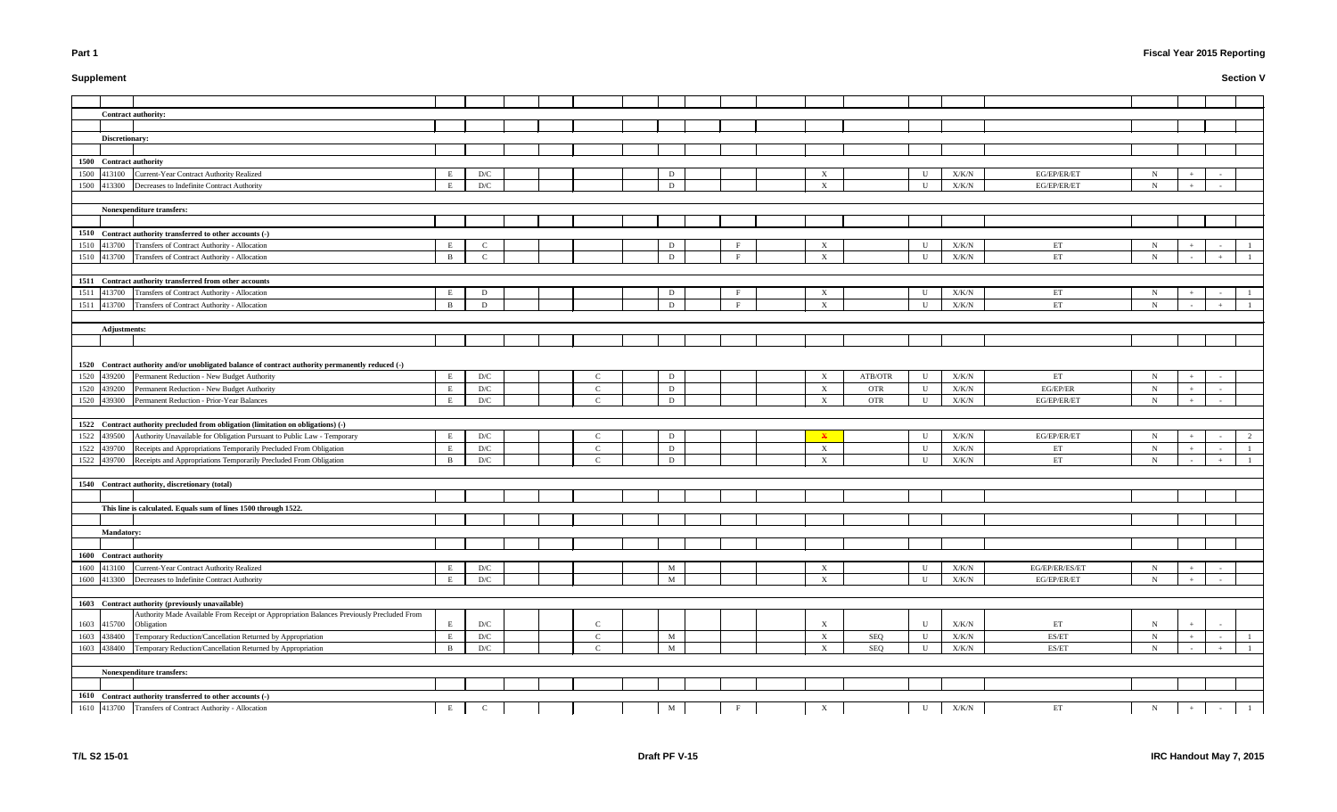# Supplement

## Section V

| Line | USSGL | Description | | | | | | | | | | | | | | | | | | |
|---|---|---|---|---|---|---|---|---|---|---|---|---|---|---|---|---|---|---|---|---|
| | | **Contract authority:** | | | | | | | | | | | | | | | | | | |
| | | **Discretionary:** | | | | | | | | | | | | | | | | | | |
| **1500** | | **Contract authority** | | | | | | | | | | | | | | | | | | |
| 1500 | 413100 | Current-Year Contract Authority Realized | E | D/C | | | | D | | | X | | U | X/K/N | EG/EP/ER/ET | N | + | - | |
| 1500 | 413300 | Decreases to Indefinite Contract Authority | E | D/C | | | | D | | | X | | U | X/K/N | EG/EP/ER/ET | N | + | - | |
| | | **Nonexpenditure transfers:** | | | | | | | | | | | | | | | | | | |
| **1510** | | **Contract authority transferred to other accounts (-)** | | | | | | | | | | | | | | | | | | |
| 1510 | 413700 | Transfers of Contract Authority - Allocation | E | C | | | | D | F | | X | | U | X/K/N | ET | N | + | - | 1 |
| 1510 | 413700 | Transfers of Contract Authority - Allocation | B | C | | | | D | F | | X | | U | X/K/N | ET | N | - | + | 1 |
| **1511** | | **Contract authority transferred from other accounts** | | | | | | | | | | | | | | | | | | |
| 1511 | 413700 | Transfers of Contract Authority - Allocation | E | D | | | | D | F | | X | | U | X/K/N | ET | N | + | - | 1 |
| 1511 | 413700 | Transfers of Contract Authority - Allocation | B | D | | | | D | F | | X | | U | X/K/N | ET | N | - | + | 1 |
| | | **Adjustments:** | | | | | | | | | | | | | | | | | | |
| **1520** | | **Contract authority and/or unobligated balance of contract authority permanently reduced (-)** | | | | | | | | | | | | | | | | | | |
| 1520 | 439200 | Permanent Reduction - New Budget Authority | E | D/C | | C | | D | | | X | ATB/OTR | U | X/K/N | ET | N | + | - | |
| 1520 | 439200 | Permanent Reduction - New Budget Authority | E | D/C | | C | | D | | | X | OTR | U | X/K/N | EG/EP/ER | N | + | - | |
| 1520 | 439300 | Permanent Reduction - Prior-Year Balances | E | D/C | | C | | D | | | X | OTR | U | X/K/N | EG/EP/ER/ET | N | + | - | |
| **1522** | | **Contract authority precluded from obligation (limitation on obligations) (-)** | | | | | | | | | | | | | | | | | | |
| 1522 | 439500 | Authority Unavailable for Obligation Pursuant to Public Law - Temporary | E | D/C | | C | | D | | | X | | U | X/K/N | EG/EP/ER/ET | N | + | - | 2 |
| 1522 | 439700 | Receipts and Appropriations Temporarily Precluded From Obligation | E | D/C | | C | | D | | | X | | U | X/K/N | ET | N | + | - | 1 |
| 1522 | 439700 | Receipts and Appropriations Temporarily Precluded From Obligation | B | D/C | | C | | D | | | X | | U | X/K/N | ET | N | - | + | 1 |
| **1540** | | **Contract authority, discretionary (total)** | | | | | | | | | | | | | | | | | | |
| | | **This line is calculated. Equals sum of lines 1500 through 1522.** | | | | | | | | | | | | | | | | | | |
| | | **Mandatory:** | | | | | | | | | | | | | | | | | | |
| **1600** | | **Contract authority** | | | | | | | | | | | | | | | | | | |
| 1600 | 413100 | Current-Year Contract Authority Realized | E | D/C | | | | M | | | X | | U | X/K/N | EG/EP/ER/ES/ET | N | + | - | |
| 1600 | 413300 | Decreases to Indefinite Contract Authority | E | D/C | | | | M | | | X | | U | X/K/N | EG/EP/ER/ET | N | + | - | |
| **1603** | | **Contract authority (previously unavailable)** | | | | | | | | | | | | | | | | | | |
| 1603 | 415700 | Authority Made Available From Receipt or Appropriation Balances Previously Precluded From Obligation | E | D/C | | C | | | | | X | | U | X/K/N | ET | N | + | - | |
| 1603 | 438400 | Temporary Reduction/Cancellation Returned by Appropriation | E | D/C | | C | | M | | | X | SEQ | U | X/K/N | ES/ET | N | + | - | 1 |
| 1603 | 438400 | Temporary Reduction/Cancellation Returned by Appropriation | B | D/C | | C | | M | | | X | SEQ | U | X/K/N | ES/ET | N | - | + | 1 |
| | | **Nonexpenditure transfers:** | | | | | | | | | | | | | | | | | | |
| **1610** | | **Contract authority transferred to other accounts (-)** | | | | | | | | | | | | | | | | | | |
| 1610 | 413700 | Transfers of Contract Authority - Allocation | E | C | | | | M | F | | X | | U | X/K/N | ET | N | + | - | 1 |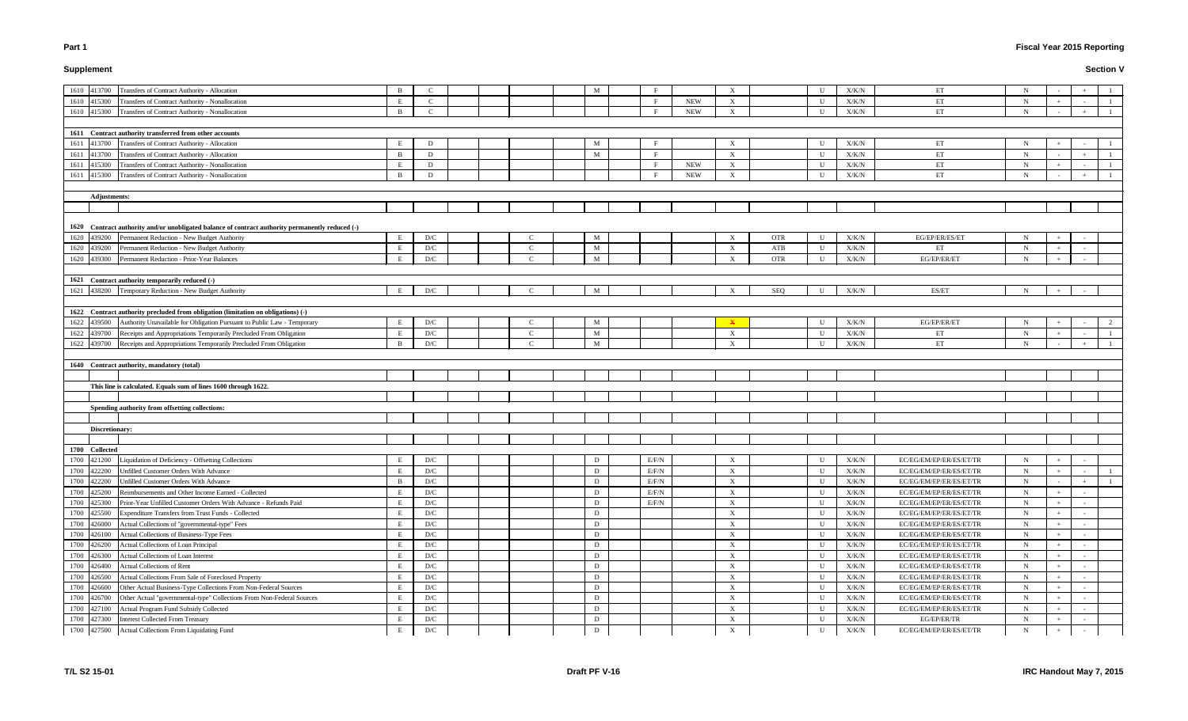## Part 1

## Supplement

**Fiscal Year 2015 Reporting**

**Section V**

| Line | USSGL | Description | | | | | | | | | | | | | | | | | | | |
|---|---|---|---|---|---|---|---|---|---|---|---|---|---|---|---|---|---|---|---|---|---|
| 1610 | 413700 | Transfers of Contract Authority - Allocation | B | C | | | | M | F | | X | | U | X/K/N | ET | N | - | + | 1 |
| 1610 | 415300 | Transfers of Contract Authority - Nonallocation | E | C | | | | | F | NEW | X | | U | X/K/N | ET | N | + | - | 1 |
| 1610 | 415300 | Transfers of Contract Authority - Nonallocation | B | C | | | | | F | NEW | X | | U | X/K/N | ET | N | - | + | 1 |
| | | | | | | | | | | | | | | | | | | | |
| 1611 | | **Contract authority transferred from other accounts** | | | | | | | | | | | | | | | | | |
| 1611 | 413700 | Transfers of Contract Authority - Allocation | E | D | | | | M | F | | X | | U | X/K/N | ET | N | + | - | 1 |
| 1611 | 413700 | Transfers of Contract Authority - Allocation | B | D | | | | M | F | | X | | U | X/K/N | ET | N | - | + | 1 |
| 1611 | 415300 | Transfers of Contract Authority - Nonallocation | E | D | | | | | F | NEW | X | | U | X/K/N | ET | N | + | - | 1 |
| 1611 | 415300 | Transfers of Contract Authority - Nonallocation | B | D | | | | | F | NEW | X | | U | X/K/N | ET | N | - | + | 1 |
| | | | | | | | | | | | | | | | | | | | |
| | | **Adjustments:** | | | | | | | | | | | | | | | | | |
| | | | | | | | | | | | | | | | | | | | |
| 1620 | | **Contract authority and/or unobligated balance of contract authority permanently reduced (-)** | | | | | | | | | | | | | | | | | |
| 1620 | 439200 | Permanent Reduction - New Budget Authority | E | D/C | | | C | M | | | X | OTR | U | X/K/N | EG/EP/ER/ES/ET | N | + | - | |
| 1620 | 439200 | Permanent Reduction - New Budget Authority | E | D/C | | | C | M | | | X | ATB | U | X/K/N | ET | N | + | - | |
| 1620 | 439300 | Permanent Reduction - Prior-Year Balances | E | D/C | | | C | M | | | X | OTR | U | X/K/N | EG/EP/ER/ET | N | + | - | |
| | | | | | | | | | | | | | | | | | | | |
| 1621 | | **Contract authority temporarily reduced (-)** | | | | | | | | | | | | | | | | | |
| 1621 | 438200 | Temporary Reduction - New Budget Authority | E | D/C | | | C | M | | | X | SEQ | U | X/K/N | ES/ET | N | + | - | |
| | | | | | | | | | | | | | | | | | | | |
| 1622 | | **Contract authority precluded from obligation (limitation on obligations) (-)** | | | | | | | | | | | | | | | | | |
| 1622 | 439500 | Authority Unavailable for Obligation Pursuant to Public Law - Temporary | E | D/C | | | C | M | | | X | | U | X/K/N | EG/EP/ER/ET | N | + | - | 2 |
| 1622 | 439700 | Receipts and Appropriations Temporarily Precluded From Obligation | E | D/C | | | C | M | | | X | | U | X/K/N | ET | N | + | - | 1 |
| 1622 | 439700 | Receipts and Appropriations Temporarily Precluded From Obligation | B | D/C | | | C | M | | | X | | U | X/K/N | ET | N | - | + | 1 |
| | | | | | | | | | | | | | | | | | | | |
| 1640 | | **Contract authority, mandatory (total)** | | | | | | | | | | | | | | | | | |
| | | | | | | | | | | | | | | | | | | | |
| | | **This line is calculated. Equals sum of lines 1600 through 1622.** | | | | | | | | | | | | | | | | | |
| | | | | | | | | | | | | | | | | | | | |
| | | **Spending authority from offsetting collections:** | | | | | | | | | | | | | | | | | |
| | | | | | | | | | | | | | | | | | | | |
| | | **Discretionary:** | | | | | | | | | | | | | | | | | |
| | | | | | | | | | | | | | | | | | | | |
| 1700 | | **Collected** | | | | | | | | | | | | | | | | | |
| 1700 | 421200 | Liquidation of Deficiency - Offsetting Collections | E | D/C | | | | D | E/F/N | | X | | U | X/K/N | EC/EG/EM/EP/ER/ES/ET/TR | N | + | - | |
| 1700 | 422200 | Unfilled Customer Orders With Advance | E | D/C | | | | D | E/F/N | | X | | U | X/K/N | EC/EG/EM/EP/ER/ES/ET/TR | N | + | - | 1 |
| 1700 | 422200 | Unfilled Customer Orders With Advance | B | D/C | | | | D | E/F/N | | X | | U | X/K/N | EC/EG/EM/EP/ER/ES/ET/TR | N | - | + | 1 |
| 1700 | 425200 | Reimbursements and Other Income Earned - Collected | E | D/C | | | | D | E/F/N | | X | | U | X/K/N | EC/EG/EM/EP/ER/ES/ET/TR | N | + | - | |
| 1700 | 425300 | Prior-Year Unfilled Customer Orders With Advance - Refunds Paid | E | D/C | | | | D | E/F/N | | X | | U | X/K/N | EC/EG/EM/EP/ER/ES/ET/TR | N | + | - | |
| 1700 | 425500 | Expenditure Transfers from Trust Funds - Collected | E | D/C | | | | D | | | X | | U | X/K/N | EC/EG/EM/EP/ER/ES/ET/TR | N | + | - | |
| 1700 | 426000 | Actual Collections of "governmental-type" Fees | E | D/C | | | | D | | | X | | U | X/K/N | EC/EG/EM/EP/ER/ES/ET/TR | N | + | - | |
| 1700 | 426100 | Actual Collections of Business-Type Fees | E | D/C | | | | D | | | X | | U | X/K/N | EC/EG/EM/EP/ER/ES/ET/TR | N | + | - | |
| 1700 | 426200 | Actual Collections of Loan Principal | E | D/C | | | | D | | | X | | U | X/K/N | EC/EG/EM/EP/ER/ES/ET/TR | N | + | - | |
| 1700 | 426300 | Actual Collections of Loan Interest | E | D/C | | | | D | | | X | | U | X/K/N | EC/EG/EM/EP/ER/ES/ET/TR | N | + | - | |
| 1700 | 426400 | Actual Collections of Rent | E | D/C | | | | D | | | X | | U | X/K/N | EC/EG/EM/EP/ER/ES/ET/TR | N | + | - | |
| 1700 | 426500 | Actual Collections From Sale of Foreclosed Property | E | D/C | | | | D | | | X | | U | X/K/N | EC/EG/EM/EP/ER/ES/ET/TR | N | + | - | |
| 1700 | 426600 | Other Actual Business-Type Collections From Non-Federal Sources | E | D/C | | | | D | | | X | | U | X/K/N | EC/EG/EM/EP/ER/ES/ET/TR | N | + | - | |
| 1700 | 426700 | Other Actual "governmental-type" Collections From Non-Federal Sources | E | D/C | | | | D | | | X | | U | X/K/N | EC/EG/EM/EP/ER/ES/ET/TR | N | + | - | |
| 1700 | 427100 | Actual Program Fund Subsidy Collected | E | D/C | | | | D | | | X | | U | X/K/N | EC/EG/EM/EP/ER/ES/ET/TR | N | + | - | |
| 1700 | 427300 | Interest Collected From Treasury | E | D/C | | | | D | | | X | | U | X/K/N | EG/EP/ER/TR | N | + | - | |
| 1700 | 427500 | Actual Collections From Liquidating Fund | E | D/C | | | | D | | | X | | U | X/K/N | EC/EG/EM/EP/ER/ES/ET/TR | N | + | - | |

T/L S2 15-01 | Draft PF V-16 | IRC Handout May 7, 2015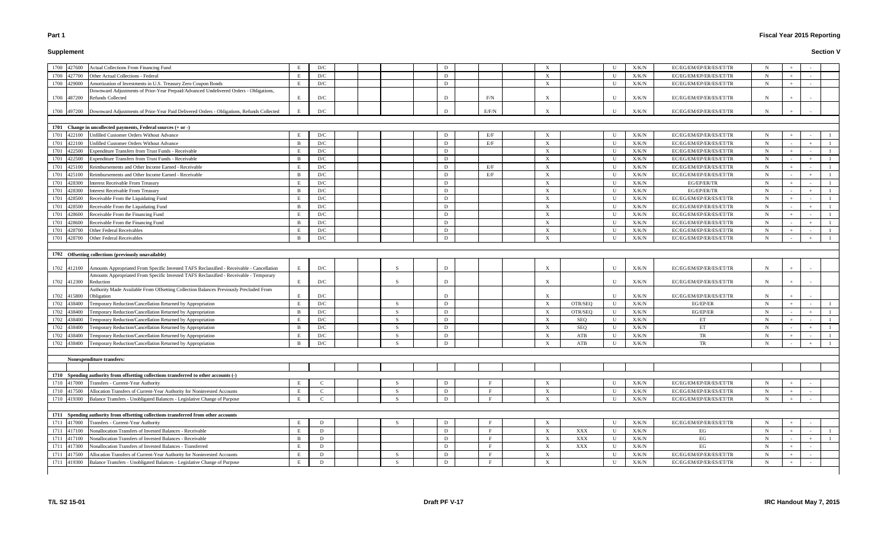**Part 1** | **Fiscal Year 2015 Reporting**

**Supplement** | **Section V**

| | | | | | | | | | | | | | | | | | | | | |
|---|---|---|---|---|---|---|---|---|---|---|---|---|---|---|---|---|---|---|---|---|
| 1700 | 427600 | Actual Collections From Financing Fund | E | D/C | | | | D | | | X | | U | X/K/N | EC/EG/EM/EP/ER/ES/ET/TR | N | + | - | |
| 1700 | 427700 | Other Actual Collections - Federal | E | D/C | | | | D | | | X | | U | X/K/N | EC/EG/EM/EP/ER/ES/ET/TR | N | + | - | |
| 1700 | 429000 | Amortization of Investments in U.S. Treasury Zero Coupon Bonds | E | D/C | | | | D | | | X | | U | X/K/N | EC/EG/EM/EP/ER/ES/ET/TR | N | + | - | |
| 1700 | 487200 | Downward Adjustments of Prior-Year Prepaid/Advanced Undelivered Orders - Obligations, Refunds Collected | E | D/C | | | | D | F/N | | X | | U | X/K/N | EC/EG/EM/EP/ER/ES/ET/TR | N | + | - | |
| 1700 | 497200 | Downward Adjustments of Prior-Year Paid Delivered Orders - Obligations, Refunds Collected | E | D/C | | | | D | E/F/N | | X | | U | X/K/N | EC/EG/EM/EP/ER/ES/ET/TR | N | + | - | |
| | | | | | | | | | | | | | | | | | | | |
| 1701 | | **Change in uncollected payments, Federal sources (+ or -)** | | | | | | | | | | | | | | | | | |
| 1701 | 422100 | Unfilled Customer Orders Without Advance | E | D/C | | | | D | E/F | | X | | U | X/K/N | EC/EG/EM/EP/ER/ES/ET/TR | N | + | - | 1 |
| 1701 | 422100 | Unfilled Customer Orders Without Advance | B | D/C | | | | D | E/F | | X | | U | X/K/N | EC/EG/EM/EP/ER/ES/ET/TR | N | - | + | 1 |
| 1701 | 422500 | Expenditure Transfers from Trust Funds - Receivable | E | D/C | | | | D | | | X | | U | X/K/N | EC/EG/EM/EP/ER/ES/ET/TR | N | + | - | 1 |
| 1701 | 422500 | Expenditure Transfers from Trust Funds - Receivable | B | D/C | | | | D | | | X | | U | X/K/N | EC/EG/EM/EP/ER/ES/ET/TR | N | - | + | 1 |
| 1701 | 425100 | Reimbursements and Other Income Earned - Receivable | E | D/C | | | | D | E/F | | X | | U | X/K/N | EC/EG/EM/EP/ER/ES/ET/TR | N | + | - | 1 |
| 1701 | 425100 | Reimbursements and Other Income Earned - Receivable | B | D/C | | | | D | E/F | | X | | U | X/K/N | EC/EG/EM/EP/ER/ES/ET/TR | N | - | + | 1 |
| 1701 | 428300 | Interest Receivable From Treasury | E | D/C | | | | D | | | X | | U | X/K/N | EG/EP/ER/TR | N | + | - | 1 |
| 1701 | 428300 | Interest Receivable From Treasury | B | D/C | | | | D | | | X | | U | X/K/N | EG/EP/ER/TR | N | - | + | 1 |
| 1701 | 428500 | Receivable From the Liquidating Fund | E | D/C | | | | D | | | X | | U | X/K/N | EC/EG/EM/EP/ER/ES/ET/TR | N | + | - | 1 |
| 1701 | 428500 | Receivable From the Liquidating Fund | B | D/C | | | | D | | | X | | U | X/K/N | EC/EG/EM/EP/ER/ES/ET/TR | N | - | + | 1 |
| 1701 | 428600 | Receivable From the Financing Fund | E | D/C | | | | D | | | X | | U | X/K/N | EC/EG/EM/EP/ER/ES/ET/TR | N | + | - | 1 |
| 1701 | 428600 | Receivable From the Financing Fund | B | D/C | | | | D | | | X | | U | X/K/N | EC/EG/EM/EP/ER/ES/ET/TR | N | - | + | 1 |
| 1701 | 428700 | Other Federal Receivables | E | D/C | | | | D | | | X | | U | X/K/N | EC/EG/EM/EP/ER/ES/ET/TR | N | + | - | 1 |
| 1701 | 428700 | Other Federal Receivables | B | D/C | | | | D | | | X | | U | X/K/N | EC/EG/EM/EP/ER/ES/ET/TR | N | - | + | 1 |
| | | | | | | | | | | | | | | | | | | | |
| 1702 | | **Offsetting collections (previously unavailable)** | | | | | | | | | | | | | | | | | |
| 1702 | 412100 | Amounts Appropriated From Specific Invested TAFS Reclassified - Receivable - Cancellation | E | D/C | | | S | D | | | X | | U | X/K/N | EC/EG/EM/EP/ER/ES/ET/TR | N | + | - | |
| 1702 | 412300 | Amounts Appropriated From Specific Invested TAFS Reclassified - Receivable - Temporary Reduction | E | D/C | | | S | D | | | X | | U | X/K/N | EC/EG/EM/EP/ER/ES/ET/TR | N | + | - | |
| 1702 | 415800 | Authority Made Available From Offsetting Collection Balances Previously Precluded From Obligation | E | D/C | | | | D | | | X | | U | X/K/N | EC/EG/EM/EP/ER/ES/ET/TR | N | + | - | |
| 1702 | 438400 | Temporary Reduction/Cancellation Returned by Appropriation | E | D/C | | | S | D | | | X | OTR/SEQ | U | X/K/N | EG/EP/ER | N | + | - | 1 |
| 1702 | 438400 | Temporary Reduction/Cancellation Returned by Appropriation | B | D/C | | | S | D | | | X | OTR/SEQ | U | X/K/N | EG/EP/ER | N | - | + | 1 |
| 1702 | 438400 | Temporary Reduction/Cancellation Returned by Appropriation | E | D/C | | | S | D | | | X | SEQ | U | X/K/N | ET | N | + | - | 1 |
| 1702 | 438400 | Temporary Reduction/Cancellation Returned by Appropriation | B | D/C | | | S | D | | | X | SEQ | U | X/K/N | ET | N | - | + | 1 |
| 1702 | 438400 | Temporary Reduction/Cancellation Returned by Appropriation | E | D/C | | | S | D | | | X | ATB | U | X/K/N | TR | N | + | - | 1 |
| 1702 | 438400 | Temporary Reduction/Cancellation Returned by Appropriation | B | D/C | | | S | D | | | X | ATB | U | X/K/N | TR | N | - | + | 1 |
| | | | | | | | | | | | | | | | | | | | |
| | | **Nonexpenditure transfers:** | | | | | | | | | | | | | | | | | |
| | | | | | | | | | | | | | | | | | | | |
| 1710 | | **Spending authority from offsetting collections transferred to other accounts (-)** | | | | | | | | | | | | | | | | | |
| 1710 | 417000 | Transfers - Current-Year Authority | E | C | | | S | D | F | | X | | U | X/K/N | EC/EG/EM/EP/ER/ES/ET/TR | N | + | - | |
| 1710 | 417500 | Allocation Transfers of Current-Year Authority for Noninvested Accounts | E | C | | | S | D | F | | X | | U | X/K/N | EC/EG/EM/EP/ER/ES/ET/TR | N | + | - | |
| 1710 | 419300 | Balance Transfers - Unobligated Balances - Legislative Change of Purpose | E | C | | | S | D | F | | X | | U | X/K/N | EC/EG/EM/EP/ER/ES/ET/TR | N | + | - | |
| | | | | | | | | | | | | | | | | | | | |
| 1711 | | **Spending authority from offsetting collections transferred from other accounts** | | | | | | | | | | | | | | | | | |
| 1711 | 417000 | Transfers - Current-Year Authority | E | D | | | S | D | F | | X | | U | X/K/N | EC/EG/EM/EP/ER/ES/ET/TR | N | + | - | |
| 1711 | 417100 | Nonallocation Transfers of Invested Balances - Receivable | E | D | | | | D | F | | X | XXX | U | X/K/N | EG | N | + | - | 1 |
| 1711 | 417100 | Nonallocation Transfers of Invested Balances - Receivable | B | D | | | | D | F | | X | XXX | U | X/K/N | EG | N | - | + | 1 |
| 1711 | 417300 | Nonallocation Transfers of Invested Balances - Transferred | E | D | | | | D | F | | X | XXX | U | X/K/N | EG | N | + | - | |
| 1711 | 417500 | Allocation Transfers of Current-Year Authority for Noninvested Accounts | E | D | | | S | D | F | | X | | U | X/K/N | EC/EG/EM/EP/ER/ES/ET/TR | N | + | - | |
| 1711 | 419300 | Balance Transfers - Unobligated Balances - Legislative Change of Purpose | E | D | | | S | D | F | | X | | U | X/K/N | EC/EG/EM/EP/ER/ES/ET/TR | N | + | - | |

T/L S2 15-01 | Draft PF V-17 | IRC Handout May 7, 2015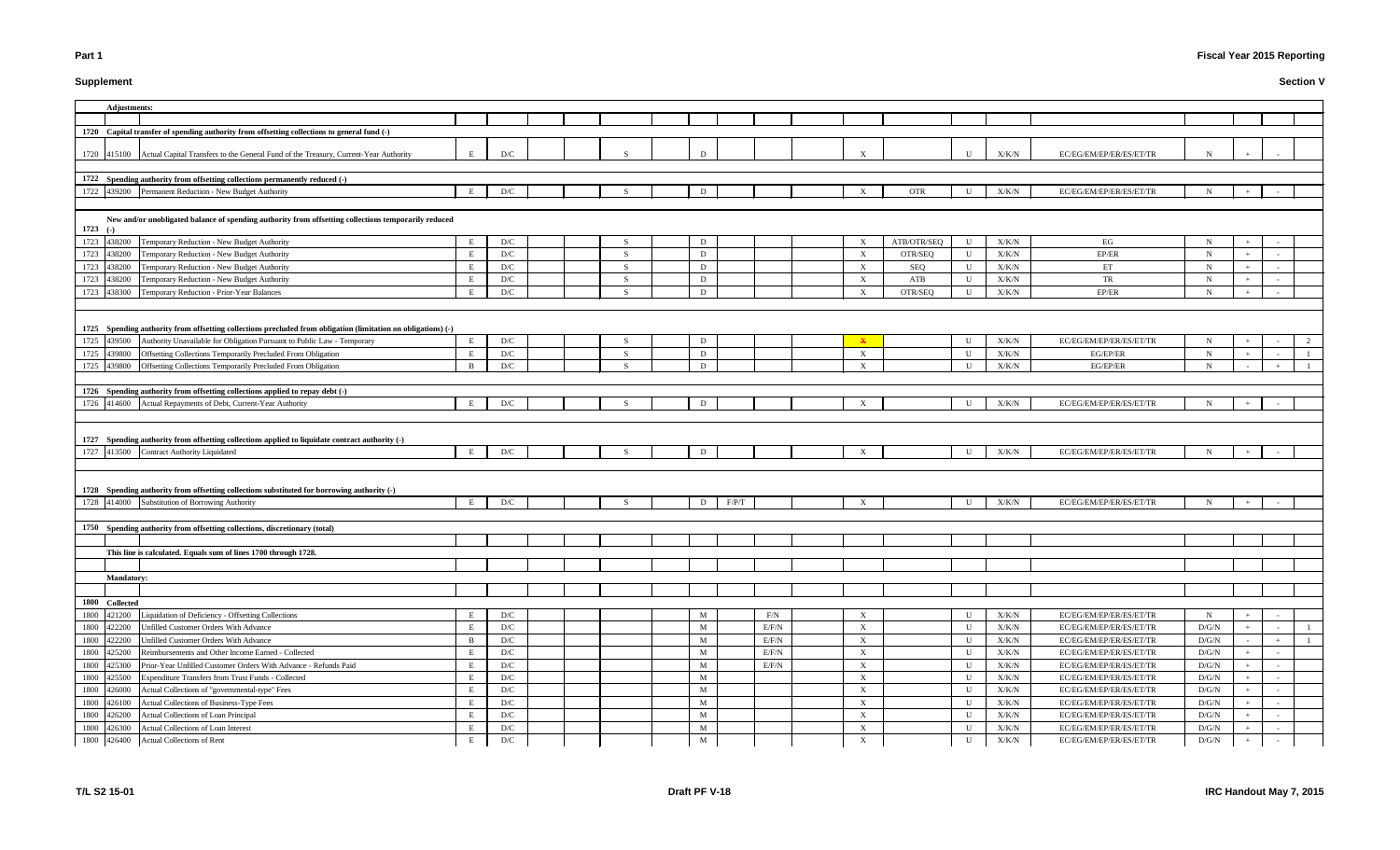**Part 1**

**Supplement**

**Fiscal Year 2015 Reporting**

**Section V**

| | | | | | | | | | | | | | | | | | | | | | | |
|---|---|---|---|---|---|---|---|---|---|---|---|---|---|---|---|---|---|---|---|---|---|---|
| **Adjustments:** | | | | | | | | | | | | | | | | | | | | | | |
| **1720** | | **Capital transfer of spending authority from offsetting collections to general fund (-)** | | | | | | | | | | | | | | | | | | | | |
| 1720 | 415100 | Actual Capital Transfers to the General Fund of the Treasury, Current-Year Authority | E | D/C | | | S | | D | | | | X | | U | X/K/N | EC/EG/EM/EP/ER/ES/ET/TR | N | + | - | |
| **1722** | | **Spending authority from offsetting collections permanently reduced (-)** | | | | | | | | | | | | | | | | | | | | |
| 1722 | 439200 | Permanent Reduction - New Budget Authority | E | D/C | | | S | | D | | | | X | OTR | U | X/K/N | EC/EG/EM/EP/ER/ES/ET/TR | N | + | - | |
| **1723** | | **New and/or unobligated balance of spending authority from offsetting collections temporarily reduced (-)** | | | | | | | | | | | | | | | | | | | | |
| 1723 | 438200 | Temporary Reduction - New Budget Authority | E | D/C | | | S | | D | | | | X | ATB/OTR/SEQ | U | X/K/N | EG | N | + | - | |
| 1723 | 438200 | Temporary Reduction - New Budget Authority | E | D/C | | | S | | D | | | | X | OTR/SEQ | U | X/K/N | EP/ER | N | + | - | |
| 1723 | 438200 | Temporary Reduction - New Budget Authority | E | D/C | | | S | | D | | | | X | SEQ | U | X/K/N | ET | N | + | - | |
| 1723 | 438200 | Temporary Reduction - New Budget Authority | E | D/C | | | S | | D | | | | X | ATB | U | X/K/N | TR | N | + | - | |
| 1723 | 438300 | Temporary Reduction - Prior-Year Balances | E | D/C | | | S | | D | | | | X | OTR/SEQ | U | X/K/N | EP/ER | N | + | - | |
| **1725** | | **Spending authority from offsetting collections precluded from obligation (limitation on obligations) (-)** | | | | | | | | | | | | | | | | | | | | |
| 1725 | 439500 | Authority Unavailable for Obligation Pursuant to Public Law - Temporary | E | D/C | | | S | | D | | | | X | | U | X/K/N | EC/EG/EM/EP/ER/ES/ET/TR | N | + | - | 2 |
| 1725 | 439800 | Offsetting Collections Temporarily Precluded From Obligation | E | D/C | | | S | | D | | | | X | | U | X/K/N | EG/EP/ER | N | + | - | 1 |
| 1725 | 439800 | Offsetting Collections Temporarily Precluded From Obligation | B | D/C | | | S | | D | | | | X | | U | X/K/N | EG/EP/ER | N | - | + | 1 |
| **1726** | | **Spending authority from offsetting collections applied to repay debt (-)** | | | | | | | | | | | | | | | | | | | | |
| 1726 | 414600 | Actual Repayments of Debt, Current-Year Authority | E | D/C | | | S | | D | | | | X | | U | X/K/N | EC/EG/EM/EP/ER/ES/ET/TR | N | + | - | |
| **1727** | | **Spending authority from offsetting collections applied to liquidate contract authority (-)** | | | | | | | | | | | | | | | | | | | | |
| 1727 | 413500 | Contract Authority Liquidated | E | D/C | | | S | | D | | | | X | | U | X/K/N | EC/EG/EM/EP/ER/ES/ET/TR | N | + | - | |
| **1728** | | **Spending authority from offsetting collections substituted for borrowing authority (-)** | | | | | | | | | | | | | | | | | | | | |
| 1728 | 414000 | Substitution of Borrowing Authority | E | D/C | | | S | | D | F/P/T | | | X | | U | X/K/N | EC/EG/EM/EP/ER/ES/ET/TR | N | + | - | |
| **1750** | | **Spending authority from offsetting collections, discretionary (total)** | | | | | | | | | | | | | | | | | | | | |
| | | **This line is calculated. Equals sum of lines 1700 through 1728.** | | | | | | | | | | | | | | | | | | | | |
| **Mandatory:** | | | | | | | | | | | | | | | | | | | | | | |
| **1800** | **Collected** | | | | | | | | | | | | | | | | | | | | | |
| 1800 | 421200 | Liquidation of Deficiency - Offsetting Collections | E | D/C | | | | | M | | F/N | | X | | U | X/K/N | EC/EG/EM/EP/ER/ES/ET/TR | N | + | - | |
| 1800 | 422200 | Unfilled Customer Orders With Advance | E | D/C | | | | | M | | E/F/N | | X | | U | X/K/N | EC/EG/EM/EP/ER/ES/ET/TR | D/G/N | + | - | 1 |
| 1800 | 422200 | Unfilled Customer Orders With Advance | B | D/C | | | | | M | | E/F/N | | X | | U | X/K/N | EC/EG/EM/EP/ER/ES/ET/TR | D/G/N | - | + | 1 |
| 1800 | 425200 | Reimbursements and Other Income Earned - Collected | E | D/C | | | | | M | | E/F/N | | X | | U | X/K/N | EC/EG/EM/EP/ER/ES/ET/TR | D/G/N | + | - | |
| 1800 | 425300 | Prior-Year Unfilled Customer Orders With Advance - Refunds Paid | E | D/C | | | | | M | | E/F/N | | X | | U | X/K/N | EC/EG/EM/EP/ER/ES/ET/TR | D/G/N | + | - | |
| 1800 | 425500 | Expenditure Transfers from Trust Funds - Collected | E | D/C | | | | | M | | | | X | | U | X/K/N | EC/EG/EM/EP/ER/ES/ET/TR | D/G/N | + | - | |
| 1800 | 426000 | Actual Collections of "governmental-type" Fees | E | D/C | | | | | M | | | | X | | U | X/K/N | EC/EG/EM/EP/ER/ES/ET/TR | D/G/N | + | - | |
| 1800 | 426100 | Actual Collections of Business-Type Fees | E | D/C | | | | | M | | | | X | | U | X/K/N | EC/EG/EM/EP/ER/ES/ET/TR | D/G/N | + | - | |
| 1800 | 426200 | Actual Collections of Loan Principal | E | D/C | | | | | M | | | | X | | U | X/K/N | EC/EG/EM/EP/ER/ES/ET/TR | D/G/N | + | - | |
| 1800 | 426300 | Actual Collections of Loan Interest | E | D/C | | | | | M | | | | X | | U | X/K/N | EC/EG/EM/EP/ER/ES/ET/TR | D/G/N | + | - | |
| 1800 | 426400 | Actual Collections of Rent | E | D/C | | | | | M | | | | X | | U | X/K/N | EC/EG/EM/EP/ER/ES/ET/TR | D/G/N | + | - | |

T/L S2 15-01

Draft PF V-18

IRC Handout May 7, 2015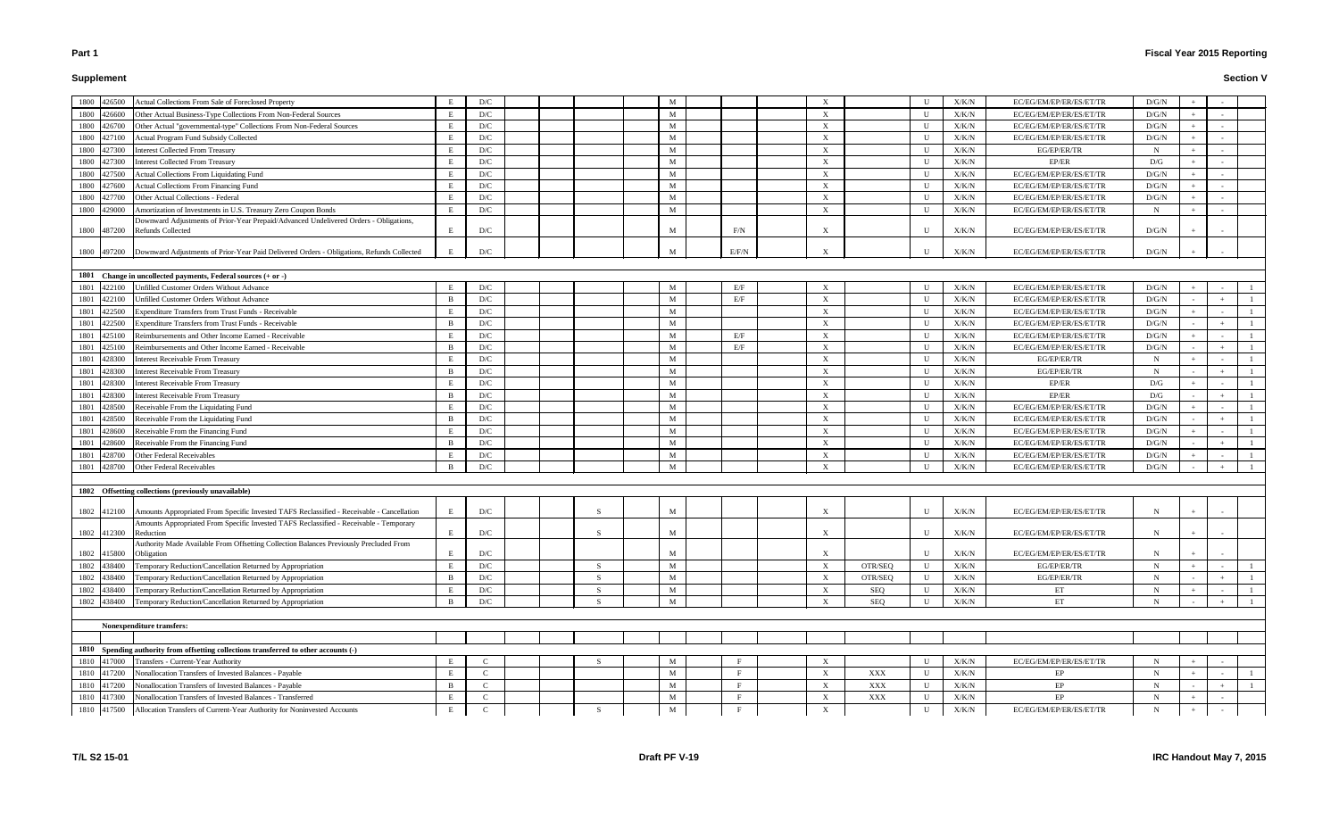# Supplement

| Line | USSGL | Description | | | | | | | | | | | | | | | | | |
|---|---|---|---|---|---|---|---|---|---|---|---|---|---|---|---|---|---|---|---|
| 1800 | 426500 | Actual Collections From Sale of Foreclosed Property | E | D/C | | | | M | | X | | U | X/K/N | EC/EG/EM/EP/ER/ES/ET/TR | D/G/N | + | - | |
| 1800 | 426600 | Other Actual Business-Type Collections From Non-Federal Sources | E | D/C | | | | M | | X | | U | X/K/N | EC/EG/EM/EP/ER/ES/ET/TR | D/G/N | + | - | |
| 1800 | 426700 | Other Actual "governmental-type" Collections From Non-Federal Sources | E | D/C | | | | M | | X | | U | X/K/N | EC/EG/EM/EP/ER/ES/ET/TR | D/G/N | + | - | |
| 1800 | 427100 | Actual Program Fund Subsidy Collected | E | D/C | | | | M | | X | | U | X/K/N | EC/EG/EM/EP/ER/ES/ET/TR | D/G/N | + | - | |
| 1800 | 427300 | Interest Collected From Treasury | E | D/C | | | | M | | X | | U | X/K/N | EG/EP/ER/TR | N | + | - | |
| 1800 | 427300 | Interest Collected From Treasury | E | D/C | | | | M | | X | | U | X/K/N | EP/ER | D/G | + | - | |
| 1800 | 427500 | Actual Collections From Liquidating Fund | E | D/C | | | | M | | X | | U | X/K/N | EC/EG/EM/EP/ER/ES/ET/TR | D/G/N | + | - | |
| 1800 | 427600 | Actual Collections From Financing Fund | E | D/C | | | | M | | X | | U | X/K/N | EC/EG/EM/EP/ER/ES/ET/TR | D/G/N | + | - | |
| 1800 | 427700 | Other Actual Collections - Federal | E | D/C | | | | M | | X | | U | X/K/N | EC/EG/EM/EP/ER/ES/ET/TR | D/G/N | + | - | |
| 1800 | 429000 | Amortization of Investments in U.S. Treasury Zero Coupon Bonds | E | D/C | | | | M | | X | | U | X/K/N | EC/EG/EM/EP/ER/ES/ET/TR | N | + | - | |
| 1800 | 487200 | Downward Adjustments of Prior-Year Prepaid/Advanced Undelivered Orders - Obligations, Refunds Collected | E | D/C | | | | M | F/N | X | | U | X/K/N | EC/EG/EM/EP/ER/ES/ET/TR | D/G/N | + | - | |
| 1800 | 497200 | Downward Adjustments of Prior-Year Paid Delivered Orders - Obligations, Refunds Collected | E | D/C | | | | M | E/F/N | X | | U | X/K/N | EC/EG/EM/EP/ER/ES/ET/TR | D/G/N | + | - | |
| **1801** | | **Change in uncollected payments, Federal sources (+ or -)** | | | | | | | | | | | | | | | | |
| 1801 | 422100 | Unfilled Customer Orders Without Advance | E | D/C | | | | M | E/F | X | | U | X/K/N | EC/EG/EM/EP/ER/ES/ET/TR | D/G/N | + | - | 1 |
| 1801 | 422100 | Unfilled Customer Orders Without Advance | B | D/C | | | | M | E/F | X | | U | X/K/N | EC/EG/EM/EP/ER/ES/ET/TR | D/G/N | - | + | 1 |
| 1801 | 422500 | Expenditure Transfers from Trust Funds - Receivable | E | D/C | | | | M | | X | | U | X/K/N | EC/EG/EM/EP/ER/ES/ET/TR | D/G/N | + | - | 1 |
| 1801 | 422500 | Expenditure Transfers from Trust Funds - Receivable | B | D/C | | | | M | | X | | U | X/K/N | EC/EG/EM/EP/ER/ES/ET/TR | D/G/N | - | + | 1 |
| 1801 | 425100 | Reimbursements and Other Income Earned - Receivable | E | D/C | | | | M | E/F | X | | U | X/K/N | EC/EG/EM/EP/ER/ES/ET/TR | D/G/N | + | - | 1 |
| 1801 | 425100 | Reimbursements and Other Income Earned - Receivable | B | D/C | | | | M | E/F | X | | U | X/K/N | EC/EG/EM/EP/ER/ES/ET/TR | D/G/N | - | + | 1 |
| 1801 | 428300 | Interest Receivable From Treasury | E | D/C | | | | M | | X | | U | X/K/N | EG/EP/ER/TR | N | + | - | 1 |
| 1801 | 428300 | Interest Receivable From Treasury | B | D/C | | | | M | | X | | U | X/K/N | EG/EP/ER/TR | N | - | + | 1 |
| 1801 | 428300 | Interest Receivable From Treasury | E | D/C | | | | M | | X | | U | X/K/N | EP/ER | D/G | + | - | 1 |
| 1801 | 428300 | Interest Receivable From Treasury | B | D/C | | | | M | | X | | U | X/K/N | EP/ER | D/G | - | + | 1 |
| 1801 | 428500 | Receivable From the Liquidating Fund | E | D/C | | | | M | | X | | U | X/K/N | EC/EG/EM/EP/ER/ES/ET/TR | D/G/N | + | - | 1 |
| 1801 | 428500 | Receivable From the Liquidating Fund | B | D/C | | | | M | | X | | U | X/K/N | EC/EG/EM/EP/ER/ES/ET/TR | D/G/N | - | + | 1 |
| 1801 | 428600 | Receivable From the Financing Fund | E | D/C | | | | M | | X | | U | X/K/N | EC/EG/EM/EP/ER/ES/ET/TR | D/G/N | + | - | 1 |
| 1801 | 428600 | Receivable From the Financing Fund | B | D/C | | | | M | | X | | U | X/K/N | EC/EG/EM/EP/ER/ES/ET/TR | D/G/N | - | + | 1 |
| 1801 | 428700 | Other Federal Receivables | E | D/C | | | | M | | X | | U | X/K/N | EC/EG/EM/EP/ER/ES/ET/TR | D/G/N | + | - | 1 |
| 1801 | 428700 | Other Federal Receivables | B | D/C | | | | M | | X | | U | X/K/N | EC/EG/EM/EP/ER/ES/ET/TR | D/G/N | - | + | 1 |
| **1802** | | **Offsetting collections (previously unavailable)** | | | | | | | | | | | | | | | | |
| 1802 | 412100 | Amounts Appropriated From Specific Invested TAFS Reclassified - Receivable - Cancellation | E | D/C | | | S | M | | X | | U | X/K/N | EC/EG/EM/EP/ER/ES/ET/TR | N | + | - | |
| 1802 | 412300 | Amounts Appropriated From Specific Invested TAFS Reclassified - Receivable - Temporary Reduction | E | D/C | | | S | M | | X | | U | X/K/N | EC/EG/EM/EP/ER/ES/ET/TR | N | + | - | |
| 1802 | 415800 | Authority Made Available From Offsetting Collection Balances Previously Precluded From Obligation | E | D/C | | | | M | | X | | U | X/K/N | EC/EG/EM/EP/ER/ES/ET/TR | N | + | - | |
| 1802 | 438400 | Temporary Reduction/Cancellation Returned by Appropriation | E | D/C | | | S | M | | X | OTR/SEQ | U | X/K/N | EG/EP/ER/TR | N | + | - | 1 |
| 1802 | 438400 | Temporary Reduction/Cancellation Returned by Appropriation | B | D/C | | | S | M | | X | OTR/SEQ | U | X/K/N | EG/EP/ER/TR | N | - | + | 1 |
| 1802 | 438400 | Temporary Reduction/Cancellation Returned by Appropriation | E | D/C | | | S | M | | X | SEQ | U | X/K/N | ET | N | + | - | 1 |
| 1802 | 438400 | Temporary Reduction/Cancellation Returned by Appropriation | B | D/C | | | S | M | | X | SEQ | U | X/K/N | ET | N | - | + | 1 |
| | | **Nonexpenditure transfers:** | | | | | | | | | | | | | | | | |
| **1810** | | **Spending authority from offsetting collections transferred to other accounts (-)** | | | | | | | | | | | | | | | | |
| 1810 | 417000 | Transfers - Current-Year Authority | E | C | | | S | M | F | X | | U | X/K/N | EC/EG/EM/EP/ER/ES/ET/TR | N | + | - | |
| 1810 | 417200 | Nonallocation Transfers of Invested Balances - Payable | E | C | | | | M | F | X | XXX | U | X/K/N | EP | N | + | - | 1 |
| 1810 | 417200 | Nonallocation Transfers of Invested Balances - Payable | B | C | | | | M | F | X | XXX | U | X/K/N | EP | N | - | + | 1 |
| 1810 | 417300 | Nonallocation Transfers of Invested Balances - Transferred | E | C | | | | M | F | X | XXX | U | X/K/N | EP | N | + | - | |
| 1810 | 417500 | Allocation Transfers of Current-Year Authority for Noninvested Accounts | E | C | | | S | M | F | X | | U | X/K/N | EC/EG/EM/EP/ER/ES/ET/TR | N | + | - | |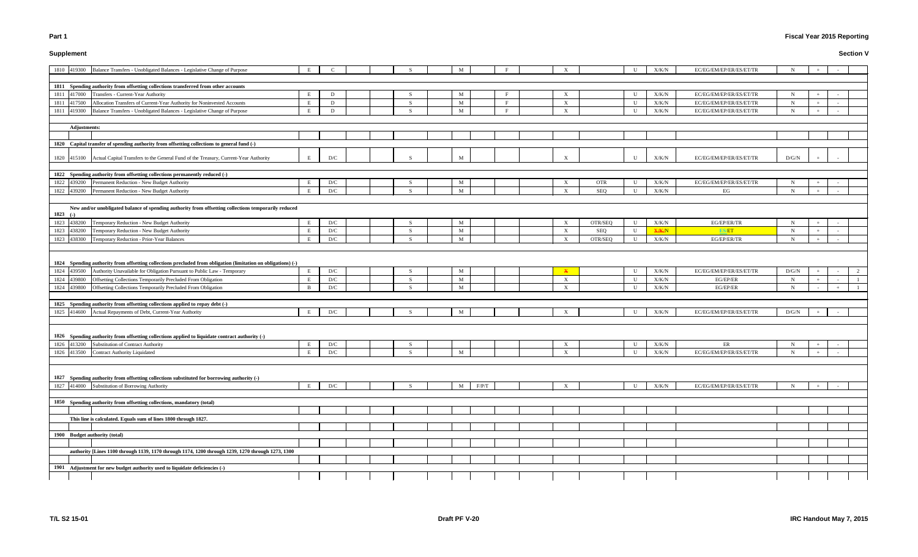**Supplement**

**Section V**

| Line | USSGL | Description | | | | | | | | | | | | | | | | | | | | |
|---|---|---|---|---|---|---|---|---|---|---|---|---|---|---|---|---|---|---|---|---|---|---|
| 1810 | 419300 | Balance Transfers - Unobligated Balances - Legislative Change of Purpose | E | C | | | S | | M | | F | | X | | U | X/K/N | EC/EG/EM/EP/ER/ES/ET/TR | N | + | - | |
| **1811** | | **Spending authority from offsetting collections transferred from other accounts** | | | | | | | | | | | | | | | | | | | |
| 1811 | 417000 | Transfers - Current-Year Authority | E | D | | | S | | M | | F | | X | | U | X/K/N | EC/EG/EM/EP/ER/ES/ET/TR | N | + | - | |
| 1811 | 417500 | Allocation Transfers of Current-Year Authority for Noninvested Accounts | E | D | | | S | | M | | F | | X | | U | X/K/N | EC/EG/EM/EP/ER/ES/ET/TR | N | + | - | |
| 1811 | 419300 | Balance Transfers - Unobligated Balances - Legislative Change of Purpose | E | D | | | S | | M | | F | | X | | U | X/K/N | EC/EG/EM/EP/ER/ES/ET/TR | N | + | - | |
| | | **Adjustments:** | | | | | | | | | | | | | | | | | | | |
| **1820** | | **Capital transfer of spending authority from offsetting collections to general fund (-)** | | | | | | | | | | | | | | | | | | | |
| 1820 | 415100 | Actual Capital Transfers to the General Fund of the Treasury, Current-Year Authority | E | D/C | | | S | | M | | | | X | | U | X/K/N | EC/EG/EM/EP/ER/ES/ET/TR | D/G/N | + | - | |
| **1822** | | **Spending authority from offsetting collections permanently reduced (-)** | | | | | | | | | | | | | | | | | | | |
| 1822 | 439200 | Permanent Reduction - New Budget Authority | E | D/C | | | S | | M | | | | X | OTR | U | X/K/N | EC/EG/EM/EP/ER/ES/ET/TR | N | + | - | |
| 1822 | 439200 | Permanent Reduction - New Budget Authority | E | D/C | | | S | | M | | | | X | SEQ | U | X/K/N | EG | N | + | - | |
| **1823** | | **New and/or unobligated balance of spending authority from offsetting collections temporarily reduced (-)** | | | | | | | | | | | | | | | | | | | |
| 1823 | 438200 | Temporary Reduction - New Budget Authority | E | D/C | | | S | | M | | | | X | OTR/SEQ | U | X/K/N | EG/EP/ER/TR | N | + | - | |
| 1823 | 438200 | Temporary Reduction - New Budget Authority | E | D/C | | | S | | M | | | | X | SEQ | U | X/K/N | ES/ET | N | + | - | |
| 1823 | 438300 | Temporary Reduction - Prior-Year Balances | E | D/C | | | S | | M | | | | X | OTR/SEQ | U | X/K/N | EG/EP/ER/TR | N | + | - | |
| **1824** | | **Spending authority from offsetting collections precluded from obligation (limitation on obligations) (-)** | | | | | | | | | | | | | | | | | | | |
| 1824 | 439500 | Authority Unavailable for Obligation Pursuant to Public Law - Temporary | E | D/C | | | S | | M | | | | X | | U | X/K/N | EC/EG/EM/EP/ER/ES/ET/TR | D/G/N | + | - | 2 |
| 1824 | 439800 | Offsetting Collections Temporarily Precluded From Obligation | E | D/C | | | S | | M | | | | X | | U | X/K/N | EG/EP/ER | N | + | - | 1 |
| 1824 | 439800 | Offsetting Collections Temporarily Precluded From Obligation | B | D/C | | | S | | M | | | | X | | U | X/K/N | EG/EP/ER | N | - | + | 1 |
| **1825** | | **Spending authority from offsetting collections applied to repay debt (-)** | | | | | | | | | | | | | | | | | | | |
| 1825 | 414600 | Actual Repayments of Debt, Current-Year Authority | E | D/C | | | S | | M | | | | X | | U | X/K/N | EC/EG/EM/EP/ER/ES/ET/TR | D/G/N | + | - | |
| **1826** | | **Spending authority from offsetting collections applied to liquidate contract authority (-)** | | | | | | | | | | | | | | | | | | | |
| 1826 | 413200 | Substitution of Contract Authority | E | D/C | | | S | | | | | | X | | U | X/K/N | ER | N | + | - | |
| 1826 | 413500 | Contract Authority Liquidated | E | D/C | | | S | | M | | | | X | | U | X/K/N | EC/EG/EM/EP/ER/ES/ET/TR | N | + | - | |
| **1827** | | **Spending authority from offsetting collections substituted for borrowing authority (-)** | | | | | | | | | | | | | | | | | | | |
| 1827 | 414000 | Substitution of Borrowing Authority | E | D/C | | | S | | M | F/P/T | | | X | | U | X/K/N | EC/EG/EM/EP/ER/ES/ET/TR | N | + | - | |
| **1850** | | **Spending authority from offsetting collections, mandatory (total)** | | | | | | | | | | | | | | | | | | | |
| | | **This line is calculated. Equals sum of lines 1800 through 1827.** | | | | | | | | | | | | | | | | | | | |
| **1900** | | **Budget authority (total)** | | | | | | | | | | | | | | | | | | | |
| | | **authority [Lines 1100 through 1139, 1170 through 1174, 1200 through 1239, 1270 through 1273, 1300** | | | | | | | | | | | | | | | | | | | |
| **1901** | | **Adjustment for new budget authority used to liquidate deficiencies (-)** | | | | | | | | | | | | | | | | | | | |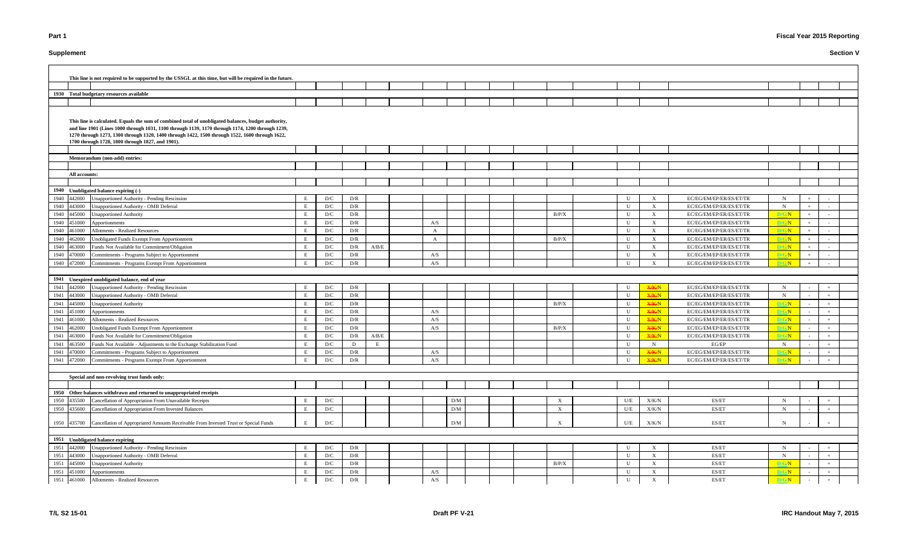**Supplement**

**Section V**

| Line | USSGL | Description | | | | | | | | | | | | | | | | | | | |
|---|---|---|---|---|---|---|---|---|---|---|---|---|---|---|---|---|---|---|---|---|---|
| | | This line is not required to be supported by the USSGL at this time, but will be required in the future. | | | | | | | | | | | | | | | | | | | |
| 1930 | | **Total budgetary resources available** | | | | | | | | | | | | | | | | | | | |
| | | This line is calculated. Equals the sum of combined total of unobligated balances, budget authority, and line 1901 (Lines 1000 through 1031, 1100 through 1139, 1170 through 1174, 1200 through 1239, 1270 through 1273, 1300 through 1320, 1400 through 1422, 1500 through 1522, 1600 through 1622, 1700 through 1728, 1800 through 1827, and 1901). | | | | | | | | | | | | | | | | | | | |
| | | **Memorandum (non-add) entries:** | | | | | | | | | | | | | | | | | | | |
| | | **All accounts:** | | | | | | | | | | | | | | | | | | | |
| 1940 | | **Unobligated balance expiring (-)** | | | | | | | | | | | | | | | | | | | |
| 1940 | 442000 | Unapportioned Authority - Pending Rescission | E | D/C | D/R | | | | | | | | | | U | X | EC/EG/EM/EP/ER/ES/ET/TR | N | + | - | |
| 1940 | 443000 | Unapportioned Authority - OMB Deferral | E | D/C | D/R | | | | | | | | | | U | X | EC/EG/EM/EP/ER/ES/ET/TR | N | + | - | |
| 1940 | 445000 | Unapportioned Authority | E | D/C | D/R | | | | | | | | B/P/X | | U | X | EC/EG/EM/EP/ER/ES/ET/TR | D/G/N | + | - | |
| 1940 | 451000 | Apportionments | E | D/C | D/R | | | A/S | | | | | | | U | X | EC/EG/EM/EP/ER/ES/ET/TR | D/G/N | + | - | |
| 1940 | 461000 | Allotments - Realized Resources | E | D/C | D/R | | | A | | | | | | | U | X | EC/EG/EM/EP/ER/ES/ET/TR | D/G/N | + | - | |
| 1940 | 462000 | Unobligated Funds Exempt From Apportionment | E | D/C | D/R | | | A | | | | | B/P/X | | U | X | EC/EG/EM/EP/ER/ES/ET/TR | D/G/N | + | - | |
| 1940 | 463000 | Funds Not Available for Commitment/Obligation | E | D/C | D/R | A/B/E | | | | | | | | | U | X | EC/EG/EM/EP/ER/ES/ET/TR | D/G/N | + | - | |
| 1940 | 470000 | Commitments - Programs Subject to Apportionment | E | D/C | D/R | | | A/S | | | | | | | U | X | EC/EG/EM/EP/ER/ES/ET/TR | D/G/N | + | - | |
| 1940 | 472000 | Commitments - Programs Exempt From Apportionment | E | D/C | D/R | | | A/S | | | | | | | U | X | EC/EG/EM/EP/ER/ES/ET/TR | D/G/N | + | - | |
| 1941 | | **Unexpired unobligated balance, end of year** | | | | | | | | | | | | | | | | | | | |
| 1941 | 442000 | Unapportioned Authority - Pending Rescission | E | D/C | D/R | | | | | | | | | | U | X/K/N | EC/EG/EM/EP/ER/ES/ET/TR | N | - | + | |
| 1941 | 443000 | Unapportioned Authority - OMB Deferral | E | D/C | D/R | | | | | | | | | | U | X/K/N | EC/EG/EM/EP/ER/ES/ET/TR | N | - | + | |
| 1941 | 445000 | Unapportioned Authority | E | D/C | D/R | | | | | | | | B/P/X | | U | X/K/N | EC/EG/EM/EP/ER/ES/ET/TR | D/G/N | - | + | |
| 1941 | 451000 | Apportionments | E | D/C | D/R | | | A/S | | | | | | | U | X/K/N | EC/EG/EM/EP/ER/ES/ET/TR | D/G/N | - | + | |
| 1941 | 461000 | Allotments - Realized Resources | E | D/C | D/R | | | A/S | | | | | | | U | X/K/N | EC/EG/EM/EP/ER/ES/ET/TR | D/G/N | - | + | |
| 1941 | 462000 | Unobligated Funds Exempt From Apportionment | E | D/C | D/R | | | A/S | | | | | B/P/X | | U | X/K/N | EC/EG/EM/EP/ER/ES/ET/TR | D/G/N | - | + | |
| 1941 | 463000 | Funds Not Available for Commitment/Obligation | E | D/C | D/R | A/B/E | | | | | | | | | U | X/K/N | EC/EG/EM/EP/ER/ES/ET/TR | D/G/N | - | + | |
| 1941 | 463500 | Funds Not Available - Adjustments to the Exchange Stabilization Fund | E | D/C | D | E | | | | | | | | | U | N | EG/EP | N | - | + | |
| 1941 | 470000 | Commitments - Programs Subject to Apportionment | E | D/C | D/R | | | A/S | | | | | | | U | X/K/N | EC/EG/EM/EP/ER/ES/ET/TR | D/G/N | - | + | |
| 1941 | 472000 | Commitments - Programs Exempt From Apportionment | E | D/C | D/R | | | A/S | | | | | | | U | X/K/N | EC/EG/EM/EP/ER/ES/ET/TR | D/G/N | - | + | |
| | | **Special and non-revolving trust funds only:** | | | | | | | | | | | | | | | | | | | |
| 1950 | | **Other balances withdrawn and returned to unappropriated receipts** | | | | | | | | | | | | | | | | | | | |
| 1950 | 435500 | Cancellation of Appropriation From Unavailable Receipts | E | D/C | | | | | D/M | | | | X | | U/E | X/K/N | ES/ET | N | - | + | |
| 1950 | 435600 | Cancellation of Appropriation From Invested Balances | E | D/C | | | | | D/M | | | | X | | U/E | X/K/N | ES/ET | N | - | + | |
| 1950 | 435700 | Cancellation of Appropriated Amounts Receivable From Invested Trust or Special Funds | E | D/C | | | | | D/M | | | | X | | U/E | X/K/N | ES/ET | N | - | + | |
| 1951 | | **Unobligated balance expiring** | | | | | | | | | | | | | | | | | | | |
| 1951 | 442000 | Unapportioned Authority - Pending Rescission | E | D/C | D/R | | | | | | | | | | U | X | ES/ET | N | - | + | |
| 1951 | 443000 | Unapportioned Authority - OMB Deferral | E | D/C | D/R | | | | | | | | | | U | X | ES/ET | N | - | + | |
| 1951 | 445000 | Unapportioned Authority | E | D/C | D/R | | | | | | | | B/P/X | | U | X | ES/ET | D/G/N | - | + | |
| 1951 | 451000 | Apportionments | E | D/C | D/R | | | A/S | | | | | | | U | X | ES/ET | D/G/N | - | + | |
| 1951 | 461000 | Allotments - Realized Resources | E | D/C | D/R | | | A/S | | | | | | | U | X | ES/ET | D/G/N | - | + | |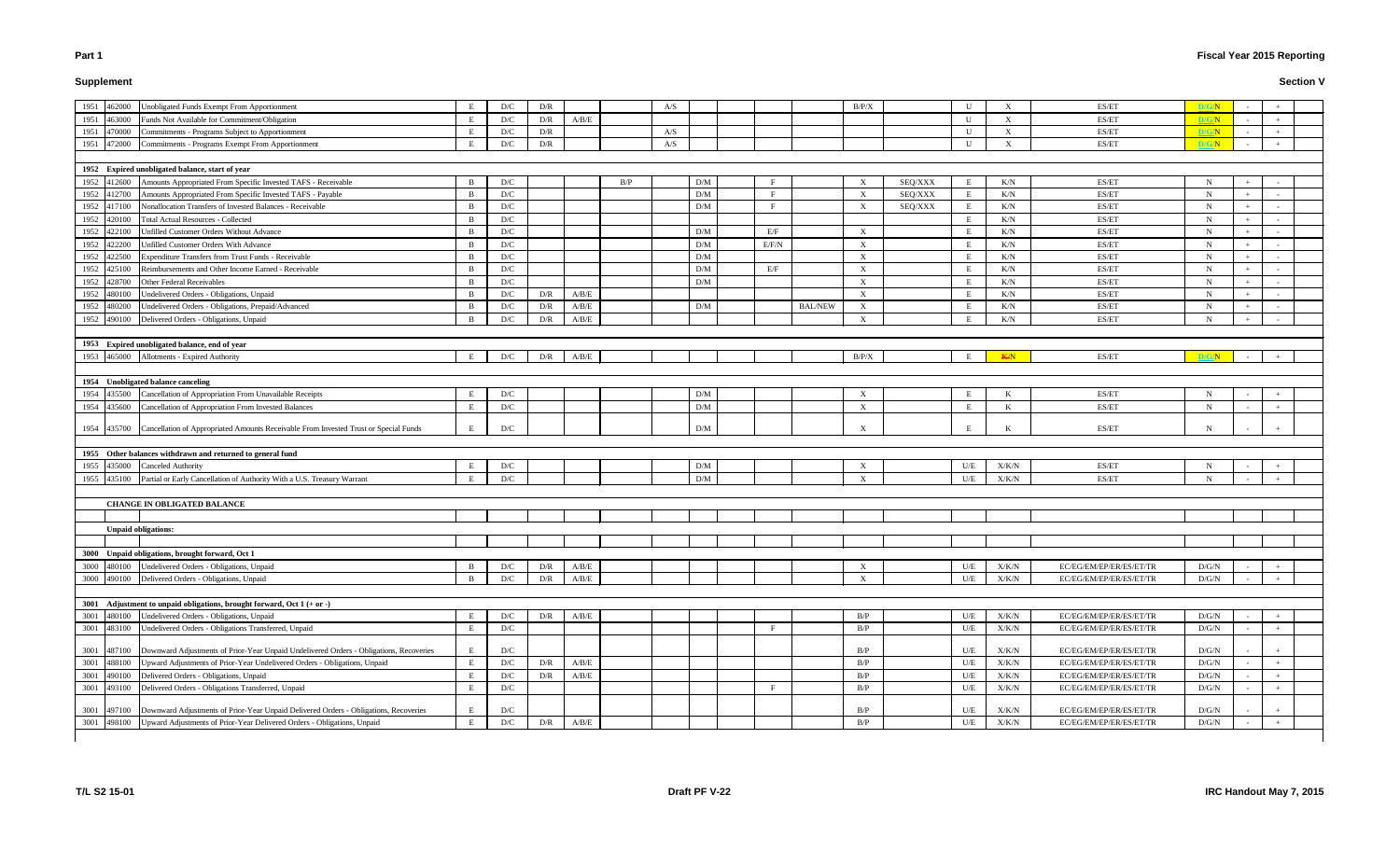**Part 1**

**Fiscal Year 2015 Reporting**

**Supplement**

**Section V**

| Line | USSGL | Description | | | | | | | | | | | | | | | | | | |
|---|---|---|---|---|---|---|---|---|---|---|---|---|---|---|---|---|---|---|---|---|
| 1951 | 462000 | Unobligated Funds Exempt From Apportionment | E | D/C | D/R | | | A/S | | | | | B/P/X | | U | X | ES/ET | D/G/N | - | + |
| 1951 | 463000 | Funds Not Available for Commitment/Obligation | E | D/C | D/R | A/B/E | | | | | | | | | U | X | ES/ET | D/G/N | - | + |
| 1951 | 470000 | Commitments - Programs Subject to Apportionment | E | D/C | D/R | | | A/S | | | | | | | U | X | ES/ET | D/G/N | - | + |
| 1951 | 472000 | Commitments - Programs Exempt From Apportionment | E | D/C | D/R | | | A/S | | | | | | | U | X | ES/ET | D/G/N | - | + |
| | | | | | | | | | | | | | | | | | | | | |
| **1952** | | **Expired unobligated balance, start of year** | | | | | | | | | | | | | | | | | | |
| 1952 | 412600 | Amounts Appropriated From Specific Invested TAFS - Receivable | B | D/C | | | B/P | | D/M | | F | | X | SEQ/XXX | E | K/N | ES/ET | N | + | - |
| 1952 | 412700 | Amounts Appropriated From Specific Invested TAFS - Payable | B | D/C | | | | | D/M | | F | | X | SEQ/XXX | E | K/N | ES/ET | N | + | - |
| 1952 | 417100 | Nonallocation Transfers of Invested Balances - Receivable | B | D/C | | | | | D/M | | F | | X | SEQ/XXX | E | K/N | ES/ET | N | + | - |
| 1952 | 420100 | Total Actual Resources - Collected | B | D/C | | | | | | | | | | | E | K/N | ES/ET | N | + | - |
| 1952 | 422100 | Unfilled Customer Orders Without Advance | B | D/C | | | | | D/M | | E/F | | X | | E | K/N | ES/ET | N | + | - |
| 1952 | 422200 | Unfilled Customer Orders With Advance | B | D/C | | | | | D/M | | E/F/N | | X | | E | K/N | ES/ET | N | + | - |
| 1952 | 422500 | Expenditure Transfers from Trust Funds - Receivable | B | D/C | | | | | D/M | | | | X | | E | K/N | ES/ET | N | + | - |
| 1952 | 425100 | Reimbursements and Other Income Earned - Receivable | B | D/C | | | | | D/M | | E/F | | X | | E | K/N | ES/ET | N | + | - |
| 1952 | 428700 | Other Federal Receivables | B | D/C | | | | | D/M | | | | X | | E | K/N | ES/ET | N | + | - |
| 1952 | 480100 | Undelivered Orders - Obligations, Unpaid | B | D/C | D/R | A/B/E | | | | | | | X | | E | K/N | ES/ET | N | + | - |
| 1952 | 480200 | Undelivered Orders - Obligations, Prepaid/Advanced | B | D/C | D/R | A/B/E | | | D/M | | | BAL/NEW | X | | E | K/N | ES/ET | N | + | - |
| 1952 | 490100 | Delivered Orders - Obligations, Unpaid | B | D/C | D/R | A/B/E | | | | | | | X | | E | K/N | ES/ET | N | + | - |
| | | | | | | | | | | | | | | | | | | | | |
| **1953** | | **Expired unobligated balance, end of year** | | | | | | | | | | | | | | | | | | |
| 1953 | 465000 | Allotments - Expired Authority | E | D/C | D/R | A/B/E | | | | | | | B/P/X | | E | K/N | ES/ET | D/G/N | - | + |
| | | | | | | | | | | | | | | | | | | | | |
| **1954** | | **Unobligated balance canceling** | | | | | | | | | | | | | | | | | | |
| 1954 | 435500 | Cancellation of Appropriation From Unavailable Receipts | E | D/C | | | | | D/M | | | | X | | E | K | ES/ET | N | - | + |
| 1954 | 435600 | Cancellation of Appropriation From Invested Balances | E | D/C | | | | | D/M | | | | X | | E | K | ES/ET | N | - | + |
| 1954 | 435700 | Cancellation of Appropriated Amounts Receivable From Invested Trust or Special Funds | E | D/C | | | | | D/M | | | | X | | E | K | ES/ET | N | - | + |
| | | | | | | | | | | | | | | | | | | | | |
| **1955** | | **Other balances withdrawn and returned to general fund** | | | | | | | | | | | | | | | | | | |
| 1955 | 435000 | Canceled Authority | E | D/C | | | | | D/M | | | | X | | U/E | X/K/N | ES/ET | N | - | + |
| 1955 | 435100 | Partial or Early Cancellation of Authority With a U.S. Treasury Warrant | E | D/C | | | | | D/M | | | | X | | U/E | X/K/N | ES/ET | N | - | + |
| | | | | | | | | | | | | | | | | | | | | |
| | | **CHANGE IN OBLIGATED BALANCE** | | | | | | | | | | | | | | | | | | |
| | | **Unpaid obligations:** | | | | | | | | | | | | | | | | | | |
| **3000** | | **Unpaid obligations, brought forward, Oct 1** | | | | | | | | | | | | | | | | | | |
| 3000 | 480100 | Undelivered Orders - Obligations, Unpaid | B | D/C | D/R | A/B/E | | | | | | | X | | U/E | X/K/N | EC/EG/EM/EP/ER/ES/ET/TR | D/G/N | - | + |
| 3000 | 490100 | Delivered Orders - Obligations, Unpaid | B | D/C | D/R | A/B/E | | | | | | | X | | U/E | X/K/N | EC/EG/EM/EP/ER/ES/ET/TR | D/G/N | - | + |
| | | | | | | | | | | | | | | | | | | | | |
| **3001** | | **Adjustment to unpaid obligations, brought forward, Oct 1 (+ or -)** | | | | | | | | | | | | | | | | | | |
| 3001 | 480100 | Undelivered Orders - Obligations, Unpaid | E | D/C | D/R | A/B/E | | | | | | | B/P | | U/E | X/K/N | EC/EG/EM/EP/ER/ES/ET/TR | D/G/N | - | + |
| 3001 | 483100 | Undelivered Orders - Obligations Transferred, Unpaid | E | D/C | | | | | | | F | | B/P | | U/E | X/K/N | EC/EG/EM/EP/ER/ES/ET/TR | D/G/N | - | + |
| 3001 | 487100 | Downward Adjustments of Prior-Year Unpaid Undelivered Orders - Obligations, Recoveries | E | D/C | | | | | | | | | B/P | | U/E | X/K/N | EC/EG/EM/EP/ER/ES/ET/TR | D/G/N | - | + |
| 3001 | 488100 | Upward Adjustments of Prior-Year Undelivered Orders - Obligations, Unpaid | E | D/C | D/R | A/B/E | | | | | | | B/P | | U/E | X/K/N | EC/EG/EM/EP/ER/ES/ET/TR | D/G/N | - | + |
| 3001 | 490100 | Delivered Orders - Obligations, Unpaid | E | D/C | D/R | A/B/E | | | | | | | B/P | | U/E | X/K/N | EC/EG/EM/EP/ER/ES/ET/TR | D/G/N | - | + |
| 3001 | 493100 | Delivered Orders - Obligations Transferred, Unpaid | E | D/C | | | | | | | F | | B/P | | U/E | X/K/N | EC/EG/EM/EP/ER/ES/ET/TR | D/G/N | - | + |
| 3001 | 497100 | Downward Adjustments of Prior-Year Unpaid Delivered Orders - Obligations, Recoveries | E | D/C | | | | | | | | | B/P | | U/E | X/K/N | EC/EG/EM/EP/ER/ES/ET/TR | D/G/N | - | + |
| 3001 | 498100 | Upward Adjustments of Prior-Year Delivered Orders - Obligations, Unpaid | E | D/C | D/R | A/B/E | | | | | | | B/P | | U/E | X/K/N | EC/EG/EM/EP/ER/ES/ET/TR | D/G/N | - | + |

T/L S2 15-01 | Draft PF V-22 | IRC Handout May 7, 2015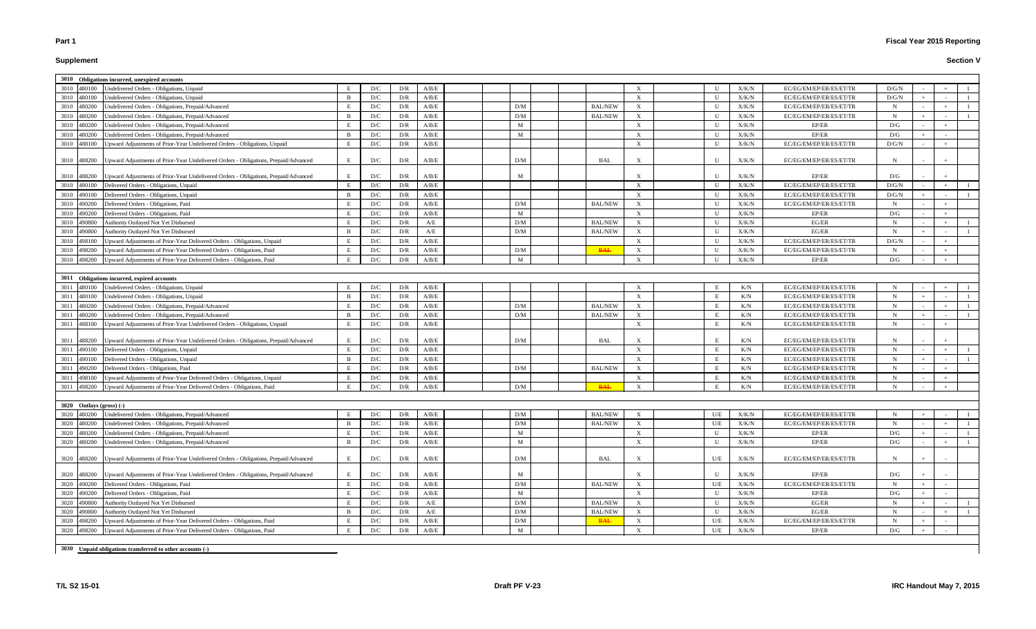**Part 1** **Fiscal Year 2015 Reporting**

**Supplement** **Section V**

| Line | USSGL | Description | | | | | | | | | | | | | | | | |
|---|---|---|---|---|---|---|---|---|---|---|---|---|---|---|---|---|---|---|
| **3010** | | **Obligations incurred, unexpired accounts** | | | | | | | | | | | | | | | | |
| 3010 | 480100 | Undelivered Orders - Obligations, Unpaid | E | D/C | D/R | A/B/E | | | | X | U | X/K/N | EC/EG/EM/EP/ER/ES/ET/TR | D/G/N | - | + | 1 |
| 3010 | 480100 | Undelivered Orders - Obligations, Unpaid | B | D/C | D/R | A/B/E | | | | X | U | X/K/N | EC/EG/EM/EP/ER/ES/ET/TR | D/G/N | + | - | 1 |
| 3010 | 480200 | Undelivered Orders - Obligations, Prepaid/Advanced | E | D/C | D/R | A/B/E | D/M | BAL/NEW | | X | U | X/K/N | EC/EG/EM/EP/ER/ES/ET/TR | N | - | + | 1 |
| 3010 | 480200 | Undelivered Orders - Obligations, Prepaid/Advanced | B | D/C | D/R | A/B/E | D/M | BAL/NEW | | X | U | X/K/N | EC/EG/EM/EP/ER/ES/ET/TR | N | + | - | 1 |
| 3010 | 480200 | Undelivered Orders - Obligations, Prepaid/Advanced | E | D/C | D/R | A/B/E | M | | | X | U | X/K/N | EP/ER | D/G | - | + | |
| 3010 | 480200 | Undelivered Orders - Obligations, Prepaid/Advanced | B | D/C | D/R | A/B/E | M | | | X | U | X/K/N | EP/ER | D/G | + | - | |
| 3010 | 488100 | Upward Adjustments of Prior-Year Undelivered Orders - Obligations, Unpaid | E | D/C | D/R | A/B/E | | | | X | U | X/K/N | EC/EG/EM/EP/ER/ES/ET/TR | D/G/N | - | + | |
| 3010 | 488200 | Upward Adjustments of Prior-Year Undelivered Orders - Obligations, Prepaid/Advanced | E | D/C | D/R | A/B/E | D/M | BAL | | X | U | X/K/N | EC/EG/EM/EP/ER/ES/ET/TR | N | - | + | |
| 3010 | 488200 | Upward Adjustments of Prior-Year Undelivered Orders - Obligations, Prepaid/Advanced | E | D/C | D/R | A/B/E | M | | | X | U | X/K/N | EP/ER | D/G | - | + | |
| 3010 | 490100 | Delivered Orders - Obligations, Unpaid | E | D/C | D/R | A/B/E | | | | X | U | X/K/N | EC/EG/EM/EP/ER/ES/ET/TR | D/G/N | - | + | 1 |
| 3010 | 490100 | Delivered Orders - Obligations, Unpaid | B | D/C | D/R | A/B/E | | | | X | U | X/K/N | EC/EG/EM/EP/ER/ES/ET/TR | D/G/N | + | - | 1 |
| 3010 | 490200 | Delivered Orders - Obligations, Paid | E | D/C | D/R | A/B/E | D/M | BAL/NEW | | X | U | X/K/N | EC/EG/EM/EP/ER/ES/ET/TR | N | - | + | |
| 3010 | 490200 | Delivered Orders - Obligations, Paid | E | D/C | D/R | A/B/E | M | | | X | U | X/K/N | EP/ER | D/G | - | + | |
| 3010 | 490800 | Authority Outlayed Not Yet Disbursed | E | D/C | D/R | A/E | D/M | BAL/NEW | | X | U | X/K/N | EG/ER | N | - | + | 1 |
| 3010 | 490800 | Authority Outlayed Not Yet Disbursed | B | D/C | D/R | A/E | D/M | BAL/NEW | | X | U | X/K/N | EG/ER | N | + | - | 1 |
| 3010 | 498100 | Upward Adjustments of Prior-Year Delivered Orders - Obligations, Unpaid | E | D/C | D/R | A/B/E | | | | X | U | X/K/N | EC/EG/EM/EP/ER/ES/ET/TR | D/G/N | - | + | |
| 3010 | 498200 | Upward Adjustments of Prior-Year Delivered Orders - Obligations, Paid | E | D/C | D/R | A/B/E | D/M | ~~BAL~~ | | X | U | X/K/N | EC/EG/EM/EP/ER/ES/ET/TR | N | - | + | |
| 3010 | 498200 | Upward Adjustments of Prior-Year Delivered Orders - Obligations, Paid | E | D/C | D/R | A/B/E | M | | | X | U | X/K/N | EP/ER | D/G | - | + | |
| **3011** | | **Obligations incurred, expired accounts** | | | | | | | | | | | | | | | | |
| 3011 | 480100 | Undelivered Orders - Obligations, Unpaid | E | D/C | D/R | A/B/E | | | | X | E | K/N | EC/EG/EM/EP/ER/ES/ET/TR | N | - | + | 1 |
| 3011 | 480100 | Undelivered Orders - Obligations, Unpaid | B | D/C | D/R | A/B/E | | | | X | E | K/N | EC/EG/EM/EP/ER/ES/ET/TR | N | + | - | 1 |
| 3011 | 480200 | Undelivered Orders - Obligations, Prepaid/Advanced | E | D/C | D/R | A/B/E | D/M | BAL/NEW | | X | E | K/N | EC/EG/EM/EP/ER/ES/ET/TR | N | - | + | 1 |
| 3011 | 480200 | Undelivered Orders - Obligations, Prepaid/Advanced | B | D/C | D/R | A/B/E | D/M | BAL/NEW | | X | E | K/N | EC/EG/EM/EP/ER/ES/ET/TR | N | + | - | 1 |
| 3011 | 488100 | Upward Adjustments of Prior-Year Undelivered Orders - Obligations, Unpaid | E | D/C | D/R | A/B/E | | | | X | E | K/N | EC/EG/EM/EP/ER/ES/ET/TR | N | - | + | |
| 3011 | 488200 | Upward Adjustments of Prior-Year Undelivered Orders - Obligations, Prepaid/Advanced | E | D/C | D/R | A/B/E | D/M | BAL | | X | E | K/N | EC/EG/EM/EP/ER/ES/ET/TR | N | - | + | |
| 3011 | 490100 | Delivered Orders - Obligations, Unpaid | E | D/C | D/R | A/B/E | | | | X | E | K/N | EC/EG/EM/EP/ER/ES/ET/TR | N | - | + | 1 |
| 3011 | 490100 | Delivered Orders - Obligations, Unpaid | B | D/C | D/R | A/B/E | | | | X | E | K/N | EC/EG/EM/EP/ER/ES/ET/TR | N | + | - | 1 |
| 3011 | 490200 | Delivered Orders - Obligations, Paid | E | D/C | D/R | A/B/E | D/M | BAL/NEW | | X | E | K/N | EC/EG/EM/EP/ER/ES/ET/TR | N | - | + | |
| 3011 | 498100 | Upward Adjustments of Prior-Year Delivered Orders - Obligations, Unpaid | E | D/C | D/R | A/B/E | | | | X | E | K/N | EC/EG/EM/EP/ER/ES/ET/TR | N | - | + | |
| 3011 | 498200 | Upward Adjustments of Prior-Year Delivered Orders - Obligations, Paid | E | D/C | D/R | A/B/E | D/M | ~~BAL~~ | | X | E | K/N | EC/EG/EM/EP/ER/ES/ET/TR | N | - | + | |
| **3020** | | **Outlays (gross) (-)** | | | | | | | | | | | | | | | | |
| 3020 | 480200 | Undelivered Orders - Obligations, Prepaid/Advanced | E | D/C | D/R | A/B/E | D/M | BAL/NEW | | X | U/E | X/K/N | EC/EG/EM/EP/ER/ES/ET/TR | N | + | - | 1 |
| 3020 | 480200 | Undelivered Orders - Obligations, Prepaid/Advanced | B | D/C | D/R | A/B/E | D/M | BAL/NEW | | X | U/E | X/K/N | EC/EG/EM/EP/ER/ES/ET/TR | N | - | + | 1 |
| 3020 | 480200 | Undelivered Orders - Obligations, Prepaid/Advanced | E | D/C | D/R | A/B/E | M | | | X | U | X/K/N | EP/ER | D/G | + | - | 1 |
| 3020 | 480200 | Undelivered Orders - Obligations, Prepaid/Advanced | B | D/C | D/R | A/B/E | M | | | X | U | X/K/N | EP/ER | D/G | - | + | 1 |
| 3020 | 488200 | Upward Adjustments of Prior-Year Undelivered Orders - Obligations, Prepaid/Advanced | E | D/C | D/R | A/B/E | D/M | BAL | | X | U/E | X/K/N | EC/EG/EM/EP/ER/ES/ET/TR | N | + | - | |
| 3020 | 488200 | Upward Adjustments of Prior-Year Undelivered Orders - Obligations, Prepaid/Advanced | E | D/C | D/R | A/B/E | M | | | X | U | X/K/N | EP/ER | D/G | + | - | |
| 3020 | 490200 | Delivered Orders - Obligations, Paid | E | D/C | D/R | A/B/E | D/M | BAL/NEW | | X | U/E | X/K/N | EC/EG/EM/EP/ER/ES/ET/TR | N | + | - | |
| 3020 | 490200 | Delivered Orders - Obligations, Paid | E | D/C | D/R | A/B/E | M | | | X | U | X/K/N | EP/ER | D/G | + | - | |
| 3020 | 490800 | Authority Outlayed Not Yet Disbursed | E | D/C | D/R | A/E | D/M | BAL/NEW | | X | U | X/K/N | EG/ER | N | + | - | 1 |
| 3020 | 490800 | Authority Outlayed Not Yet Disbursed | B | D/C | D/R | A/E | D/M | BAL/NEW | | X | U | X/K/N | EG/ER | N | - | + | 1 |
| 3020 | 498200 | Upward Adjustments of Prior-Year Delivered Orders - Obligations, Paid | E | D/C | D/R | A/B/E | D/M | ~~BAL~~ | | X | U/E | X/K/N | EC/EG/EM/EP/ER/ES/ET/TR | N | + | - | |
| 3020 | 498200 | Upward Adjustments of Prior-Year Delivered Orders - Obligations, Paid | E | D/C | D/R | A/B/E | M | | | X | U/E | X/K/N | EP/ER | D/G | + | - | |
| **3030** | | **Unpaid obligations transferred to other accounts (-)** | | | | | | | | | | | | | | | | |

T/L S2 15-01 | Draft PF V-23 | IRC Handout May 7, 2015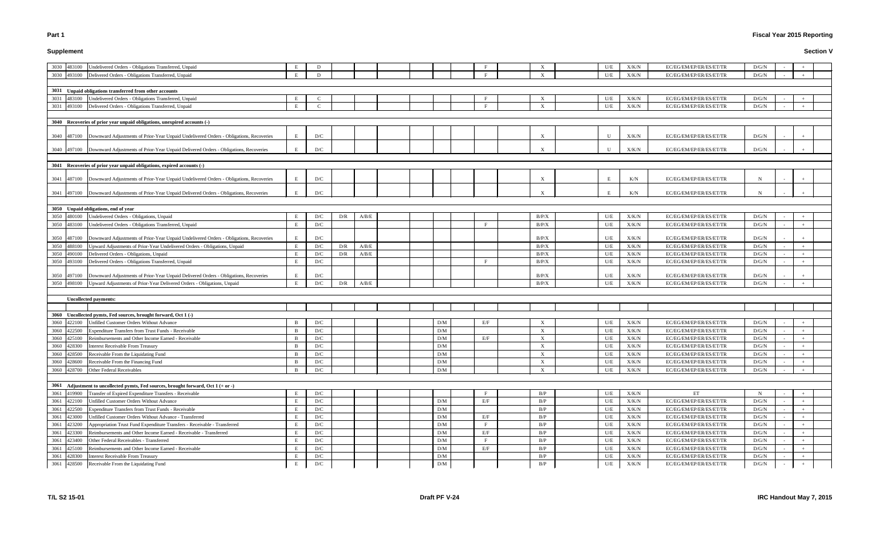**Part 1**

**Fiscal Year 2015 Reporting**

**Supplement**

**Section V**

| | | | | | | | | | | | | | | | | | | | | | | | |
|---|---|---|---|---|---|---|---|---|---|---|---|---|---|---|---|---|---|---|---|---|---|---|---|
| 3030 | 483100 | Undelivered Orders - Obligations Transferred, Unpaid | E | D | | | | | | | | F | | X | | U/E | X/K/N | EC/EG/EM/EP/ER/ES/ET/TR | D/G/N | - | + | |
| 3030 | 493100 | Delivered Orders - Obligations Transferred, Unpaid | E | D | | | | | | | | F | | X | | U/E | X/K/N | EC/EG/EM/EP/ER/ES/ET/TR | D/G/N | - | + | |
| | | | | | | | | | | | | | | | | | | | | | | |
| **3031** | | **Unpaid obligations transferred from other accounts** | | | | | | | | | | | | | | | | | | | | |
| 3031 | 483100 | Undelivered Orders - Obligations Transferred, Unpaid | E | C | | | | | | | | F | | X | | U/E | X/K/N | EC/EG/EM/EP/ER/ES/ET/TR | D/G/N | - | + | |
| 3031 | 493100 | Delivered Orders - Obligations Transferred, Unpaid | E | C | | | | | | | | F | | X | | U/E | X/K/N | EC/EG/EM/EP/ER/ES/ET/TR | D/G/N | - | + | |
| | | | | | | | | | | | | | | | | | | | | | | |
| **3040** | | **Recoveries of prior year unpaid obligations, unexpired accounts (-)** | | | | | | | | | | | | | | | | | | | | |
| 3040 | 487100 | Downward Adjustments of Prior-Year Unpaid Undelivered Orders - Obligations, Recoveries | E | D/C | | | | | | | | | | X | | U | X/K/N | EC/EG/EM/EP/ER/ES/ET/TR | D/G/N | - | + | |
| 3040 | 497100 | Downward Adjustments of Prior-Year Unpaid Delivered Orders - Obligations, Recoveries | E | D/C | | | | | | | | | | X | | U | X/K/N | EC/EG/EM/EP/ER/ES/ET/TR | D/G/N | - | + | |
| | | | | | | | | | | | | | | | | | | | | | | |
| **3041** | | **Recoveries of prior year unpaid obligations, expired accounts (-)** | | | | | | | | | | | | | | | | | | | | |
| 3041 | 487100 | Downward Adjustments of Prior-Year Unpaid Undelivered Orders - Obligations, Recoveries | E | D/C | | | | | | | | | | X | | E | K/N | EC/EG/EM/EP/ER/ES/ET/TR | N | - | + | |
| 3041 | 497100 | Downward Adjustments of Prior-Year Unpaid Delivered Orders - Obligations, Recoveries | E | D/C | | | | | | | | | | X | | E | K/N | EC/EG/EM/EP/ER/ES/ET/TR | N | - | + | |
| | | | | | | | | | | | | | | | | | | | | | | |
| **3050** | | **Unpaid obligations, end of year** | | | | | | | | | | | | | | | | | | | | |
| 3050 | 480100 | Undelivered Orders - Obligations, Unpaid | E | D/C | D/R | A/B/E | | | | | | | | B/P/X | | U/E | X/K/N | EC/EG/EM/EP/ER/ES/ET/TR | D/G/N | - | + | |
| 3050 | 483100 | Undelivered Orders - Obligations Transferred, Unpaid | E | D/C | | | | | | | | F | | B/P/X | | U/E | X/K/N | EC/EG/EM/EP/ER/ES/ET/TR | D/G/N | - | + | |
| 3050 | 487100 | Downward Adjustments of Prior-Year Unpaid Undelivered Orders - Obligations, Recoveries | E | D/C | | | | | | | | | | B/P/X | | U/E | X/K/N | EC/EG/EM/EP/ER/ES/ET/TR | D/G/N | - | + | |
| 3050 | 488100 | Upward Adjustments of Prior-Year Undelivered Orders - Obligations, Unpaid | E | D/C | D/R | A/B/E | | | | | | | | B/P/X | | U/E | X/K/N | EC/EG/EM/EP/ER/ES/ET/TR | D/G/N | - | + | |
| 3050 | 490100 | Delivered Orders - Obligations, Unpaid | E | D/C | D/R | A/B/E | | | | | | | | B/P/X | | U/E | X/K/N | EC/EG/EM/EP/ER/ES/ET/TR | D/G/N | - | + | |
| 3050 | 493100 | Delivered Orders - Obligations Transferred, Unpaid | E | D/C | | | | | | | | F | | B/P/X | | U/E | X/K/N | EC/EG/EM/EP/ER/ES/ET/TR | D/G/N | - | + | |
| 3050 | 497100 | Downward Adjustments of Prior-Year Unpaid Delivered Orders - Obligations, Recoveries | E | D/C | | | | | | | | | | B/P/X | | U/E | X/K/N | EC/EG/EM/EP/ER/ES/ET/TR | D/G/N | - | + | |
| 3050 | 498100 | Upward Adjustments of Prior-Year Delivered Orders - Obligations, Unpaid | E | D/C | D/R | A/B/E | | | | | | | | B/P/X | | U/E | X/K/N | EC/EG/EM/EP/ER/ES/ET/TR | D/G/N | - | + | |
| | | | | | | | | | | | | | | | | | | | | | | |
| | | **Uncollected payments:** | | | | | | | | | | | | | | | | | | | | |
| | | | | | | | | | | | | | | | | | | | | | | |
| **3060** | | **Uncollected pymts, Fed sources, brought forward, Oct 1 (-)** | | | | | | | | | | | | | | | | | | | | |
| 3060 | 422100 | Unfilled Customer Orders Without Advance | B | D/C | | | | | D/M | | | E/F | | X | | U/E | X/K/N | EC/EG/EM/EP/ER/ES/ET/TR | D/G/N | - | + | |
| 3060 | 422500 | Expenditure Transfers from Trust Funds - Receivable | B | D/C | | | | | D/M | | | | | X | | U/E | X/K/N | EC/EG/EM/EP/ER/ES/ET/TR | D/G/N | - | + | |
| 3060 | 425100 | Reimbursements and Other Income Earned - Receivable | B | D/C | | | | | D/M | | | E/F | | X | | U/E | X/K/N | EC/EG/EM/EP/ER/ES/ET/TR | D/G/N | - | + | |
| 3060 | 428300 | Interest Receivable From Treasury | B | D/C | | | | | D/M | | | | | X | | U/E | X/K/N | EC/EG/EM/EP/ER/ES/ET/TR | D/G/N | - | + | |
| 3060 | 428500 | Receivable From the Liquidating Fund | B | D/C | | | | | D/M | | | | | X | | U/E | X/K/N | EC/EG/EM/EP/ER/ES/ET/TR | D/G/N | - | + | |
| 3060 | 428600 | Receivable From the Financing Fund | B | D/C | | | | | D/M | | | | | X | | U/E | X/K/N | EC/EG/EM/EP/ER/ES/ET/TR | D/G/N | - | + | |
| 3060 | 428700 | Other Federal Receivables | B | D/C | | | | | D/M | | | | | X | | U/E | X/K/N | EC/EG/EM/EP/ER/ES/ET/TR | D/G/N | - | + | |
| | | | | | | | | | | | | | | | | | | | | | | |
| **3061** | | **Adjustment to uncollected pymts, Fed sources, brought forward, Oct 1 (+ or -)** | | | | | | | | | | | | | | | | | | | | |
| 3061 | 419900 | Transfer of Expired Expenditure Transfers - Receivable | E | D/C | | | | | | | | F | | B/P | | U/E | X/K/N | ET | N | - | + | |
| 3061 | 422100 | Unfilled Customer Orders Without Advance | E | D/C | | | | | D/M | | | E/F | | B/P | | U/E | X/K/N | EC/EG/EM/EP/ER/ES/ET/TR | D/G/N | - | + | |
| 3061 | 422500 | Expenditure Transfers from Trust Funds - Receivable | E | D/C | | | | | D/M | | | | | B/P | | U/E | X/K/N | EC/EG/EM/EP/ER/ES/ET/TR | D/G/N | - | + | |
| 3061 | 423000 | Unfilled Customer Orders Without Advance - Transferred | E | D/C | | | | | D/M | | | E/F | | B/P | | U/E | X/K/N | EC/EG/EM/EP/ER/ES/ET/TR | D/G/N | - | + | |
| 3061 | 423200 | Appropriation Trust Fund Expenditure Transfers - Receivable - Transferred | E | D/C | | | | | D/M | | | F | | B/P | | U/E | X/K/N | EC/EG/EM/EP/ER/ES/ET/TR | D/G/N | - | + | |
| 3061 | 423300 | Reimbursements and Other Income Earned - Receivable - Transferred | E | D/C | | | | | D/M | | | E/F | | B/P | | U/E | X/K/N | EC/EG/EM/EP/ER/ES/ET/TR | D/G/N | - | + | |
| 3061 | 423400 | Other Federal Receivables - Transferred | E | D/C | | | | | D/M | | | F | | B/P | | U/E | X/K/N | EC/EG/EM/EP/ER/ES/ET/TR | D/G/N | - | + | |
| 3061 | 425100 | Reimbursements and Other Income Earned - Receivable | E | D/C | | | | | D/M | | | E/F | | B/P | | U/E | X/K/N | EC/EG/EM/EP/ER/ES/ET/TR | D/G/N | - | + | |
| 3061 | 428300 | Interest Receivable From Treasury | E | D/C | | | | | D/M | | | | | B/P | | U/E | X/K/N | EC/EG/EM/EP/ER/ES/ET/TR | D/G/N | - | + | |
| 3061 | 428500 | Receivable From the Liquidating Fund | E | D/C | | | | | D/M | | | | | B/P | | U/E | X/K/N | EC/EG/EM/EP/ER/ES/ET/TR | D/G/N | - | + | |

T/L S2 15-01 | Draft PF V-24 | IRC Handout May 7, 2015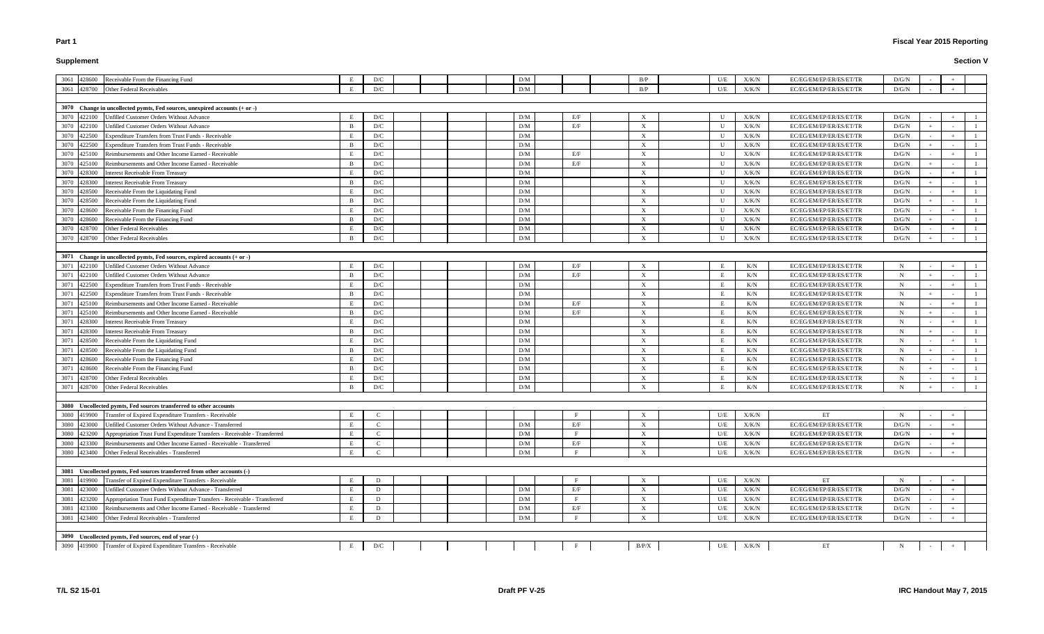**Part 1**

**Supplement**

**Fiscal Year 2015 Reporting**

**Section V**

| | | | | | | | | | | | | | | | | | | | | |
|---|---|---|---|---|---|---|---|---|---|---|---|---|---|---|---|---|---|---|---|---|
| 3061 | 428600 | Receivable From the Financing Fund | E | D/C | | | | D/M | | | B/P | | U/E | X/K/N | EC/EG/EM/EP/ER/ES/ET/TR | D/G/N | - | + | |
| 3061 | 428700 | Other Federal Receivables | E | D/C | | | | D/M | | | B/P | | U/E | X/K/N | EC/EG/EM/EP/ER/ES/ET/TR | D/G/N | - | + | |
| | | | | | | | | | | | | | | | | | | | |
| **3070** | | **Change in uncollected pymts, Fed sources, unexpired accounts (+ or -)** | | | | | | | | | | | | | | | | | |
| 3070 | 422100 | Unfilled Customer Orders Without Advance | E | D/C | | | | D/M | E/F | | X | | U | X/K/N | EC/EG/EM/EP/ER/ES/ET/TR | D/G/N | - | + | 1 |
| 3070 | 422100 | Unfilled Customer Orders Without Advance | B | D/C | | | | D/M | E/F | | X | | U | X/K/N | EC/EG/EM/EP/ER/ES/ET/TR | D/G/N | + | - | 1 |
| 3070 | 422500 | Expenditure Transfers from Trust Funds - Receivable | E | D/C | | | | D/M | | | X | | U | X/K/N | EC/EG/EM/EP/ER/ES/ET/TR | D/G/N | - | + | 1 |
| 3070 | 422500 | Expenditure Transfers from Trust Funds - Receivable | B | D/C | | | | D/M | | | X | | U | X/K/N | EC/EG/EM/EP/ER/ES/ET/TR | D/G/N | + | - | 1 |
| 3070 | 425100 | Reimbursements and Other Income Earned - Receivable | E | D/C | | | | D/M | E/F | | X | | U | X/K/N | EC/EG/EM/EP/ER/ES/ET/TR | D/G/N | - | + | 1 |
| 3070 | 425100 | Reimbursements and Other Income Earned - Receivable | B | D/C | | | | D/M | E/F | | X | | U | X/K/N | EC/EG/EM/EP/ER/ES/ET/TR | D/G/N | + | - | 1 |
| 3070 | 428300 | Interest Receivable From Treasury | E | D/C | | | | D/M | | | X | | U | X/K/N | EC/EG/EM/EP/ER/ES/ET/TR | D/G/N | - | + | 1 |
| 3070 | 428300 | Interest Receivable From Treasury | B | D/C | | | | D/M | | | X | | U | X/K/N | EC/EG/EM/EP/ER/ES/ET/TR | D/G/N | + | - | 1 |
| 3070 | 428500 | Receivable From the Liquidating Fund | E | D/C | | | | D/M | | | X | | U | X/K/N | EC/EG/EM/EP/ER/ES/ET/TR | D/G/N | - | + | 1 |
| 3070 | 428500 | Receivable From the Liquidating Fund | B | D/C | | | | D/M | | | X | | U | X/K/N | EC/EG/EM/EP/ER/ES/ET/TR | D/G/N | + | - | 1 |
| 3070 | 428600 | Receivable From the Financing Fund | E | D/C | | | | D/M | | | X | | U | X/K/N | EC/EG/EM/EP/ER/ES/ET/TR | D/G/N | - | + | 1 |
| 3070 | 428600 | Receivable From the Financing Fund | B | D/C | | | | D/M | | | X | | U | X/K/N | EC/EG/EM/EP/ER/ES/ET/TR | D/G/N | + | - | 1 |
| 3070 | 428700 | Other Federal Receivables | E | D/C | | | | D/M | | | X | | U | X/K/N | EC/EG/EM/EP/ER/ES/ET/TR | D/G/N | - | + | 1 |
| 3070 | 428700 | Other Federal Receivables | B | D/C | | | | D/M | | | X | | U | X/K/N | EC/EG/EM/EP/ER/ES/ET/TR | D/G/N | + | - | 1 |
| | | | | | | | | | | | | | | | | | | | |
| **3071** | | **Change in uncollected pymts, Fed sources, expired accounts (+ or -)** | | | | | | | | | | | | | | | | | |
| 3071 | 422100 | Unfilled Customer Orders Without Advance | E | D/C | | | | D/M | E/F | | X | | E | K/N | EC/EG/EM/EP/ER/ES/ET/TR | N | - | + | 1 |
| 3071 | 422100 | Unfilled Customer Orders Without Advance | B | D/C | | | | D/M | E/F | | X | | E | K/N | EC/EG/EM/EP/ER/ES/ET/TR | N | + | - | 1 |
| 3071 | 422500 | Expenditure Transfers from Trust Funds - Receivable | E | D/C | | | | D/M | | | X | | E | K/N | EC/EG/EM/EP/ER/ES/ET/TR | N | - | + | 1 |
| 3071 | 422500 | Expenditure Transfers from Trust Funds - Receivable | B | D/C | | | | D/M | | | X | | E | K/N | EC/EG/EM/EP/ER/ES/ET/TR | N | + | - | 1 |
| 3071 | 425100 | Reimbursements and Other Income Earned - Receivable | E | D/C | | | | D/M | E/F | | X | | E | K/N | EC/EG/EM/EP/ER/ES/ET/TR | N | - | + | 1 |
| 3071 | 425100 | Reimbursements and Other Income Earned - Receivable | B | D/C | | | | D/M | E/F | | X | | E | K/N | EC/EG/EM/EP/ER/ES/ET/TR | N | + | - | 1 |
| 3071 | 428300 | Interest Receivable From Treasury | E | D/C | | | | D/M | | | X | | E | K/N | EC/EG/EM/EP/ER/ES/ET/TR | N | - | + | 1 |
| 3071 | 428300 | Interest Receivable From Treasury | B | D/C | | | | D/M | | | X | | E | K/N | EC/EG/EM/EP/ER/ES/ET/TR | N | + | - | 1 |
| 3071 | 428500 | Receivable From the Liquidating Fund | E | D/C | | | | D/M | | | X | | E | K/N | EC/EG/EM/EP/ER/ES/ET/TR | N | - | + | 1 |
| 3071 | 428500 | Receivable From the Liquidating Fund | B | D/C | | | | D/M | | | X | | E | K/N | EC/EG/EM/EP/ER/ES/ET/TR | N | + | - | 1 |
| 3071 | 428600 | Receivable From the Financing Fund | E | D/C | | | | D/M | | | X | | E | K/N | EC/EG/EM/EP/ER/ES/ET/TR | N | - | + | 1 |
| 3071 | 428600 | Receivable From the Financing Fund | B | D/C | | | | D/M | | | X | | E | K/N | EC/EG/EM/EP/ER/ES/ET/TR | N | + | - | 1 |
| 3071 | 428700 | Other Federal Receivables | E | D/C | | | | D/M | | | X | | E | K/N | EC/EG/EM/EP/ER/ES/ET/TR | N | - | + | 1 |
| 3071 | 428700 | Other Federal Receivables | B | D/C | | | | D/M | | | X | | E | K/N | EC/EG/EM/EP/ER/ES/ET/TR | N | + | - | 1 |
| | | | | | | | | | | | | | | | | | | | |
| **3080** | | **Uncollected pymts, Fed sources transferred to other accounts** | | | | | | | | | | | | | | | | | |
| 3080 | 419900 | Transfer of Expired Expenditure Transfers - Receivable | E | C | | | | | F | | X | | U/E | X/K/N | ET | N | - | + | |
| 3080 | 423000 | Unfilled Customer Orders Without Advance - Transferred | E | C | | | | D/M | E/F | | X | | U/E | X/K/N | EC/EG/EM/EP/ER/ES/ET/TR | D/G/N | - | + | |
| 3080 | 423200 | Appropriation Trust Fund Expenditure Transfers - Receivable - Transferred | E | C | | | | D/M | F | | X | | U/E | X/K/N | EC/EG/EM/EP/ER/ES/ET/TR | D/G/N | - | + | |
| 3080 | 423300 | Reimbursements and Other Income Earned - Receivable - Transferred | E | C | | | | D/M | E/F | | X | | U/E | X/K/N | EC/EG/EM/EP/ER/ES/ET/TR | D/G/N | - | + | |
| 3080 | 423400 | Other Federal Receivables - Transferred | E | C | | | | D/M | F | | X | | U/E | X/K/N | EC/EG/EM/EP/ER/ES/ET/TR | D/G/N | - | + | |
| | | | | | | | | | | | | | | | | | | | |
| **3081** | | **Uncollected pymts, Fed sources transferred from other accounts (-)** | | | | | | | | | | | | | | | | | |
| 3081 | 419900 | Transfer of Expired Expenditure Transfers - Receivable | E | D | | | | | F | | X | | U/E | X/K/N | ET | N | - | + | |
| 3081 | 423000 | Unfilled Customer Orders Without Advance - Transferred | E | D | | | | D/M | E/F | | X | | U/E | X/K/N | EC/EG/EM/EP/ER/ES/ET/TR | D/G/N | - | + | |
| 3081 | 423200 | Appropriation Trust Fund Expenditure Transfers - Receivable - Transferred | E | D | | | | D/M | F | | X | | U/E | X/K/N | EC/EG/EM/EP/ER/ES/ET/TR | D/G/N | - | + | |
| 3081 | 423300 | Reimbursements and Other Income Earned - Receivable - Transferred | E | D | | | | D/M | E/F | | X | | U/E | X/K/N | EC/EG/EM/EP/ER/ES/ET/TR | D/G/N | - | + | |
| 3081 | 423400 | Other Federal Receivables - Transferred | E | D | | | | D/M | F | | X | | U/E | X/K/N | EC/EG/EM/EP/ER/ES/ET/TR | D/G/N | - | + | |
| | | | | | | | | | | | | | | | | | | | |
| **3090** | | **Uncollected pymts, Fed sources, end of year (-)** | | | | | | | | | | | | | | | | | |
| 3090 | 419900 | Transfer of Expired Expenditure Transfers - Receivable | E | D/C | | | | | F | | B/P/X | | U/E | X/K/N | ET | N | - | + | |

T/L S2 15-01 | Draft PF V-25 | IRC Handout May 7, 2015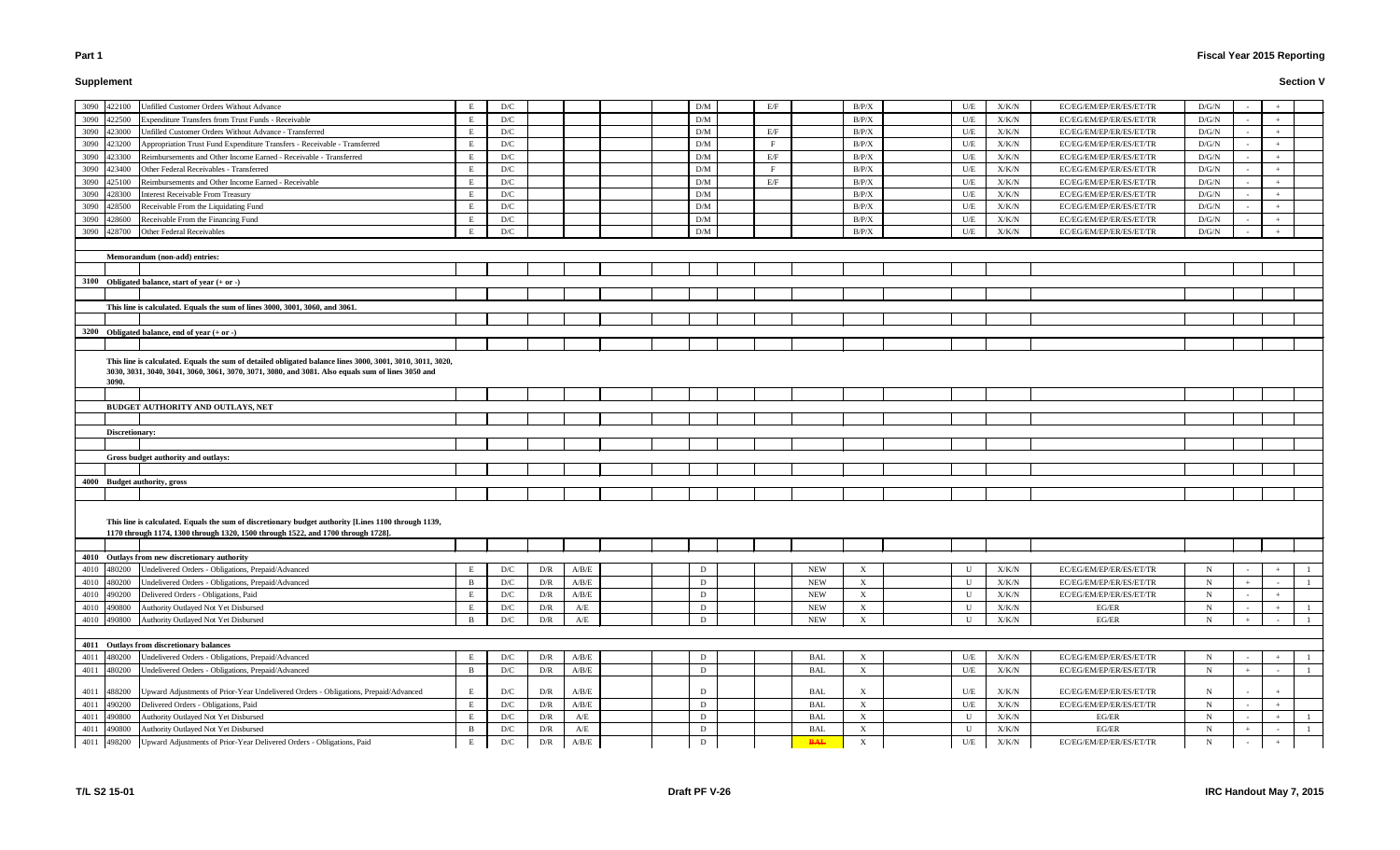**Part 1** | **Fiscal Year 2015 Reporting**

**Supplement** | **Section V**

| Line | USSGL | Title | | | | | | | | | | | | | | | | | | | |
|---|---|---|---|---|---|---|---|---|---|---|---|---|---|---|---|---|---|---|---|---|---|
| 3090 | 422100 | Unfilled Customer Orders Without Advance | E | D/C | | | | | D/M | | E/F | | B/P/X | | U/E | X/K/N | EC/EG/EM/EP/ER/ES/ET/TR | D/G/N | - | + | |
| 3090 | 422500 | Expenditure Transfers from Trust Funds - Receivable | E | D/C | | | | | D/M | | | | B/P/X | | U/E | X/K/N | EC/EG/EM/EP/ER/ES/ET/TR | D/G/N | - | + | |
| 3090 | 423000 | Unfilled Customer Orders Without Advance - Transferred | E | D/C | | | | | D/M | | E/F | | B/P/X | | U/E | X/K/N | EC/EG/EM/EP/ER/ES/ET/TR | D/G/N | - | + | |
| 3090 | 423200 | Appropriation Trust Fund Expenditure Transfers - Receivable - Transferred | E | D/C | | | | | D/M | | F | | B/P/X | | U/E | X/K/N | EC/EG/EM/EP/ER/ES/ET/TR | D/G/N | - | + | |
| 3090 | 423300 | Reimbursements and Other Income Earned - Receivable - Transferred | E | D/C | | | | | D/M | | E/F | | B/P/X | | U/E | X/K/N | EC/EG/EM/EP/ER/ES/ET/TR | D/G/N | - | + | |
| 3090 | 423400 | Other Federal Receivables - Transferred | E | D/C | | | | | D/M | | F | | B/P/X | | U/E | X/K/N | EC/EG/EM/EP/ER/ES/ET/TR | D/G/N | - | + | |
| 3090 | 425100 | Reimbursements and Other Income Earned - Receivable | E | D/C | | | | | D/M | | E/F | | B/P/X | | U/E | X/K/N | EC/EG/EM/EP/ER/ES/ET/TR | D/G/N | - | + | |
| 3090 | 428300 | Interest Receivable From Treasury | E | D/C | | | | | D/M | | | | B/P/X | | U/E | X/K/N | EC/EG/EM/EP/ER/ES/ET/TR | D/G/N | - | + | |
| 3090 | 428500 | Receivable From the Liquidating Fund | E | D/C | | | | | D/M | | | | B/P/X | | U/E | X/K/N | EC/EG/EM/EP/ER/ES/ET/TR | D/G/N | - | + | |
| 3090 | 428600 | Receivable From the Financing Fund | E | D/C | | | | | D/M | | | | B/P/X | | U/E | X/K/N | EC/EG/EM/EP/ER/ES/ET/TR | D/G/N | - | + | |
| 3090 | 428700 | Other Federal Receivables | E | D/C | | | | | D/M | | | | B/P/X | | U/E | X/K/N | EC/EG/EM/EP/ER/ES/ET/TR | D/G/N | - | + | |
| | | **Memorandum (non-add) entries:** | | | | | | | | | | | | | | | | | | | |
| **3100** | | **Obligated balance, start of year (+ or -)** | | | | | | | | | | | | | | | | | | | |
| | | **This line is calculated. Equals the sum of lines 3000, 3001, 3060, and 3061.** | | | | | | | | | | | | | | | | | | | |
| **3200** | | **Obligated balance, end of year (+ or -)** | | | | | | | | | | | | | | | | | | | |
| | | **This line is calculated. Equals the sum of detailed obligated balance lines 3000, 3001, 3010, 3011, 3020, 3030, 3031, 3040, 3041, 3060, 3061, 3070, 3071, 3080, and 3081. Also equals sum of lines 3050 and 3090.** | | | | | | | | | | | | | | | | | | | |
| | | **BUDGET AUTHORITY AND OUTLAYS, NET** | | | | | | | | | | | | | | | | | | | |
| | | **Discretionary:** | | | | | | | | | | | | | | | | | | | |
| | | **Gross budget authority and outlays:** | | | | | | | | | | | | | | | | | | | |
| **4000** | | **Budget authority, gross** | | | | | | | | | | | | | | | | | | | |
| | | **This line is calculated. Equals the sum of discretionary budget authority [Lines 1100 through 1139, 1170 through 1174, 1300 through 1320, 1500 through 1522, and 1700 through 1728].** | | | | | | | | | | | | | | | | | | | |
| **4010** | | **Outlays from new discretionary authority** | | | | | | | | | | | | | | | | | | | |
| 4010 | 480200 | Undelivered Orders - Obligations, Prepaid/Advanced | E | D/C | D/R | A/B/E | | | D | | | NEW | X | | U | X/K/N | EC/EG/EM/EP/ER/ES/ET/TR | N | - | + | 1 |
| 4010 | 480200 | Undelivered Orders - Obligations, Prepaid/Advanced | B | D/C | D/R | A/B/E | | | D | | | NEW | X | | U | X/K/N | EC/EG/EM/EP/ER/ES/ET/TR | N | + | - | 1 |
| 4010 | 490200 | Delivered Orders - Obligations, Paid | E | D/C | D/R | A/B/E | | | D | | | NEW | X | | U | X/K/N | EC/EG/EM/EP/ER/ES/ET/TR | N | - | + | |
| 4010 | 490800 | Authority Outlayed Not Yet Disbursed | E | D/C | D/R | A/E | | | D | | | NEW | X | | U | X/K/N | EG/ER | N | - | + | 1 |
| 4010 | 490800 | Authority Outlayed Not Yet Disbursed | B | D/C | D/R | A/E | | | D | | | NEW | X | | U | X/K/N | EG/ER | N | + | - | 1 |
| **4011** | | **Outlays from discretionary balances** | | | | | | | | | | | | | | | | | | | |
| 4011 | 480200 | Undelivered Orders - Obligations, Prepaid/Advanced | E | D/C | D/R | A/B/E | | | D | | | BAL | X | | U/E | X/K/N | EC/EG/EM/EP/ER/ES/ET/TR | N | - | + | 1 |
| 4011 | 480200 | Undelivered Orders - Obligations, Prepaid/Advanced | B | D/C | D/R | A/B/E | | | D | | | BAL | X | | U/E | X/K/N | EC/EG/EM/EP/ER/ES/ET/TR | N | + | - | 1 |
| 4011 | 488200 | Upward Adjustments of Prior-Year Undelivered Orders - Obligations, Prepaid/Advanced | E | D/C | D/R | A/B/E | | | D | | | BAL | X | | U/E | X/K/N | EC/EG/EM/EP/ER/ES/ET/TR | N | - | + | |
| 4011 | 490200 | Delivered Orders - Obligations, Paid | E | D/C | D/R | A/B/E | | | D | | | BAL | X | | U/E | X/K/N | EC/EG/EM/EP/ER/ES/ET/TR | N | - | + | |
| 4011 | 490800 | Authority Outlayed Not Yet Disbursed | E | D/C | D/R | A/E | | | D | | | BAL | X | | U | X/K/N | EG/ER | N | - | + | 1 |
| 4011 | 490800 | Authority Outlayed Not Yet Disbursed | B | D/C | D/R | A/E | | | D | | | BAL | X | | U | X/K/N | EG/ER | N | + | - | 1 |
| 4011 | 498200 | Upward Adjustments of Prior-Year Delivered Orders - Obligations, Paid | E | D/C | D/R | A/B/E | | | D | | | ~~BAL~~ | X | | U/E | X/K/N | EC/EG/EM/EP/ER/ES/ET/TR | N | - | + | |

T/L S2 15-01 | Draft PF V-26 | IRC Handout May 7, 2015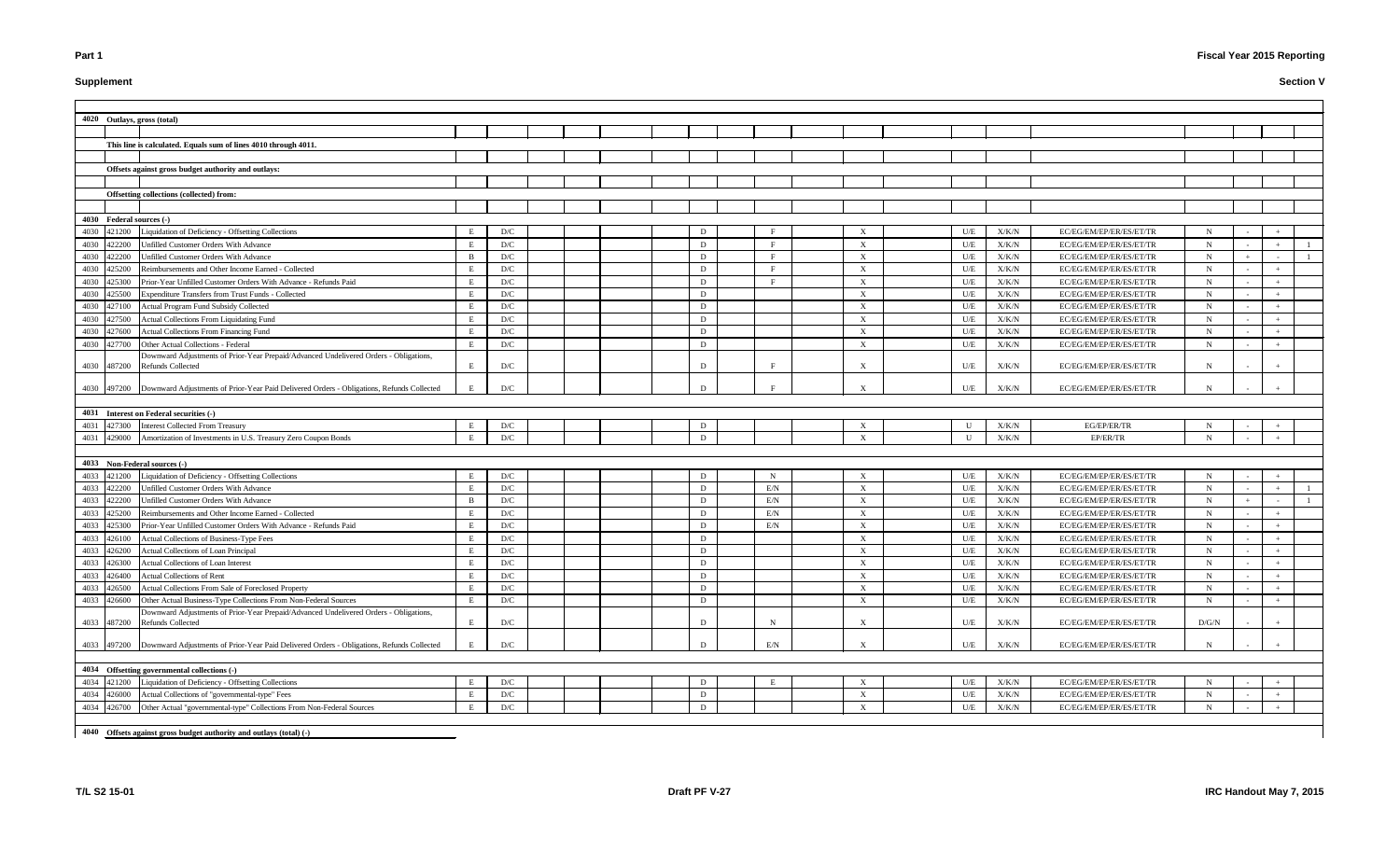**Part 1**

**Supplement**

**Fiscal Year 2015 Reporting**

**Section V**

| Line | USSGL | Description | | | | | | | | | | | | | | | | |
|---|---|---|---|---|---|---|---|---|---|---|---|---|---|---|---|---|---|---|
| **4020** | | **Outlays, gross (total)** | | | | | | | | | | | | | | | | |
| | | **This line is calculated. Equals sum of lines 4010 through 4011.** | | | | | | | | | | | | | | | | |
| | | **Offsets against gross budget authority and outlays:** | | | | | | | | | | | | | | | | |
| | | **Offsetting collections (collected) from:** | | | | | | | | | | | | | | | | |
| **4030** | | **Federal sources (-)** | | | | | | | | | | | | | | | | |
| 4030 | 421200 | Liquidation of Deficiency - Offsetting Collections | E | D/C | | | D | F | X | U/E | X/K/N | EC/EG/EM/EP/ER/ES/ET/TR | N | - | + | |
| 4030 | 422200 | Unfilled Customer Orders With Advance | E | D/C | | | D | F | X | U/E | X/K/N | EC/EG/EM/EP/ER/ES/ET/TR | N | - | + | 1 |
| 4030 | 422200 | Unfilled Customer Orders With Advance | B | D/C | | | D | F | X | U/E | X/K/N | EC/EG/EM/EP/ER/ES/ET/TR | N | + | - | 1 |
| 4030 | 425200 | Reimbursements and Other Income Earned - Collected | E | D/C | | | D | F | X | U/E | X/K/N | EC/EG/EM/EP/ER/ES/ET/TR | N | - | + | |
| 4030 | 425300 | Prior-Year Unfilled Customer Orders With Advance - Refunds Paid | E | D/C | | | D | F | X | U/E | X/K/N | EC/EG/EM/EP/ER/ES/ET/TR | N | - | + | |
| 4030 | 425500 | Expenditure Transfers from Trust Funds - Collected | E | D/C | | | D | | X | U/E | X/K/N | EC/EG/EM/EP/ER/ES/ET/TR | N | - | + | |
| 4030 | 427100 | Actual Program Fund Subsidy Collected | E | D/C | | | D | | X | U/E | X/K/N | EC/EG/EM/EP/ER/ES/ET/TR | N | - | + | |
| 4030 | 427500 | Actual Collections From Liquidating Fund | E | D/C | | | D | | X | U/E | X/K/N | EC/EG/EM/EP/ER/ES/ET/TR | N | - | + | |
| 4030 | 427600 | Actual Collections From Financing Fund | E | D/C | | | D | | X | U/E | X/K/N | EC/EG/EM/EP/ER/ES/ET/TR | N | - | + | |
| 4030 | 427700 | Other Actual Collections - Federal | E | D/C | | | D | | X | U/E | X/K/N | EC/EG/EM/EP/ER/ES/ET/TR | N | - | + | |
| 4030 | 487200 | Downward Adjustments of Prior-Year Prepaid/Advanced Undelivered Orders - Obligations, Refunds Collected | E | D/C | | | D | F | X | U/E | X/K/N | EC/EG/EM/EP/ER/ES/ET/TR | N | - | + | |
| 4030 | 497200 | Downward Adjustments of Prior-Year Paid Delivered Orders - Obligations, Refunds Collected | E | D/C | | | D | F | X | U/E | X/K/N | EC/EG/EM/EP/ER/ES/ET/TR | N | - | + | |
| **4031** | | **Interest on Federal securities (-)** | | | | | | | | | | | | | | |
| 4031 | 427300 | Interest Collected From Treasury | E | D/C | | | D | | X | U | X/K/N | EG/EP/ER/TR | N | - | + | |
| 4031 | 429000 | Amortization of Investments in U.S. Treasury Zero Coupon Bonds | E | D/C | | | D | | X | U | X/K/N | EP/ER/TR | N | - | + | |
| **4033** | | **Non-Federal sources (-)** | | | | | | | | | | | | | | |
| 4033 | 421200 | Liquidation of Deficiency - Offsetting Collections | E | D/C | | | D | N | X | U/E | X/K/N | EC/EG/EM/EP/ER/ES/ET/TR | N | - | + | |
| 4033 | 422200 | Unfilled Customer Orders With Advance | E | D/C | | | D | E/N | X | U/E | X/K/N | EC/EG/EM/EP/ER/ES/ET/TR | N | - | + | 1 |
| 4033 | 422200 | Unfilled Customer Orders With Advance | B | D/C | | | D | E/N | X | U/E | X/K/N | EC/EG/EM/EP/ER/ES/ET/TR | N | + | - | 1 |
| 4033 | 425200 | Reimbursements and Other Income Earned - Collected | E | D/C | | | D | E/N | X | U/E | X/K/N | EC/EG/EM/EP/ER/ES/ET/TR | N | - | + | |
| 4033 | 425300 | Prior-Year Unfilled Customer Orders With Advance - Refunds Paid | E | D/C | | | D | E/N | X | U/E | X/K/N | EC/EG/EM/EP/ER/ES/ET/TR | N | - | + | |
| 4033 | 426100 | Actual Collections of Business-Type Fees | E | D/C | | | D | | X | U/E | X/K/N | EC/EG/EM/EP/ER/ES/ET/TR | N | - | + | |
| 4033 | 426200 | Actual Collections of Loan Principal | E | D/C | | | D | | X | U/E | X/K/N | EC/EG/EM/EP/ER/ES/ET/TR | N | - | + | |
| 4033 | 426300 | Actual Collections of Loan Interest | E | D/C | | | D | | X | U/E | X/K/N | EC/EG/EM/EP/ER/ES/ET/TR | N | - | + | |
| 4033 | 426400 | Actual Collections of Rent | E | D/C | | | D | | X | U/E | X/K/N | EC/EG/EM/EP/ER/ES/ET/TR | N | - | + | |
| 4033 | 426500 | Actual Collections From Sale of Foreclosed Property | E | D/C | | | D | | X | U/E | X/K/N | EC/EG/EM/EP/ER/ES/ET/TR | N | - | + | |
| 4033 | 426600 | Other Actual Business-Type Collections From Non-Federal Sources | E | D/C | | | D | | X | U/E | X/K/N | EC/EG/EM/EP/ER/ES/ET/TR | N | - | + | |
| 4033 | 487200 | Downward Adjustments of Prior-Year Prepaid/Advanced Undelivered Orders - Obligations, Refunds Collected | E | D/C | | | D | N | X | U/E | X/K/N | EC/EG/EM/EP/ER/ES/ET/TR | D/G/N | - | + | |
| 4033 | 497200 | Downward Adjustments of Prior-Year Paid Delivered Orders - Obligations, Refunds Collected | E | D/C | | | D | E/N | X | U/E | X/K/N | EC/EG/EM/EP/ER/ES/ET/TR | N | - | + | |
| **4034** | | **Offsetting governmental collections (-)** | | | | | | | | | | | | | | |
| 4034 | 421200 | Liquidation of Deficiency - Offsetting Collections | E | D/C | | | D | E | X | U/E | X/K/N | EC/EG/EM/EP/ER/ES/ET/TR | N | - | + | |
| 4034 | 426000 | Actual Collections of "governmental-type" Fees | E | D/C | | | D | | X | U/E | X/K/N | EC/EG/EM/EP/ER/ES/ET/TR | N | - | + | |
| 4034 | 426700 | Other Actual "governmental-type" Collections From Non-Federal Sources | E | D/C | | | D | | X | U/E | X/K/N | EC/EG/EM/EP/ER/ES/ET/TR | N | - | + | |
| **4040** | | **Offsets against gross budget authority and outlays (total) (-)** | | | | | | | | | | | | | | |

T/L S2 15-01 | Draft PF V-27 | IRC Handout May 7, 2015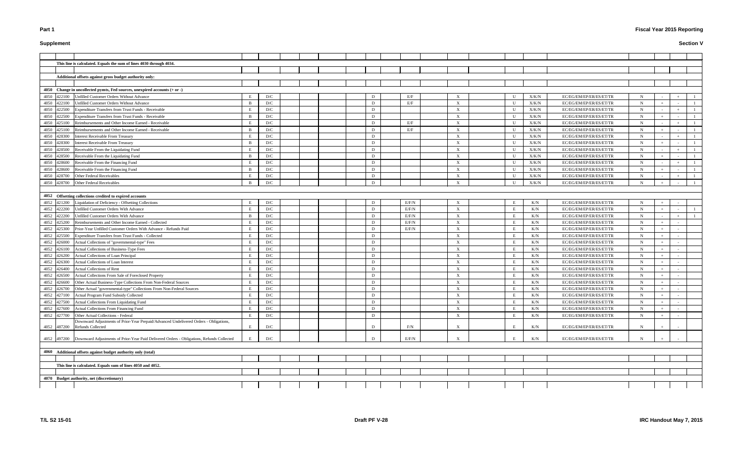**Part 1** — **Supplement**

**Fiscal Year 2015 Reporting**

**Section V**

| | | | | | | | | | | | | | | | | | | | | | |
|---|---|---|---|---|---|---|---|---|---|---|---|---|---|---|---|---|---|---|---|---|---|
| | | **This line is calculated. Equals the sum of lines 4030 through 4034.** | | | | | | | | | | | | | | | | | | | |
| | | **Additional offsets against gross budget authority only:** | | | | | | | | | | | | | | | | | | | |
| **4050** | | **Change in uncollected pymts, Fed sources, unexpired accounts (+ or -)** | | | | | | | | | | | | | | | | | | | |
| 4050 | 422100 | Unfilled Customer Orders Without Advance | E | D/C | | | | D | E/F | X | | U | X/K/N | EC/EG/EM/EP/ER/ES/ET/TR | N | - | + | 1 | | | |
| 4050 | 422100 | Unfilled Customer Orders Without Advance | B | D/C | | | | D | E/F | X | | U | X/K/N | EC/EG/EM/EP/ER/ES/ET/TR | N | + | - | 1 | | | |
| 4050 | 422500 | Expenditure Transfers from Trust Funds - Receivable | E | D/C | | | | D | | X | | U | X/K/N | EC/EG/EM/EP/ER/ES/ET/TR | N | - | + | 1 | | | |
| 4050 | 422500 | Expenditure Transfers from Trust Funds - Receivable | B | D/C | | | | D | | X | | U | X/K/N | EC/EG/EM/EP/ER/ES/ET/TR | N | + | - | 1 | | | |
| 4050 | 425100 | Reimbursements and Other Income Earned - Receivable | E | D/C | | | | D | E/F | X | | U | X/K/N | EC/EG/EM/EP/ER/ES/ET/TR | N | - | + | 1 | | | |
| 4050 | 425100 | Reimbursements and Other Income Earned - Receivable | B | D/C | | | | D | E/F | X | | U | X/K/N | EC/EG/EM/EP/ER/ES/ET/TR | N | + | - | 1 | | | |
| 4050 | 428300 | Interest Receivable From Treasury | E | D/C | | | | D | | X | | U | X/K/N | EC/EG/EM/EP/ER/ES/ET/TR | N | - | + | 1 | | | |
| 4050 | 428300 | Interest Receivable From Treasury | B | D/C | | | | D | | X | | U | X/K/N | EC/EG/EM/EP/ER/ES/ET/TR | N | + | - | 1 | | | |
| 4050 | 428500 | Receivable From the Liquidating Fund | E | D/C | | | | D | | X | | U | X/K/N | EC/EG/EM/EP/ER/ES/ET/TR | N | - | + | 1 | | | |
| 4050 | 428500 | Receivable From the Liquidating Fund | B | D/C | | | | D | | X | | U | X/K/N | EC/EG/EM/EP/ER/ES/ET/TR | N | + | - | 1 | | | |
| 4050 | 428600 | Receivable From the Financing Fund | E | D/C | | | | D | | X | | U | X/K/N | EC/EG/EM/EP/ER/ES/ET/TR | N | - | + | 1 | | | |
| 4050 | 428600 | Receivable From the Financing Fund | B | D/C | | | | D | | X | | U | X/K/N | EC/EG/EM/EP/ER/ES/ET/TR | N | + | - | 1 | | | |
| 4050 | 428700 | Other Federal Receivables | E | D/C | | | | D | | X | | U | X/K/N | EC/EG/EM/EP/ER/ES/ET/TR | N | - | + | 1 | | | |
| 4050 | 428700 | Other Federal Receivables | B | D/C | | | | D | | X | | U | X/K/N | EC/EG/EM/EP/ER/ES/ET/TR | N | + | - | 1 | | | |
| **4052** | | **Offsetting collections credited to expired accounts** | | | | | | | | | | | | | | | | | | | |
| 4052 | 421200 | Liquidation of Deficiency - Offsetting Collections | E | D/C | | | | D | E/F/N | X | | E | K/N | EC/EG/EM/EP/ER/ES/ET/TR | N | + | - | | | | |
| 4052 | 422200 | Unfilled Customer Orders With Advance | E | D/C | | | | D | E/F/N | X | | E | K/N | EC/EG/EM/EP/ER/ES/ET/TR | N | + | - | 1 | | | |
| 4052 | 422200 | Unfilled Customer Orders With Advance | B | D/C | | | | D | E/F/N | X | | E | K/N | EC/EG/EM/EP/ER/ES/ET/TR | N | - | + | 1 | | | |
| 4052 | 425200 | Reimbursements and Other Income Earned - Collected | E | D/C | | | | D | E/F/N | X | | E | K/N | EC/EG/EM/EP/ER/ES/ET/TR | N | + | - | | | | |
| 4052 | 425300 | Prior-Year Unfilled Customer Orders With Advance - Refunds Paid | E | D/C | | | | D | E/F/N | X | | E | K/N | EC/EG/EM/EP/ER/ES/ET/TR | N | + | - | | | | |
| 4052 | 425500 | Expenditure Transfers from Trust Funds - Collected | E | D/C | | | | D | | X | | E | K/N | EC/EG/EM/EP/ER/ES/ET/TR | N | + | - | | | | |
| 4052 | 426000 | Actual Collections of "governmental-type" Fees | E | D/C | | | | D | | X | | E | K/N | EC/EG/EM/EP/ER/ES/ET/TR | N | + | - | | | | |
| 4052 | 426100 | Actual Collections of Business-Type Fees | E | D/C | | | | D | | X | | E | K/N | EC/EG/EM/EP/ER/ES/ET/TR | N | + | - | | | | |
| 4052 | 426200 | Actual Collections of Loan Principal | E | D/C | | | | D | | X | | E | K/N | EC/EG/EM/EP/ER/ES/ET/TR | N | + | - | | | | |
| 4052 | 426300 | Actual Collections of Loan Interest | E | D/C | | | | D | | X | | E | K/N | EC/EG/EM/EP/ER/ES/ET/TR | N | + | - | | | | |
| 4052 | 426400 | Actual Collections of Rent | E | D/C | | | | D | | X | | E | K/N | EC/EG/EM/EP/ER/ES/ET/TR | N | + | - | | | | |
| 4052 | 426500 | Actual Collections From Sale of Foreclosed Property | E | D/C | | | | D | | X | | E | K/N | EC/EG/EM/EP/ER/ES/ET/TR | N | + | - | | | | |
| 4052 | 426600 | Other Actual Business-Type Collections From Non-Federal Sources | E | D/C | | | | D | | X | | E | K/N | EC/EG/EM/EP/ER/ES/ET/TR | N | + | - | | | | |
| 4052 | 426700 | Other Actual "governmental-type" Collections From Non-Federal Sources | E | D/C | | | | D | | X | | E | K/N | EC/EG/EM/EP/ER/ES/ET/TR | N | + | - | | | | |
| 4052 | 427100 | Actual Program Fund Subsidy Collected | E | D/C | | | | D | | X | | E | K/N | EC/EG/EM/EP/ER/ES/ET/TR | N | + | - | | | | |
| 4052 | 427500 | Actual Collections From Liquidating Fund | E | D/C | | | | D | | X | | E | K/N | EC/EG/EM/EP/ER/ES/ET/TR | N | + | - | | | | |
| 4052 | 427600 | Actual Collections From Financing Fund | E | D/C | | | | D | | X | | E | K/N | EC/EG/EM/EP/ER/ES/ET/TR | N | + | - | | | | |
| 4052 | 427700 | Other Actual Collections - Federal | E | D/C | | | | D | | X | | E | K/N | EC/EG/EM/EP/ER/ES/ET/TR | N | + | - | | | | |
| 4052 | 487200 | Downward Adjustments of Prior-Year Prepaid/Advanced Undelivered Orders - Obligations, Refunds Collected | E | D/C | | | | D | F/N | X | | E | K/N | EC/EG/EM/EP/ER/ES/ET/TR | N | + | - | | | | |
| 4052 | 497200 | Downward Adjustments of Prior-Year Paid Delivered Orders - Obligations, Refunds Collected | E | D/C | | | | D | E/F/N | X | | E | K/N | EC/EG/EM/EP/ER/ES/ET/TR | N | + | - | | | | |
| **4060** | | **Additional offsets against budget authority only (total)** | | | | | | | | | | | | | | | | | | | |
| | | **This line is calculated. Equals sum of lines 4050 and 4052.** | | | | | | | | | | | | | | | | | | | |
| **4070** | | **Budget authority, net (discretionary)** | | | | | | | | | | | | | | | | | | | |

T/L S2 15-01 — Draft PF V-28 — IRC Handout May 7, 2015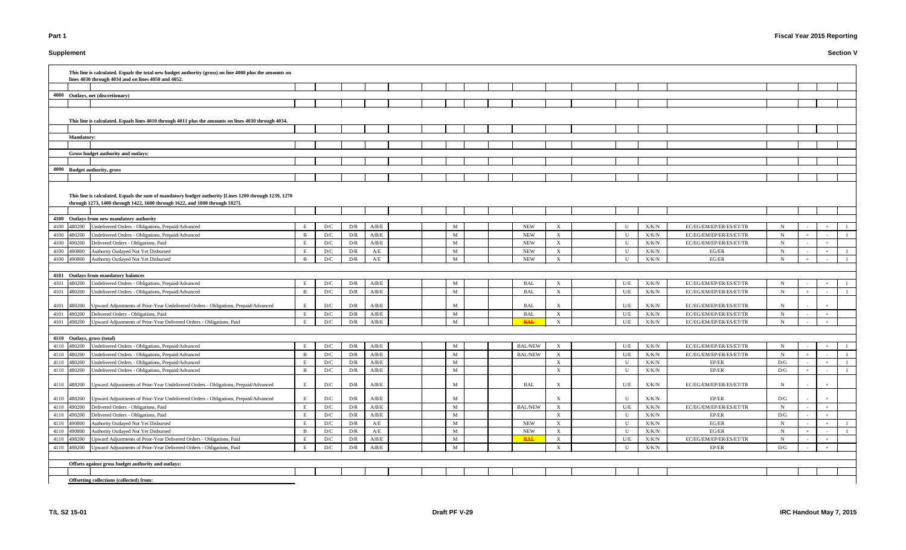**Part 1** — **Fiscal Year 2015 Reporting**

**Supplement** — **Section V**

| | | | | | | | | | | | | | | | | | | | | | |
|---|---|---|---|---|---|---|---|---|---|---|---|---|---|---|---|---|---|---|---|---|---|
| | | This line is calculated. Equals the total new budget authority (gross) on line 4000 plus the amounts on lines 4030 through 4034 and on lines 4050 and 4052. | | | | | | | | | | | | | | | | | | | |
| 4080 | | Outlays, net (discretionary) | | | | | | | | | | | | | | | | | | | |
| | | This line is calculated. Equals lines 4010 through 4011 plus the amounts on lines 4030 through 4034. | | | | | | | | | | | | | | | | | | | |
| | | Mandatory: | | | | | | | | | | | | | | | | | | | |
| | | Gross budget authority and outlays: | | | | | | | | | | | | | | | | | | | |
| 4090 | | Budget authority, gross | | | | | | | | | | | | | | | | | | | |
| | | This line is calculated. Equals the sum of mandatory budget authority [Lines 1200 through 1239, 1270 through 1273, 1400 through 1422, 1600 through 1622, and 1800 through 1827]. | | | | | | | | | | | | | | | | | | | |
| 4100 | | Outlays from new mandatory authority | | | | | | | | | | | | | | | | | | | |
| 4100 | 480200 | Undelivered Orders - Obligations, Prepaid/Advanced | E | D/C | D/R | A/B/E | | | M | | | NEW | X | | U | X/K/N | EC/EG/EM/EP/ER/ES/ET/TR | N | - | + | 1 |
| 4100 | 480200 | Undelivered Orders - Obligations, Prepaid/Advanced | B | D/C | D/R | A/B/E | | | M | | | NEW | X | | U | X/K/N | EC/EG/EM/EP/ER/ES/ET/TR | N | + | - | 1 |
| 4100 | 490200 | Delivered Orders - Obligations, Paid | E | D/C | D/R | A/B/E | | | M | | | NEW | X | | U | X/K/N | EC/EG/EM/EP/ER/ES/ET/TR | N | - | + | |
| 4100 | 490800 | Authority Outlayed Not Yet Disbursed | E | D/C | D/R | A/E | | | M | | | NEW | X | | U | X/K/N | EG/ER | N | - | + | 1 |
| 4100 | 490800 | Authority Outlayed Not Yet Disbursed | B | D/C | D/R | A/E | | | M | | | NEW | X | | U | X/K/N | EG/ER | N | + | - | 1 |
| 4101 | | Outlays from mandatory balances | | | | | | | | | | | | | | | | | | | |
| 4101 | 480200 | Undelivered Orders - Obligations, Prepaid/Advanced | E | D/C | D/R | A/B/E | | | M | | | BAL | X | | U/E | X/K/N | EC/EG/EM/EP/ER/ES/ET/TR | N | - | + | 1 |
| 4101 | 480200 | Undelivered Orders - Obligations, Prepaid/Advanced | B | D/C | D/R | A/B/E | | | M | | | BAL | X | | U/E | X/K/N | EC/EG/EM/EP/ER/ES/ET/TR | N | + | - | 1 |
| 4101 | 488200 | Upward Adjustments of Prior-Year Undelivered Orders - Obligations, Prepaid/Advanced | E | D/C | D/R | A/B/E | | | M | | | BAL | X | | U/E | X/K/N | EC/EG/EM/EP/ER/ES/ET/TR | N | - | + | |
| 4101 | 490200 | Delivered Orders - Obligations, Paid | E | D/C | D/R | A/B/E | | | M | | | BAL | X | | U/E | X/K/N | EC/EG/EM/EP/ER/ES/ET/TR | N | - | + | |
| 4101 | 498200 | Upward Adjustments of Prior-Year Delivered Orders - Obligations, Paid | E | D/C | D/R | A/B/E | | | M | | | BAL | X | | U/E | X/K/N | EC/EG/EM/EP/ER/ES/ET/TR | N | - | + | |
| 4110 | | Outlays, gross (total) | | | | | | | | | | | | | | | | | | | |
| 4110 | 480200 | Undelivered Orders - Obligations, Prepaid/Advanced | E | D/C | D/R | A/B/E | | | M | | | BAL/NEW | X | | U/E | X/K/N | EC/EG/EM/EP/ER/ES/ET/TR | N | - | + | 1 |
| 4110 | 480200 | Undelivered Orders - Obligations, Prepaid/Advanced | B | D/C | D/R | A/B/E | | | M | | | BAL/NEW | X | | U/E | X/K/N | EC/EG/EM/EP/ER/ES/ET/TR | N | + | - | 1 |
| 4110 | 480200 | Undelivered Orders - Obligations, Prepaid/Advanced | E | D/C | D/R | A/B/E | | | M | | | | X | | U | X/K/N | EP/ER | D/G | - | + | 1 |
| 4110 | 480200 | Undelivered Orders - Obligations, Prepaid/Advanced | B | D/C | D/R | A/B/E | | | M | | | | X | | U | X/K/N | EP/ER | D/G | + | - | 1 |
| 4110 | 488200 | Upward Adjustments of Prior-Year Undelivered Orders - Obligations, Prepaid/Advanced | E | D/C | D/R | A/B/E | | | M | | | BAL | X | | U/E | X/K/N | EC/EG/EM/EP/ER/ES/ET/TR | N | - | + | |
| 4110 | 488200 | Upward Adjustments of Prior-Year Undelivered Orders - Obligations, Prepaid/Advanced | E | D/C | D/R | A/B/E | | | M | | | | X | | U | X/K/N | EP/ER | D/G | - | + | |
| 4110 | 490200 | Delivered Orders - Obligations, Paid | E | D/C | D/R | A/B/E | | | M | | | BAL/NEW | X | | U/E | X/K/N | EC/EG/EM/EP/ER/ES/ET/TR | N | - | + | |
| 4110 | 490200 | Delivered Orders - Obligations, Paid | E | D/C | D/R | A/B/E | | | M | | | | X | | U | X/K/N | EP/ER | D/G | - | + | |
| 4110 | 490800 | Authority Outlayed Not Yet Disbursed | E | D/C | D/R | A/E | | | M | | | NEW | X | | U | X/K/N | EG/ER | N | - | + | 1 |
| 4110 | 490800 | Authority Outlayed Not Yet Disbursed | B | D/C | D/R | A/E | | | M | | | NEW | X | | U | X/K/N | EG/ER | N | + | - | 1 |
| 4110 | 498200 | Upward Adjustments of Prior-Year Delivered Orders - Obligations, Paid | E | D/C | D/R | A/B/E | | | M | | | BAL | X | | U/E | X/K/N | EC/EG/EM/EP/ER/ES/ET/TR | N | - | + | |
| 4110 | 498200 | Upward Adjustments of Prior-Year Delivered Orders - Obligations, Paid | E | D/C | D/R | A/B/E | | | M | | | | X | | U | X/K/N | EP/ER | D/G | - | + | |
| | | Offsets against gross budget authority and outlays: | | | | | | | | | | | | | | | | | | | |
| | | Offsetting collections (collected) from: | | | | | | | | | | | | | | | | | | | |

T/L S2 15-01 — Draft PF V-29 — IRC Handout May 7, 2015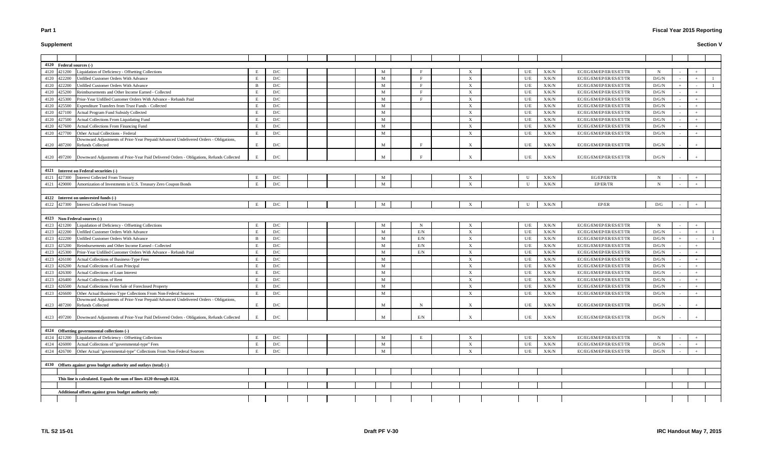**Part 1** **Fiscal Year 2015 Reporting**

**Supplement** **Section V**

| Line | USSGL | Description | | | | | | | | | | | | | | | |
|---|---|---|---|---|---|---|---|---|---|---|---|---|---|---|---|---|---|
| **4120** | | **Federal sources (-)** | | | | | | | | | | | | | | | |
| 4120 | 421200 | Liquidation of Deficiency - Offsetting Collections | E | D/C | | | | M | F | X | | U/E | X/K/N | EC/EG/EM/EP/ER/ES/ET/TR | N | - | + | |
| 4120 | 422200 | Unfilled Customer Orders With Advance | E | D/C | | | | M | F | X | | U/E | X/K/N | EC/EG/EM/EP/ER/ES/ET/TR | D/G/N | - | + | 1 |
| 4120 | 422200 | Unfilled Customer Orders With Advance | B | D/C | | | | M | F | X | | U/E | X/K/N | EC/EG/EM/EP/ER/ES/ET/TR | D/G/N | + | - | 1 |
| 4120 | 425200 | Reimbursements and Other Income Earned - Collected | E | D/C | | | | M | F | X | | U/E | X/K/N | EC/EG/EM/EP/ER/ES/ET/TR | D/G/N | - | + | |
| 4120 | 425300 | Prior-Year Unfilled Customer Orders With Advance - Refunds Paid | E | D/C | | | | M | F | X | | U/E | X/K/N | EC/EG/EM/EP/ER/ES/ET/TR | D/G/N | - | + | |
| 4120 | 425500 | Expenditure Transfers from Trust Funds - Collected | E | D/C | | | | M | | X | | U/E | X/K/N | EC/EG/EM/EP/ER/ES/ET/TR | D/G/N | - | + | |
| 4120 | 427100 | Actual Program Fund Subsidy Collected | E | D/C | | | | M | | X | | U/E | X/K/N | EC/EG/EM/EP/ER/ES/ET/TR | D/G/N | - | + | |
| 4120 | 427500 | Actual Collections From Liquidating Fund | E | D/C | | | | M | | X | | U/E | X/K/N | EC/EG/EM/EP/ER/ES/ET/TR | D/G/N | - | + | |
| 4120 | 427600 | Actual Collections From Financing Fund | E | D/C | | | | M | | X | | U/E | X/K/N | EC/EG/EM/EP/ER/ES/ET/TR | D/G/N | - | + | |
| 4120 | 427700 | Other Actual Collections - Federal | E | D/C | | | | M | | X | | U/E | X/K/N | EC/EG/EM/EP/ER/ES/ET/TR | D/G/N | - | + | |
| 4120 | 487200 | Downward Adjustments of Prior-Year Prepaid/Advanced Undelivered Orders - Obligations, Refunds Collected | E | D/C | | | | M | F | X | | U/E | X/K/N | EC/EG/EM/EP/ER/ES/ET/TR | D/G/N | - | + | |
| 4120 | 497200 | Downward Adjustments of Prior-Year Paid Delivered Orders - Obligations, Refunds Collected | E | D/C | | | | M | F | X | | U/E | X/K/N | EC/EG/EM/EP/ER/ES/ET/TR | D/G/N | - | + | |
| **4121** | | **Interest on Federal securities (-)** | | | | | | | | | | | | | | | |
| 4121 | 427300 | Interest Collected From Treasury | E | D/C | | | | M | | X | | U | X/K/N | EG/EP/ER/TR | N | - | + | |
| 4121 | 429000 | Amortization of Investments in U.S. Treasury Zero Coupon Bonds | E | D/C | | | | M | | X | | U | X/K/N | EP/ER/TR | N | - | + | |
| **4122** | | **Interest on uninvested funds (-)** | | | | | | | | | | | | | | | |
| 4122 | 427300 | Interest Collected From Treasury | E | D/C | | | | M | | X | | U | X/K/N | EP/ER | D/G | - | + | |
| **4123** | | **Non-Federal sources (-)** | | | | | | | | | | | | | | | |
| 4123 | 421200 | Liquidation of Deficiency - Offsetting Collections | E | D/C | | | | M | N | X | | U/E | X/K/N | EC/EG/EM/EP/ER/ES/ET/TR | N | - | + | |
| 4123 | 422200 | Unfilled Customer Orders With Advance | E | D/C | | | | M | E/N | X | | U/E | X/K/N | EC/EG/EM/EP/ER/ES/ET/TR | D/G/N | - | + | 1 |
| 4123 | 422200 | Unfilled Customer Orders With Advance | B | D/C | | | | M | E/N | X | | U/E | X/K/N | EC/EG/EM/EP/ER/ES/ET/TR | D/G/N | + | - | 1 |
| 4123 | 425200 | Reimbursements and Other Income Earned - Collected | E | D/C | | | | M | E/N | X | | U/E | X/K/N | EC/EG/EM/EP/ER/ES/ET/TR | D/G/N | - | + | |
| 4123 | 425300 | Prior-Year Unfilled Customer Orders With Advance - Refunds Paid | E | D/C | | | | M | E/N | X | | U/E | X/K/N | EC/EG/EM/EP/ER/ES/ET/TR | D/G/N | - | + | |
| 4123 | 426100 | Actual Collections of Business-Type Fees | E | D/C | | | | M | | X | | U/E | X/K/N | EC/EG/EM/EP/ER/ES/ET/TR | D/G/N | - | + | |
| 4123 | 426200 | Actual Collections of Loan Principal | E | D/C | | | | M | | X | | U/E | X/K/N | EC/EG/EM/EP/ER/ES/ET/TR | D/G/N | - | + | |
| 4123 | 426300 | Actual Collections of Loan Interest | E | D/C | | | | M | | X | | U/E | X/K/N | EC/EG/EM/EP/ER/ES/ET/TR | D/G/N | - | + | |
| 4123 | 426400 | Actual Collections of Rent | E | D/C | | | | M | | X | | U/E | X/K/N | EC/EG/EM/EP/ER/ES/ET/TR | D/G/N | - | + | |
| 4123 | 426500 | Actual Collections From Sale of Foreclosed Property | E | D/C | | | | M | | X | | U/E | X/K/N | EC/EG/EM/EP/ER/ES/ET/TR | D/G/N | - | + | |
| 4123 | 426600 | Other Actual Business-Type Collections From Non-Federal Sources | E | D/C | | | | M | | X | | U/E | X/K/N | EC/EG/EM/EP/ER/ES/ET/TR | D/G/N | - | + | |
| 4123 | 487200 | Downward Adjustments of Prior-Year Prepaid/Advanced Undelivered Orders - Obligations, Refunds Collected | E | D/C | | | | M | N | X | | U/E | X/K/N | EC/EG/EM/EP/ER/ES/ET/TR | D/G/N | - | + | |
| 4123 | 497200 | Downward Adjustments of Prior-Year Paid Delivered Orders - Obligations, Refunds Collected | E | D/C | | | | M | E/N | X | | U/E | X/K/N | EC/EG/EM/EP/ER/ES/ET/TR | D/G/N | - | + | |
| **4124** | | **Offsetting governmental collections (-)** | | | | | | | | | | | | | | | |
| 4124 | 421200 | Liquidation of Deficiency - Offsetting Collections | E | D/C | | | | M | E | X | | U/E | X/K/N | EC/EG/EM/EP/ER/ES/ET/TR | N | - | + | |
| 4124 | 426000 | Actual Collections of "governmental-type" Fees | E | D/C | | | | M | | X | | U/E | X/K/N | EC/EG/EM/EP/ER/ES/ET/TR | D/G/N | - | + | |
| 4124 | 426700 | Other Actual "governmental-type" Collections From Non-Federal Sources | E | D/C | | | | M | | X | | U/E | X/K/N | EC/EG/EM/EP/ER/ES/ET/TR | D/G/N | - | + | |
| **4130** | | **Offsets against gross budget authority and outlays (total) (-)** | | | | | | | | | | | | | | | |
| | | **This line is calculated. Equals the sum of lines 4120 through 4124.** | | | | | | | | | | | | | | | |
| | | **Additional offsets against gross budget authority only:** | | | | | | | | | | | | | | | |

T/L S2 15-01 Draft PF V-30 IRC Handout May 7, 2015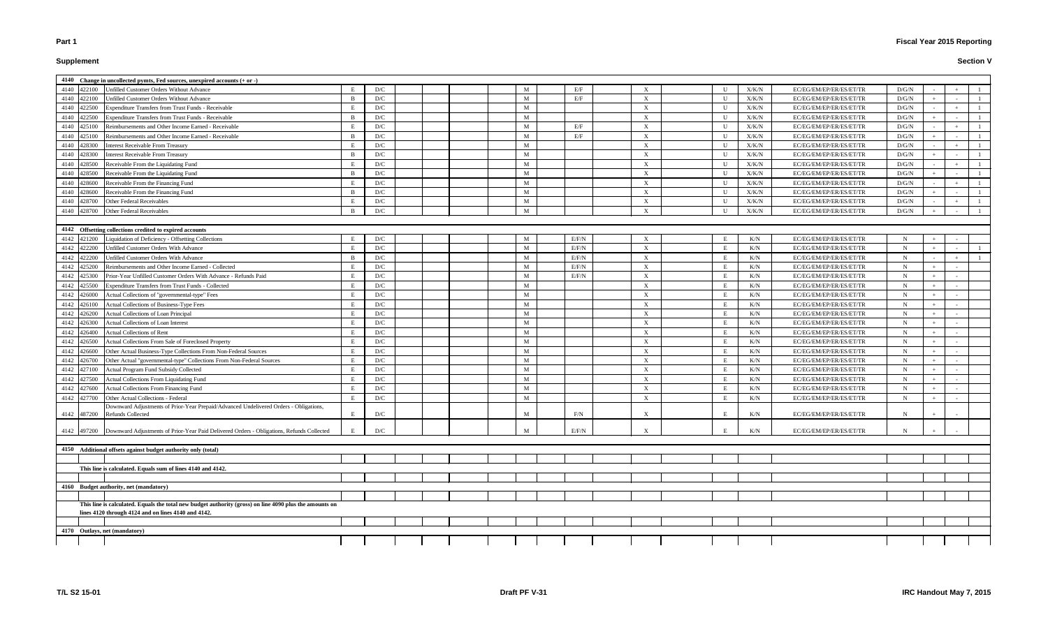# Part 1

# Supplement

**Fiscal Year 2015 Reporting**

**Section V**

| Line | USSGL | Description | | | | | | | | | | | | | | | | | |
|---|---|---|---|---|---|---|---|---|---|---|---|---|---|---|---|---|---|---|---|
| **4140** | | **Change in uncollected pymts, Fed sources, unexpired accounts (+ or -)** | | | | | | | | | | | | | | | | | |
| 4140 | 422100 | Unfilled Customer Orders Without Advance | E | D/C | | | | M | E/F | X | | U | X/K/N | EC/EG/EM/EP/ER/ES/ET/TR | D/G/N | - | + | 1 |
| 4140 | 422100 | Unfilled Customer Orders Without Advance | B | D/C | | | | M | E/F | X | | U | X/K/N | EC/EG/EM/EP/ER/ES/ET/TR | D/G/N | + | - | 1 |
| 4140 | 422500 | Expenditure Transfers from Trust Funds - Receivable | E | D/C | | | | M | | X | | U | X/K/N | EC/EG/EM/EP/ER/ES/ET/TR | D/G/N | - | + | 1 |
| 4140 | 422500 | Expenditure Transfers from Trust Funds - Receivable | B | D/C | | | | M | | X | | U | X/K/N | EC/EG/EM/EP/ER/ES/ET/TR | D/G/N | + | - | 1 |
| 4140 | 425100 | Reimbursements and Other Income Earned - Receivable | E | D/C | | | | M | E/F | X | | U | X/K/N | EC/EG/EM/EP/ER/ES/ET/TR | D/G/N | - | + | 1 |
| 4140 | 425100 | Reimbursements and Other Income Earned - Receivable | B | D/C | | | | M | E/F | X | | U | X/K/N | EC/EG/EM/EP/ER/ES/ET/TR | D/G/N | + | - | 1 |
| 4140 | 428300 | Interest Receivable From Treasury | E | D/C | | | | M | | X | | U | X/K/N | EC/EG/EM/EP/ER/ES/ET/TR | D/G/N | - | + | 1 |
| 4140 | 428300 | Interest Receivable From Treasury | B | D/C | | | | M | | X | | U | X/K/N | EC/EG/EM/EP/ER/ES/ET/TR | D/G/N | + | - | 1 |
| 4140 | 428500 | Receivable From the Liquidating Fund | E | D/C | | | | M | | X | | U | X/K/N | EC/EG/EM/EP/ER/ES/ET/TR | D/G/N | - | + | 1 |
| 4140 | 428500 | Receivable From the Liquidating Fund | B | D/C | | | | M | | X | | U | X/K/N | EC/EG/EM/EP/ER/ES/ET/TR | D/G/N | + | - | 1 |
| 4140 | 428600 | Receivable From the Financing Fund | E | D/C | | | | M | | X | | U | X/K/N | EC/EG/EM/EP/ER/ES/ET/TR | D/G/N | - | + | 1 |
| 4140 | 428600 | Receivable From the Financing Fund | B | D/C | | | | M | | X | | U | X/K/N | EC/EG/EM/EP/ER/ES/ET/TR | D/G/N | + | - | 1 |
| 4140 | 428700 | Other Federal Receivables | E | D/C | | | | M | | X | | U | X/K/N | EC/EG/EM/EP/ER/ES/ET/TR | D/G/N | - | + | 1 |
| 4140 | 428700 | Other Federal Receivables | B | D/C | | | | M | | X | | U | X/K/N | EC/EG/EM/EP/ER/ES/ET/TR | D/G/N | + | - | 1 |
| **4142** | | **Offsetting collections credited to expired accounts** | | | | | | | | | | | | | | | | | |
| 4142 | 421200 | Liquidation of Deficiency - Offsetting Collections | E | D/C | | | | M | E/F/N | X | | E | K/N | EC/EG/EM/EP/ER/ES/ET/TR | N | + | - | |
| 4142 | 422200 | Unfilled Customer Orders With Advance | E | D/C | | | | M | E/F/N | X | | E | K/N | EC/EG/EM/EP/ER/ES/ET/TR | N | + | - | 1 |
| 4142 | 422200 | Unfilled Customer Orders With Advance | B | D/C | | | | M | E/F/N | X | | E | K/N | EC/EG/EM/EP/ER/ES/ET/TR | N | - | + | 1 |
| 4142 | 425200 | Reimbursements and Other Income Earned - Collected | E | D/C | | | | M | E/F/N | X | | E | K/N | EC/EG/EM/EP/ER/ES/ET/TR | N | + | - | |
| 4142 | 425300 | Prior-Year Unfilled Customer Orders With Advance - Refunds Paid | E | D/C | | | | M | E/F/N | X | | E | K/N | EC/EG/EM/EP/ER/ES/ET/TR | N | + | - | |
| 4142 | 425500 | Expenditure Transfers from Trust Funds - Collected | E | D/C | | | | M | | X | | E | K/N | EC/EG/EM/EP/ER/ES/ET/TR | N | + | - | |
| 4142 | 426000 | Actual Collections of "governmental-type" Fees | E | D/C | | | | M | | X | | E | K/N | EC/EG/EM/EP/ER/ES/ET/TR | N | + | - | |
| 4142 | 426100 | Actual Collections of Business-Type Fees | E | D/C | | | | M | | X | | E | K/N | EC/EG/EM/EP/ER/ES/ET/TR | N | + | - | |
| 4142 | 426200 | Actual Collections of Loan Principal | E | D/C | | | | M | | X | | E | K/N | EC/EG/EM/EP/ER/ES/ET/TR | N | + | - | |
| 4142 | 426300 | Actual Collections of Loan Interest | E | D/C | | | | M | | X | | E | K/N | EC/EG/EM/EP/ER/ES/ET/TR | N | + | - | |
| 4142 | 426400 | Actual Collections of Rent | E | D/C | | | | M | | X | | E | K/N | EC/EG/EM/EP/ER/ES/ET/TR | N | + | - | |
| 4142 | 426500 | Actual Collections From Sale of Foreclosed Property | E | D/C | | | | M | | X | | E | K/N | EC/EG/EM/EP/ER/ES/ET/TR | N | + | - | |
| 4142 | 426600 | Other Actual Business-Type Collections From Non-Federal Sources | E | D/C | | | | M | | X | | E | K/N | EC/EG/EM/EP/ER/ES/ET/TR | N | + | - | |
| 4142 | 426700 | Other Actual "governmental-type" Collections From Non-Federal Sources | E | D/C | | | | M | | X | | E | K/N | EC/EG/EM/EP/ER/ES/ET/TR | N | + | - | |
| 4142 | 427100 | Actual Program Fund Subsidy Collected | E | D/C | | | | M | | X | | E | K/N | EC/EG/EM/EP/ER/ES/ET/TR | N | + | - | |
| 4142 | 427500 | Actual Collections From Liquidating Fund | E | D/C | | | | M | | X | | E | K/N | EC/EG/EM/EP/ER/ES/ET/TR | N | + | - | |
| 4142 | 427600 | Actual Collections From Financing Fund | E | D/C | | | | M | | X | | E | K/N | EC/EG/EM/EP/ER/ES/ET/TR | N | + | - | |
| 4142 | 427700 | Other Actual Collections - Federal | E | D/C | | | | M | | X | | E | K/N | EC/EG/EM/EP/ER/ES/ET/TR | N | + | - | |
| 4142 | 487200 | Downward Adjustments of Prior-Year Prepaid/Advanced Undelivered Orders - Obligations, Refunds Collected | E | D/C | | | | M | F/N | X | | E | K/N | EC/EG/EM/EP/ER/ES/ET/TR | N | + | - | |
| 4142 | 497200 | Downward Adjustments of Prior-Year Paid Delivered Orders - Obligations, Refunds Collected | E | D/C | | | | M | E/F/N | X | | E | K/N | EC/EG/EM/EP/ER/ES/ET/TR | N | + | - | |
| **4150** | | **Additional offsets against budget authority only (total)** | | | | | | | | | | | | | | | | | |
| | | **This line is calculated. Equals sum of lines 4140 and 4142.** | | | | | | | | | | | | | | | | | |
| **4160** | | **Budget authority, net (mandatory)** | | | | | | | | | | | | | | | | | |
| | | **This line is calculated. Equals the total new budget authority (gross) on line 4090 plus the amounts on lines 4120 through 4124 and on lines 4140 and 4142.** | | | | | | | | | | | | | | | | | |
| **4170** | | **Outlays, net (mandatory)** | | | | | | | | | | | | | | | | | |

T/L S2 15-01 | Draft PF V-31 | IRC Handout May 7, 2015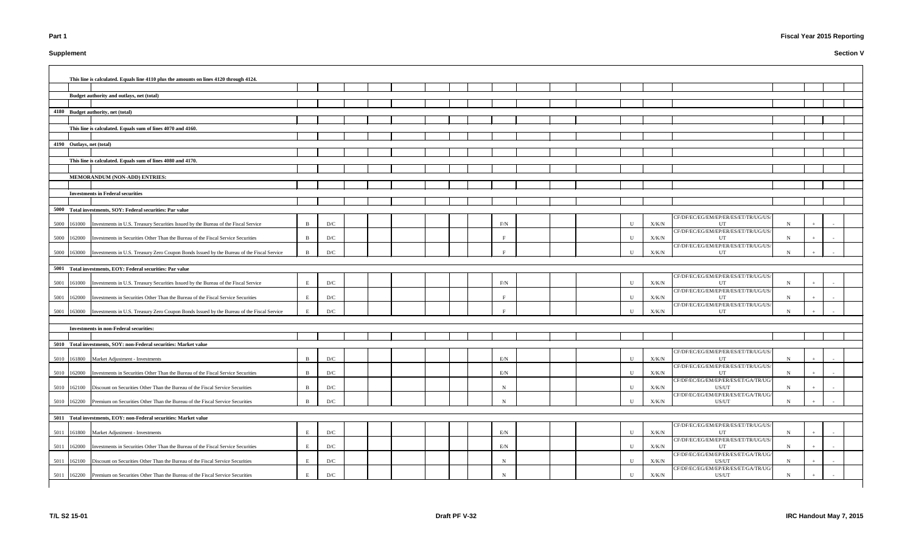**Supplement** — **Section V**

| Line | USSGL | Description | | | | | | | | | | | | | | | | | | |
|---|---|---|---|---|---|---|---|---|---|---|---|---|---|---|---|---|---|---|---|---|
| | | This line is calculated. Equals line 4110 plus the amounts on lines 4120 through 4124. | | | | | | | | | | | | | | | | | | |
| | | Budget authority and outlays, net (total) | | | | | | | | | | | | | | | | | | |
| 4180 | | Budget authority, net (total) | | | | | | | | | | | | | | | | | | |
| | | This line is calculated. Equals sum of lines 4070 and 4160. | | | | | | | | | | | | | | | | | | |
| 4190 | | Outlays, net (total) | | | | | | | | | | | | | | | | | | |
| | | This line is calculated. Equals sum of lines 4080 and 4170. | | | | | | | | | | | | | | | | | | |
| | | MEMORANDUM (NON-ADD) ENTRIES: | | | | | | | | | | | | | | | | | | |
| | | Investments in Federal securities | | | | | | | | | | | | | | | | | | |
| 5000 | | Total investments, SOY: Federal securities: Par value | | | | | | | | | | | | | | | | | | |
| 5000 | 161000 | Investments in U.S. Treasury Securities Issued by the Bureau of the Fiscal Service | B | D/C | | | | | | | F/N | | | | U | X/K/N | CF/DF/EC/EG/EM/EP/ER/ES/ET/TR/UG/US/UT | N | + | - | |
| 5000 | 162000 | Investments in Securities Other Than the Bureau of the Fiscal Service Securities | B | D/C | | | | | | | F | | | | U | X/K/N | CF/DF/EC/EG/EM/EP/ER/ES/ET/TR/UG/US/UT | N | + | - | |
| 5000 | 163000 | Investments in U.S. Treasury Zero Coupon Bonds Issued by the Bureau of the Fiscal Service | B | D/C | | | | | | | F | | | | U | X/K/N | CF/DF/EC/EG/EM/EP/ER/ES/ET/TR/UG/US/UT | N | + | - | |
| 5001 | | Total investments, EOY: Federal securities: Par value | | | | | | | | | | | | | | | | | | |
| 5001 | 161000 | Investments in U.S. Treasury Securities Issued by the Bureau of the Fiscal Service | E | D/C | | | | | | | F/N | | | | U | X/K/N | CF/DF/EC/EG/EM/EP/ER/ES/ET/TR/UG/US/UT | N | + | - | |
| 5001 | 162000 | Investments in Securities Other Than the Bureau of the Fiscal Service Securities | E | D/C | | | | | | | F | | | | U | X/K/N | CF/DF/EC/EG/EM/EP/ER/ES/ET/TR/UG/US/UT | N | + | - | |
| 5001 | 163000 | Investments in U.S. Treasury Zero Coupon Bonds Issued by the Bureau of the Fiscal Service | E | D/C | | | | | | | F | | | | U | X/K/N | CF/DF/EC/EG/EM/EP/ER/ES/ET/TR/UG/US/UT | N | + | - | |
| | | Investments in non-Federal securities: | | | | | | | | | | | | | | | | | | |
| 5010 | | Total investments, SOY: non-Federal securities: Market value | | | | | | | | | | | | | | | | | | |
| 5010 | 161800 | Market Adjustment - Investments | B | D/C | | | | | | | E/N | | | | U | X/K/N | CF/DF/EC/EG/EM/EP/ER/ES/ET/TR/UG/US/UT | N | + | - | |
| 5010 | 162000 | Investments in Securities Other Than the Bureau of the Fiscal Service Securities | B | D/C | | | | | | | E/N | | | | U | X/K/N | CF/DF/EC/EG/EM/EP/ER/ES/ET/TR/UG/US/UT | N | + | - | |
| 5010 | 162100 | Discount on Securities Other Than the Bureau of the Fiscal Service Securities | B | D/C | | | | | | | N | | | | U | X/K/N | CF/DF/EC/EG/EM/EP/ER/ES/ET/GA/TR/UG/US/UT | N | + | - | |
| 5010 | 162200 | Premium on Securities Other Than the Bureau of the Fiscal Service Securities | B | D/C | | | | | | | N | | | | U | X/K/N | CF/DF/EC/EG/EM/EP/ER/ES/ET/GA/TR/UG/US/UT | N | + | - | |
| 5011 | | Total investments, EOY: non-Federal securities: Market value | | | | | | | | | | | | | | | | | | |
| 5011 | 161800 | Market Adjustment - Investments | E | D/C | | | | | | | E/N | | | | U | X/K/N | CF/DF/EC/EG/EM/EP/ER/ES/ET/TR/UG/US/UT | N | + | - | |
| 5011 | 162000 | Investments in Securities Other Than the Bureau of the Fiscal Service Securities | E | D/C | | | | | | | E/N | | | | U | X/K/N | CF/DF/EC/EG/EM/EP/ER/ES/ET/TR/UG/US/UT | N | + | - | |
| 5011 | 162100 | Discount on Securities Other Than the Bureau of the Fiscal Service Securities | E | D/C | | | | | | | N | | | | U | X/K/N | CF/DF/EC/EG/EM/EP/ER/ES/ET/GA/TR/UG/US/UT | N | + | - | |
| 5011 | 162200 | Premium on Securities Other Than the Bureau of the Fiscal Service Securities | E | D/C | | | | | | | N | | | | U | X/K/N | CF/DF/EC/EG/EM/EP/ER/ES/ET/GA/TR/UG/US/UT | N | + | - | |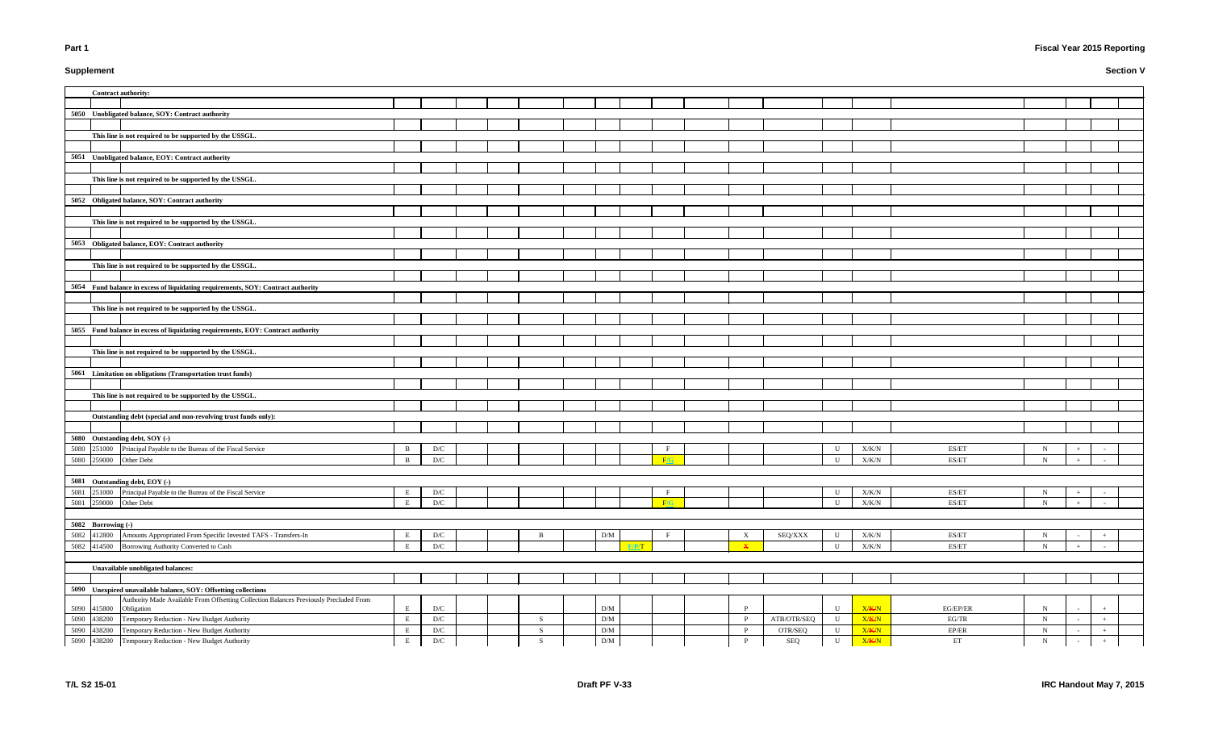# Supplement

**Section V**

| Line | USSGL | Description | | | | | | | | | | | | | | | | | | | |
|---|---|---|---|---|---|---|---|---|---|---|---|---|---|---|---|---|---|---|---|---|---|
| | | **Contract authority:** | | | | | | | | | | | | | | | | | | | |
| **5050** | | **Unobligated balance, SOY: Contract authority** | | | | | | | | | | | | | | | | | | | |
| | | **This line is not required to be supported by the USSGL.** | | | | | | | | | | | | | | | | | | | |
| **5051** | | **Unobligated balance, EOY: Contract authority** | | | | | | | | | | | | | | | | | | | |
| | | **This line is not required to be supported by the USSGL.** | | | | | | | | | | | | | | | | | | | |
| **5052** | | **Obligated balance, SOY: Contract authority** | | | | | | | | | | | | | | | | | | | |
| | | **This line is not required to be supported by the USSGL.** | | | | | | | | | | | | | | | | | | | |
| **5053** | | **Obligated balance, EOY: Contract authority** | | | | | | | | | | | | | | | | | | | |
| | | **This line is not required to be supported by the USSGL.** | | | | | | | | | | | | | | | | | | | |
| **5054** | | **Fund balance in excess of liquidating requirements, SOY: Contract authority** | | | | | | | | | | | | | | | | | | | |
| | | **This line is not required to be supported by the USSGL.** | | | | | | | | | | | | | | | | | | | |
| **5055** | | **Fund balance in excess of liquidating requirements, EOY: Contract authority** | | | | | | | | | | | | | | | | | | | |
| | | **This line is not required to be supported by the USSGL.** | | | | | | | | | | | | | | | | | | | |
| **5061** | | **Limitation on obligations (Transportation trust funds)** | | | | | | | | | | | | | | | | | | | |
| | | **This line is not required to be supported by the USSGL.** | | | | | | | | | | | | | | | | | | | |
| | | **Outstanding debt (special and non-revolving trust funds) only):** | | | | | | | | | | | | | | | | | | | |
| **5080** | | **Outstanding debt, SOY (-)** | | | | | | | | | | | | | | | | | | | |
| 5080 | 251000 | Principal Payable to the Bureau of the Fiscal Service | B | D/C | | | | | | | F | | | | U | X/K/N | ES/ET | N | + | - | |
| 5080 | 259000 | Other Debt | B | D/C | | | | | | | F/G | | | | U | X/K/N | ES/ET | N | + | - | |
| **5081** | | **Outstanding debt, EOY (-)** | | | | | | | | | | | | | | | | | | | |
| 5081 | 251000 | Principal Payable to the Bureau of the Fiscal Service | E | D/C | | | | | | | F | | | | U | X/K/N | ES/ET | N | + | - | |
| 5081 | 259000 | Other Debt | E | D/C | | | | | | | F/G | | | | U | X/K/N | ES/ET | N | + | - | |
| **5082** | | **Borrowing (-)** | | | | | | | | | | | | | | | | | | | |
| 5082 | 412800 | Amounts Appropriated From Specific Invested TAFS - Transfers-In | E | D/C | | | B | | D/M | | F | | X | SEQ/XXX | U | X/K/N | ES/ET | N | - | + | |
| 5082 | 414500 | Borrowing Authority Converted to Cash | E | D/C | | | | | | F/P/T | | | X | | U | X/K/N | ES/ET | N | + | - | |
| | | **Unavailable unobligated balances:** | | | | | | | | | | | | | | | | | | | |
| **5090** | | **Unexpired unavailable balance, SOY: Offsetting collections** | | | | | | | | | | | | | | | | | | | |
| 5090 | 415800 | Authority Made Available From Offsetting Collection Balances Previously Precluded From Obligation | E | D/C | | | | | D/M | | | | P | | U | X/K/N | EG/EP/ER | N | - | + | |
| 5090 | 438200 | Temporary Reduction - New Budget Authority | E | D/C | | | S | | D/M | | | | P | ATB/OTR/SEQ | U | X/K/N | EG/TR | N | - | + | |
| 5090 | 438200 | Temporary Reduction - New Budget Authority | E | D/C | | | S | | D/M | | | | P | OTR/SEQ | U | X/K/N | EP/ER | N | - | + | |
| 5090 | 438200 | Temporary Reduction - New Budget Authority | E | D/C | | | S | | D/M | | | | P | SEQ | U | X/K/N | ET | N | - | + | |

T/L S2 15-01 | Draft PF V-33 | IRC Handout May 7, 2015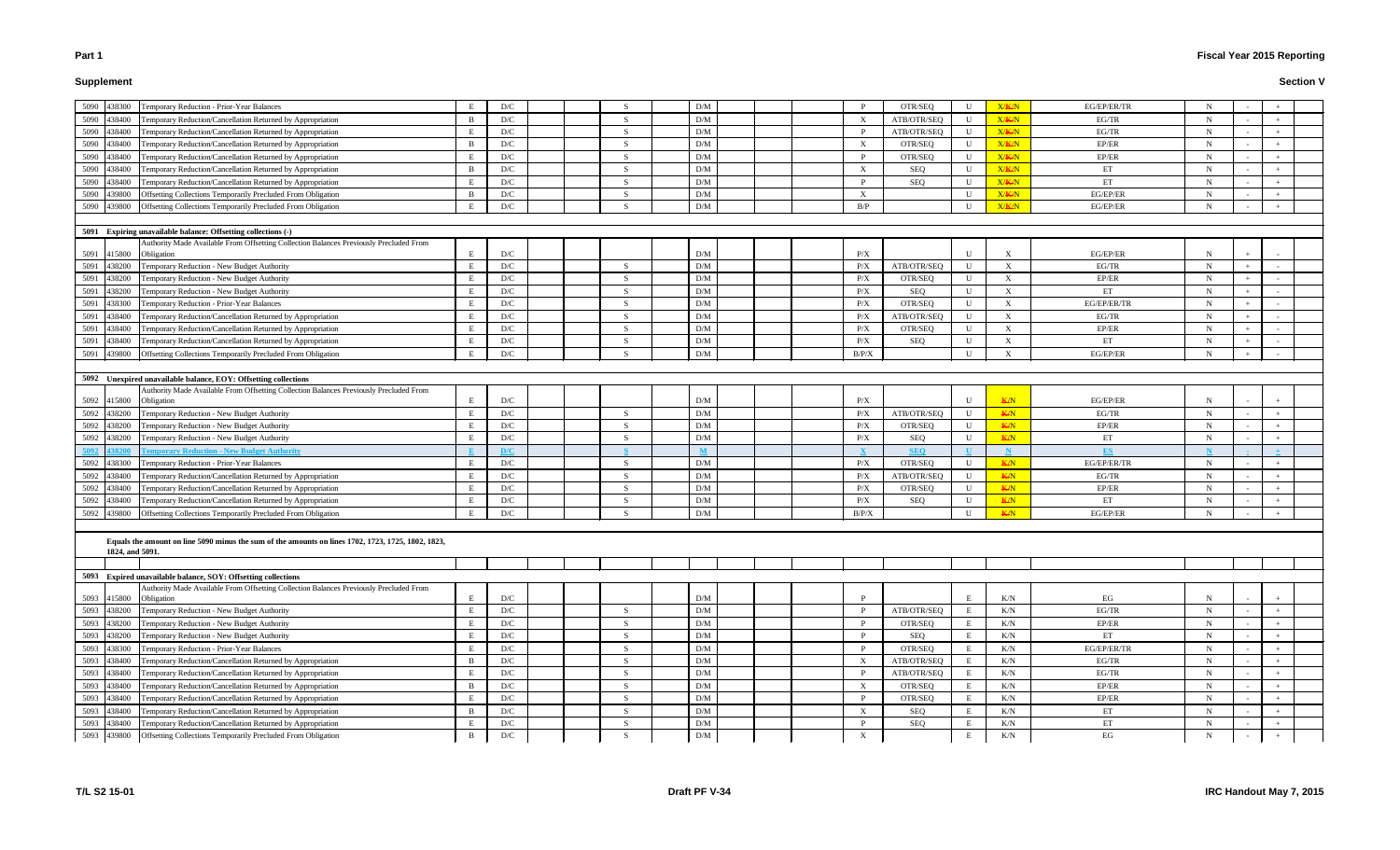**Part 1** **Fiscal Year 2015 Reporting**

**Supplement** **Section V**

| | | | | | | | | | | | | | | | | | | | | |
|---|---|---|---|---|---|---|---|---|---|---|---|---|---|---|---|---|---|---|---|---|
| 5090 | 438300 | Temporary Reduction - Prior-Year Balances | E | D/C | | | S | | D/M | | | | P | OTR/SEQ | U | X/K/N | EG/EP/ER/TR | N | - | + |
| 5090 | 438400 | Temporary Reduction/Cancellation Returned by Appropriation | B | D/C | | | S | | D/M | | | | X | ATB/OTR/SEQ | U | X/K/N | EG/TR | N | - | + |
| 5090 | 438400 | Temporary Reduction/Cancellation Returned by Appropriation | E | D/C | | | S | | D/M | | | | P | ATB/OTR/SEQ | U | X/K/N | EG/TR | N | - | + |
| 5090 | 438400 | Temporary Reduction/Cancellation Returned by Appropriation | B | D/C | | | S | | D/M | | | | X | OTR/SEQ | U | X/K/N | EP/ER | N | - | + |
| 5090 | 438400 | Temporary Reduction/Cancellation Returned by Appropriation | E | D/C | | | S | | D/M | | | | P | OTR/SEQ | U | X/K/N | EP/ER | N | - | + |
| 5090 | 438400 | Temporary Reduction/Cancellation Returned by Appropriation | B | D/C | | | S | | D/M | | | | X | SEQ | U | X/K/N | ET | N | - | + |
| 5090 | 438400 | Temporary Reduction/Cancellation Returned by Appropriation | E | D/C | | | S | | D/M | | | | P | SEQ | U | X/K/N | ET | N | - | + |
| 5090 | 439800 | Offsetting Collections Temporarily Precluded From Obligation | B | D/C | | | S | | D/M | | | | X | | U | X/K/N | EG/EP/ER | N | - | + |
| 5090 | 439800 | Offsetting Collections Temporarily Precluded From Obligation | E | D/C | | | S | | D/M | | | | B/P | | U | X/K/N | EG/EP/ER | N | - | + |
| | | | | | | | | | | | | | | | | | | | | |
| **5091** | | **Expiring unavailable balance: Offsetting collections (-)** | | | | | | | | | | | | | | | | | | |
| 5091 | 415800 | Authority Made Available From Offsetting Collection Balances Previously Precluded From Obligation | E | D/C | | | | | D/M | | | | P/X | | U | X | EG/EP/ER | N | + | - |
| 5091 | 438200 | Temporary Reduction - New Budget Authority | E | D/C | | | S | | D/M | | | | P/X | ATB/OTR/SEQ | U | X | EG/TR | N | + | - |
| 5091 | 438200 | Temporary Reduction - New Budget Authority | E | D/C | | | S | | D/M | | | | P/X | OTR/SEQ | U | X | EP/ER | N | + | - |
| 5091 | 438200 | Temporary Reduction - New Budget Authority | E | D/C | | | S | | D/M | | | | P/X | SEQ | U | X | ET | N | + | - |
| 5091 | 438300 | Temporary Reduction - Prior-Year Balances | E | D/C | | | S | | D/M | | | | P/X | OTR/SEQ | U | X | EG/EP/ER/TR | N | + | - |
| 5091 | 438400 | Temporary Reduction/Cancellation Returned by Appropriation | E | D/C | | | S | | D/M | | | | P/X | ATB/OTR/SEQ | U | X | EG/TR | N | + | - |
| 5091 | 438400 | Temporary Reduction/Cancellation Returned by Appropriation | E | D/C | | | S | | D/M | | | | P/X | OTR/SEQ | U | X | EP/ER | N | + | - |
| 5091 | 438400 | Temporary Reduction/Cancellation Returned by Appropriation | E | D/C | | | S | | D/M | | | | P/X | SEQ | U | X | ET | N | + | - |
| 5091 | 439800 | Offsetting Collections Temporarily Precluded From Obligation | E | D/C | | | S | | D/M | | | | B/P/X | | U | X | EG/EP/ER | N | + | - |
| | | | | | | | | | | | | | | | | | | | | |
| **5092** | | **Unexpired unavailable balance, EOY: Offsetting collections** | | | | | | | | | | | | | | | | | | |
| 5092 | 415800 | Authority Made Available From Offsetting Collection Balances Previously Precluded From Obligation | E | D/C | | | | | D/M | | | | P/X | | U | K/N | EG/EP/ER | N | - | + |
| 5092 | 438200 | Temporary Reduction - New Budget Authority | E | D/C | | | S | | D/M | | | | P/X | ATB/OTR/SEQ | U | K/N | EG/TR | N | - | + |
| 5092 | 438200 | Temporary Reduction - New Budget Authority | E | D/C | | | S | | D/M | | | | P/X | OTR/SEQ | U | K/N | EP/ER | N | - | + |
| 5092 | 438200 | Temporary Reduction - New Budget Authority | E | D/C | | | S | | D/M | | | | P/X | SEQ | U | K/N | ET | N | - | + |
| 5092 | 438200 | Temporary Reduction - New Budget Authority | E | D/C | | | S | | M | | | | X | SEQ | U | N | ES | N | - | + |
| 5092 | 438300 | Temporary Reduction - Prior-Year Balances | E | D/C | | | S | | D/M | | | | P/X | OTR/SEQ | U | K/N | EG/EP/ER/TR | N | - | + |
| 5092 | 438400 | Temporary Reduction/Cancellation Returned by Appropriation | E | D/C | | | S | | D/M | | | | P/X | ATB/OTR/SEQ | U | K/N | EG/TR | N | - | + |
| 5092 | 438400 | Temporary Reduction/Cancellation Returned by Appropriation | E | D/C | | | S | | D/M | | | | P/X | OTR/SEQ | U | K/N | EP/ER | N | - | + |
| 5092 | 438400 | Temporary Reduction/Cancellation Returned by Appropriation | E | D/C | | | S | | D/M | | | | P/X | SEQ | U | K/N | ET | N | - | + |
| 5092 | 439800 | Offsetting Collections Temporarily Precluded From Obligation | E | D/C | | | S | | D/M | | | | B/P/X | | U | K/N | EG/EP/ER | N | - | + |
| | | | | | | | | | | | | | | | | | | | | |
| | | **Equals the amount on line 5090 minus the sum of the amounts on lines 1702, 1723, 1725, 1802, 1823, 1824, and 5091.** | | | | | | | | | | | | | | | | | | |
| | | | | | | | | | | | | | | | | | | | | |
| **5093** | | **Expired unavailable balance, SOY: Offsetting collections** | | | | | | | | | | | | | | | | | | |
| 5093 | 415800 | Authority Made Available From Offsetting Collection Balances Previously Precluded From Obligation | E | D/C | | | | | D/M | | | | P | | E | K/N | EG | N | - | + |
| 5093 | 438200 | Temporary Reduction - New Budget Authority | E | D/C | | | S | | D/M | | | | P | ATB/OTR/SEQ | E | K/N | EG/TR | N | - | + |
| 5093 | 438200 | Temporary Reduction - New Budget Authority | E | D/C | | | S | | D/M | | | | P | OTR/SEQ | E | K/N | EP/ER | N | - | + |
| 5093 | 438200 | Temporary Reduction - New Budget Authority | E | D/C | | | S | | D/M | | | | P | SEQ | E | K/N | ET | N | - | + |
| 5093 | 438300 | Temporary Reduction - Prior-Year Balances | E | D/C | | | S | | D/M | | | | P | OTR/SEQ | E | K/N | EG/EP/ER/TR | N | - | + |
| 5093 | 438400 | Temporary Reduction/Cancellation Returned by Appropriation | B | D/C | | | S | | D/M | | | | X | ATB/OTR/SEQ | E | K/N | EG/TR | N | - | + |
| 5093 | 438400 | Temporary Reduction/Cancellation Returned by Appropriation | E | D/C | | | S | | D/M | | | | P | ATB/OTR/SEQ | E | K/N | EG/TR | N | - | + |
| 5093 | 438400 | Temporary Reduction/Cancellation Returned by Appropriation | B | D/C | | | S | | D/M | | | | X | OTR/SEQ | E | K/N | EP/ER | N | - | + |
| 5093 | 438400 | Temporary Reduction/Cancellation Returned by Appropriation | E | D/C | | | S | | D/M | | | | P | OTR/SEQ | E | K/N | EP/ER | N | - | + |
| 5093 | 438400 | Temporary Reduction/Cancellation Returned by Appropriation | B | D/C | | | S | | D/M | | | | X | SEQ | E | K/N | ET | N | - | + |
| 5093 | 438400 | Temporary Reduction/Cancellation Returned by Appropriation | E | D/C | | | S | | D/M | | | | P | SEQ | E | K/N | ET | N | - | + |
| 5093 | 439800 | Offsetting Collections Temporarily Precluded From Obligation | B | D/C | | | S | | D/M | | | | X | | E | K/N | EG | N | - | + |

T/L S2 15-01 &nbsp;&nbsp;&nbsp; Draft PF V-34 &nbsp;&nbsp;&nbsp; IRC Handout May 7, 2015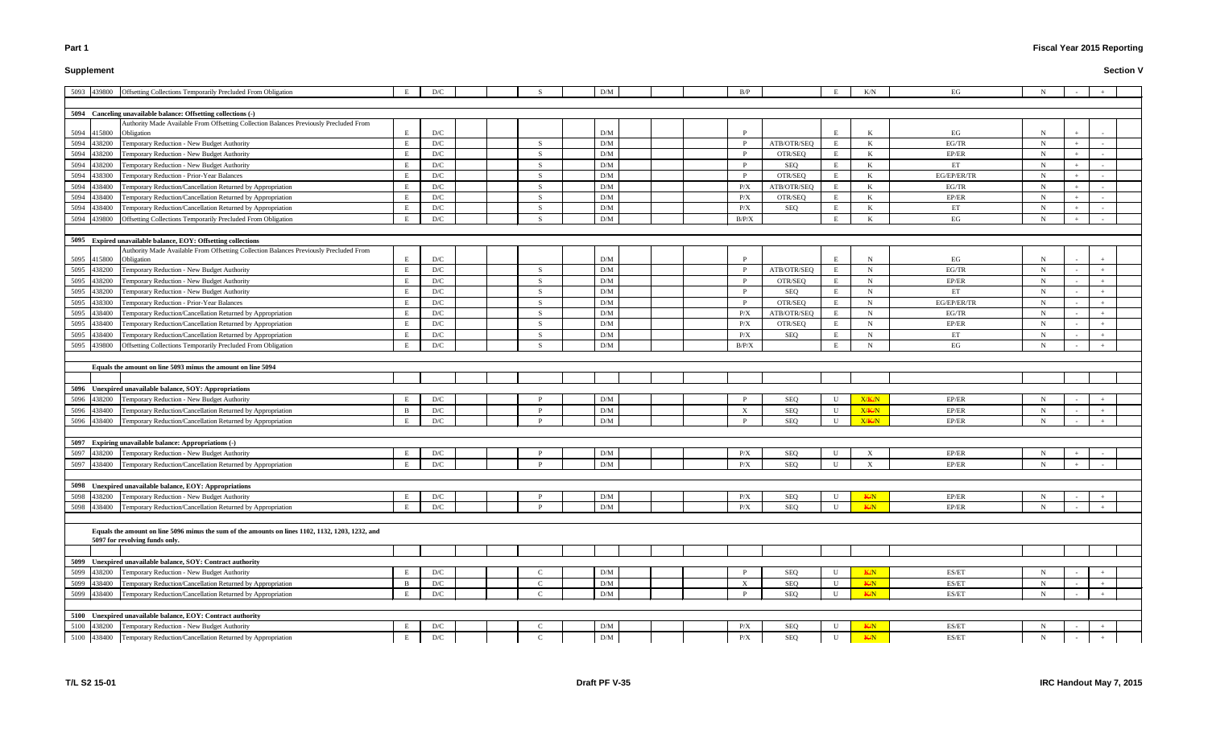| Line | USSGL | Account Title | | | | | | | | | | | | | | | | | | |
|---|---|---|---|---|---|---|---|---|---|---|---|---|---|---|---|---|---|---|---|---|
| 5093 | 439800 | Offsetting Collections Temporarily Precluded From Obligation | E | D/C | | | S | D/M | | | B/P | | E | K/N | EG | N | - | + | |
| | | | | | | | | | | | | | | | | | | | |
| **5094** | | **Canceling unavailable balance: Offsetting collections (-)** | | | | | | | | | | | | | | | | | |
| 5094 | 415800 | Authority Made Available From Offsetting Collection Balances Previously Precluded From Obligation | E | D/C | | | | D/M | | | P | | E | K | EG | N | + | - | |
| 5094 | 438200 | Temporary Reduction - New Budget Authority | E | D/C | | | S | D/M | | | P | ATB/OTR/SEQ | E | K | EG/TR | N | + | - | |
| 5094 | 438200 | Temporary Reduction - New Budget Authority | E | D/C | | | S | D/M | | | P | OTR/SEQ | E | K | EP/ER | N | + | - | |
| 5094 | 438200 | Temporary Reduction - New Budget Authority | E | D/C | | | S | D/M | | | P | SEQ | E | K | ET | N | + | - | |
| 5094 | 438300 | Temporary Reduction - Prior-Year Balances | E | D/C | | | S | D/M | | | P | OTR/SEQ | E | K | EG/EP/ER/TR | N | + | - | |
| 5094 | 438400 | Temporary Reduction/Cancellation Returned by Appropriation | E | D/C | | | S | D/M | | | P/X | ATB/OTR/SEQ | E | K | EG/TR | N | + | - | |
| 5094 | 438400 | Temporary Reduction/Cancellation Returned by Appropriation | E | D/C | | | S | D/M | | | P/X | OTR/SEQ | E | K | EP/ER | N | + | - | |
| 5094 | 438400 | Temporary Reduction/Cancellation Returned by Appropriation | E | D/C | | | S | D/M | | | P/X | SEQ | E | K | ET | N | + | - | |
| 5094 | 439800 | Offsetting Collections Temporarily Precluded From Obligation | E | D/C | | | S | D/M | | | B/P/X | | E | K | EG | N | + | - | |
| | | | | | | | | | | | | | | | | | | | |
| **5095** | | **Expired unavailable balance, EOY: Offsetting collections** | | | | | | | | | | | | | | | | | |
| 5095 | 415800 | Authority Made Available From Offsetting Collection Balances Previously Precluded From Obligation | E | D/C | | | | D/M | | | P | | E | N | EG | N | - | + | |
| 5095 | 438200 | Temporary Reduction - New Budget Authority | E | D/C | | | S | D/M | | | P | ATB/OTR/SEQ | E | N | EG/TR | N | - | + | |
| 5095 | 438200 | Temporary Reduction - New Budget Authority | E | D/C | | | S | D/M | | | P | OTR/SEQ | E | N | EP/ER | N | - | + | |
| 5095 | 438200 | Temporary Reduction - New Budget Authority | E | D/C | | | S | D/M | | | P | SEQ | E | N | ET | N | - | + | |
| 5095 | 438300 | Temporary Reduction - Prior-Year Balances | E | D/C | | | S | D/M | | | P | OTR/SEQ | E | N | EG/EP/ER/TR | N | - | + | |
| 5095 | 438400 | Temporary Reduction/Cancellation Returned by Appropriation | E | D/C | | | S | D/M | | | P/X | ATB/OTR/SEQ | E | N | EG/TR | N | - | + | |
| 5095 | 438400 | Temporary Reduction/Cancellation Returned by Appropriation | E | D/C | | | S | D/M | | | P/X | OTR/SEQ | E | N | EP/ER | N | - | + | |
| 5095 | 438400 | Temporary Reduction/Cancellation Returned by Appropriation | E | D/C | | | S | D/M | | | P/X | SEQ | E | N | ET | N | - | + | |
| 5095 | 439800 | Offsetting Collections Temporarily Precluded From Obligation | E | D/C | | | S | D/M | | | B/P/X | | E | N | EG | N | - | + | |
| | | | | | | | | | | | | | | | | | | | |
| | | **Equals the amount on line 5093 minus the amount on line 5094** | | | | | | | | | | | | | | | | | |
| | | | | | | | | | | | | | | | | | | | |
| **5096** | | **Unexpired unavailable balance, SOY: Appropriations** | | | | | | | | | | | | | | | | | |
| 5096 | 438200 | Temporary Reduction - New Budget Authority | E | D/C | | | P | D/M | | | P | SEQ | U | X/K/N | EP/ER | N | - | + | |
| 5096 | 438400 | Temporary Reduction/Cancellation Returned by Appropriation | B | D/C | | | P | D/M | | | X | SEQ | U | X/K/N | EP/ER | N | - | + | |
| 5096 | 438400 | Temporary Reduction/Cancellation Returned by Appropriation | E | D/C | | | P | D/M | | | P | SEQ | U | X/K/N | EP/ER | N | - | + | |
| | | | | | | | | | | | | | | | | | | | |
| **5097** | | **Expiring unavailable balance: Appropriations (-)** | | | | | | | | | | | | | | | | | |
| 5097 | 438200 | Temporary Reduction - New Budget Authority | E | D/C | | | P | D/M | | | P/X | SEQ | U | X | EP/ER | N | + | - | |
| 5097 | 438400 | Temporary Reduction/Cancellation Returned by Appropriation | E | D/C | | | P | D/M | | | P/X | SEQ | U | X | EP/ER | N | + | - | |
| | | | | | | | | | | | | | | | | | | | |
| **5098** | | **Unexpired unavailable balance, EOY: Appropriations** | | | | | | | | | | | | | | | | | |
| 5098 | 438200 | Temporary Reduction - New Budget Authority | E | D/C | | | P | D/M | | | P/X | SEQ | U | K/N | EP/ER | N | - | + | |
| 5098 | 438400 | Temporary Reduction/Cancellation Returned by Appropriation | E | D/C | | | P | D/M | | | P/X | SEQ | U | K/N | EP/ER | N | - | + | |
| | | | | | | | | | | | | | | | | | | | |
| | | **Equals the amount on line 5096 minus the sum of the amounts on lines 1102, 1132, 1203, 1232, and 5097 for revolving funds only.** | | | | | | | | | | | | | | | | | |
| | | | | | | | | | | | | | | | | | | | |
| **5099** | | **Unexpired unavailable balance, SOY: Contract authority** | | | | | | | | | | | | | | | | | |
| 5099 | 438200 | Temporary Reduction - New Budget Authority | E | D/C | | | C | D/M | | | P | SEQ | U | K/N | ES/ET | N | - | + | |
| 5099 | 438400 | Temporary Reduction/Cancellation Returned by Appropriation | B | D/C | | | C | D/M | | | X | SEQ | U | K/N | ES/ET | N | - | + | |
| 5099 | 438400 | Temporary Reduction/Cancellation Returned by Appropriation | E | D/C | | | C | D/M | | | P | SEQ | U | K/N | ES/ET | N | - | + | |
| | | | | | | | | | | | | | | | | | | | |
| **5100** | | **Unexpired unavailable balance, EOY: Contract authority** | | | | | | | | | | | | | | | | | |
| 5100 | 438200 | Temporary Reduction - New Budget Authority | E | D/C | | | C | D/M | | | P/X | SEQ | U | K/N | ES/ET | N | - | + | |
| 5100 | 438400 | Temporary Reduction/Cancellation Returned by Appropriation | E | D/C | | | C | D/M | | | P/X | SEQ | U | K/N | ES/ET | N | - | + | |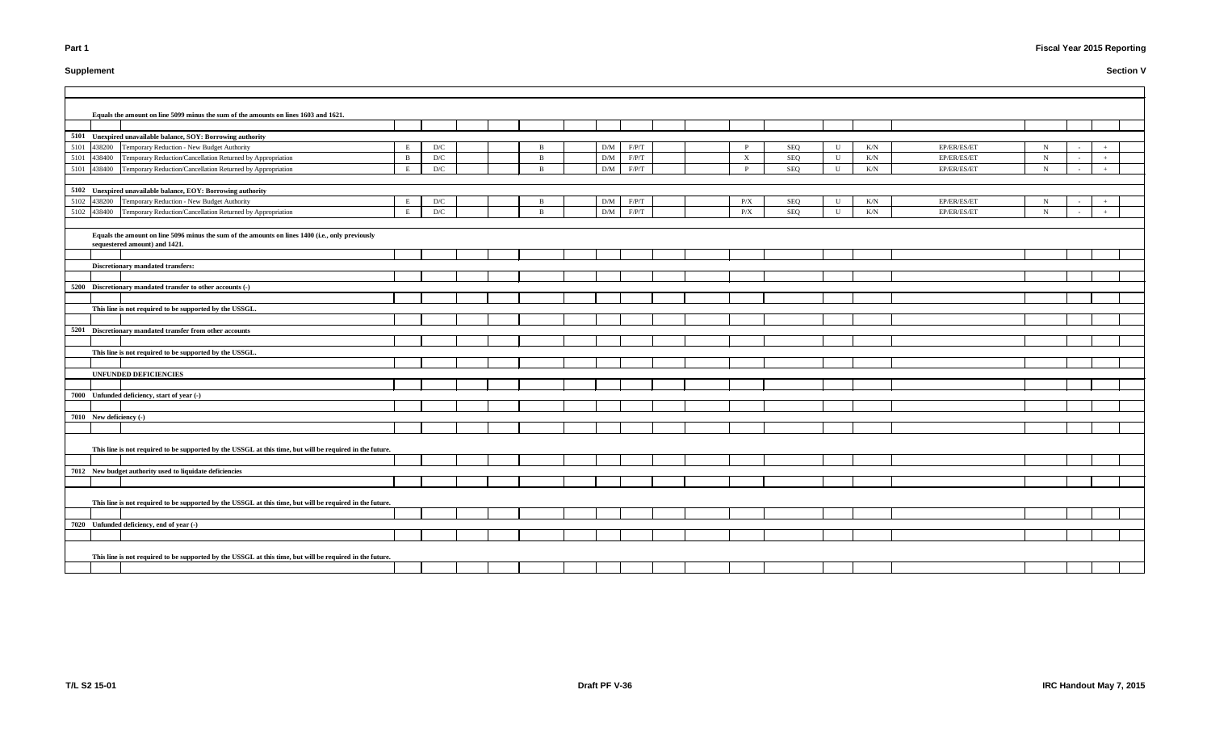**Part 1**

**Fiscal Year 2015 Reporting**

**Supplement**

**Section V**

| | | | | | | | | | | | | | | | | | | | | | |
|---|---|---|---|---|---|---|---|---|---|---|---|---|---|---|---|---|---|---|---|---|---|
| | | **Equals the amount on line 5099 minus the sum of the amounts on lines 1603 and 1621.** | | | | | | | | | | | | | | | | | | | |
| **5101** | | **Unexpired unavailable balance, SOY: Borrowing authority** | | | | | | | | | | | | | | | | | | | |
| 5101 | 438200 | Temporary Reduction - New Budget Authority | E | D/C | | | B | | D/M | F/P/T | | | P | SEQ | U | K/N | EP/ER/ES/ET | N | - | + | |
| 5101 | 438400 | Temporary Reduction/Cancellation Returned by Appropriation | B | D/C | | | B | | D/M | F/P/T | | | X | SEQ | U | K/N | EP/ER/ES/ET | N | - | + | |
| 5101 | 438400 | Temporary Reduction/Cancellation Returned by Appropriation | E | D/C | | | B | | D/M | F/P/T | | | P | SEQ | U | K/N | EP/ER/ES/ET | N | - | + | |
| **5102** | | **Unexpired unavailable balance, EOY: Borrowing authority** | | | | | | | | | | | | | | | | | | | |
| 5102 | 438200 | Temporary Reduction - New Budget Authority | E | D/C | | | B | | D/M | F/P/T | | | P/X | SEQ | U | K/N | EP/ER/ES/ET | N | - | + | |
| 5102 | 438400 | Temporary Reduction/Cancellation Returned by Appropriation | E | D/C | | | B | | D/M | F/P/T | | | P/X | SEQ | U | K/N | EP/ER/ES/ET | N | - | + | |
| | | **Equals the amount on line 5096 minus the sum of the amounts on lines 1400 (i.e., only previously sequestered amount) and 1421.** | | | | | | | | | | | | | | | | | | | |
| | | **Discretionary mandated transfers:** | | | | | | | | | | | | | | | | | | | |
| **5200** | | **Discretionary mandated transfer to other accounts (-)** | | | | | | | | | | | | | | | | | | | |
| | | **This line is not required to be supported by the USSGL.** | | | | | | | | | | | | | | | | | | | |
| **5201** | | **Discretionary mandated transfer from other accounts** | | | | | | | | | | | | | | | | | | | |
| | | **This line is not required to be supported by the USSGL.** | | | | | | | | | | | | | | | | | | | |
| | | **UNFUNDED DEFICIENCIES** | | | | | | | | | | | | | | | | | | | |
| **7000** | | **Unfunded deficiency, start of year (-)** | | | | | | | | | | | | | | | | | | | |
| **7010** | | **New deficiency (-)** | | | | | | | | | | | | | | | | | | | |
| | | **This line is not required to be supported by the USSGL at this time, but will be required in the future.** | | | | | | | | | | | | | | | | | | | |
| **7012** | | **New budget authority used to liquidate deficiencies** | | | | | | | | | | | | | | | | | | | |
| | | **This line is not required to be supported by the USSGL at this time, but will be required in the future.** | | | | | | | | | | | | | | | | | | | |
| **7020** | | **Unfunded deficiency, end of year (-)** | | | | | | | | | | | | | | | | | | | |
| | | **This line is not required to be supported by the USSGL at this time, but will be required in the future.** | | | | | | | | | | | | | | | | | | | |

**T/L S2 15-01** **Draft PF V-36** **IRC Handout May 7, 2015**